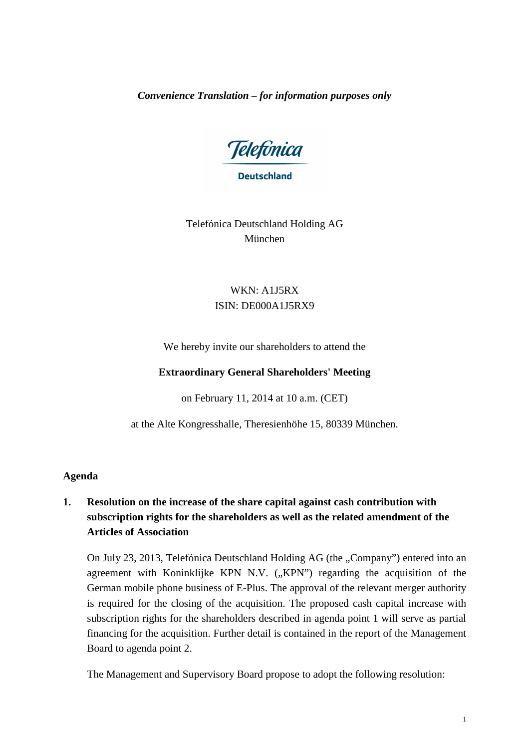*Convention Translation – for information purposes only*

Telefónica

Deutschland

Telefónica Deutschland Holding AG
München

WKN: A1J5RX
ISIN: DE000A1J5RX9

We hereby invite our shareholders to attend the

**Extraordinary General Shareholders' Meeting**

on February 11, 2014 at 10 a.m. (CET)

at the Alte Kongresshalle, Theresienhöhe 15, 80339 München.

**Agenda**

**1. Resolution on the increase of the share capital against cash contribution with subscription rights for the shareholders as well as the related amendment of the Articles of Association**

On July 23, 2013, Telefónica Deutschland Holding AG (the „Company") entered into an agreement with Koninklijke KPN N.V. („KPN") regarding the acquisition of the German mobile phone business of E-Plus. The approval of the relevant merger authority is required for the closing of the acquisition. The proposed cash capital increase with subscription rights for the shareholders described in agenda point 1 will serve as partial financing for the acquisition. Further detail is contained in the report of the Management Board to agenda point 2.

The Management and Supervisory Board propose to adopt the following resolution: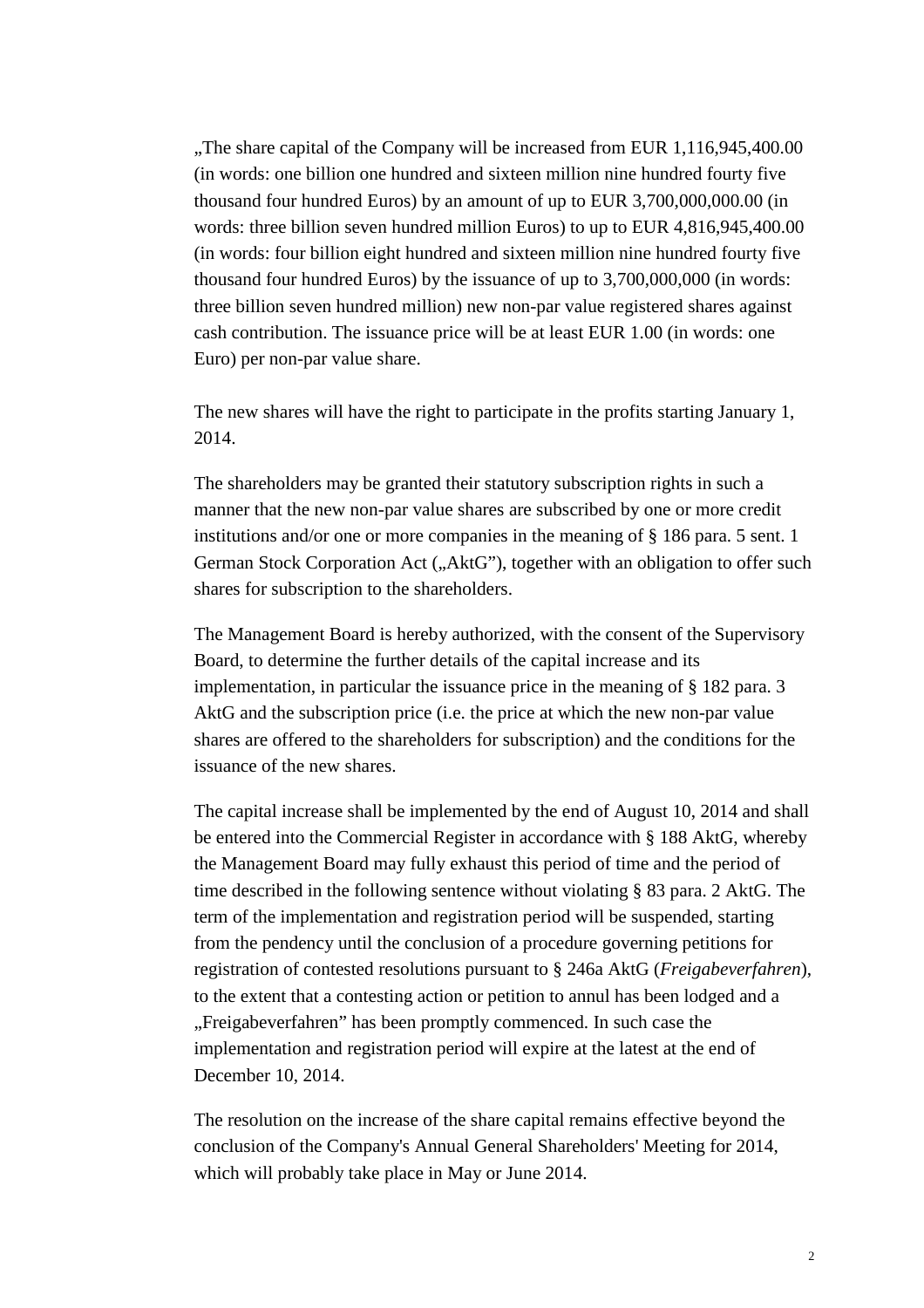„The share capital of the Company will be increased from EUR 1,116,945,400.00 (in words: one billion one hundred and sixteen million nine hundred fourty five thousand four hundred Euros) by an amount of up to EUR 3,700,000,000.00 (in words: three billion seven hundred million Euros) to up to EUR 4,816,945,400.00 (in words: four billion eight hundred and sixteen million nine hundred fourty five thousand four hundred Euros) by the issuance of up to 3,700,000,000 (in words: three billion seven hundred million) new non-par value registered shares against cash contribution. The issuance price will be at least EUR 1.00 (in words: one Euro) per non-par value share.

The new shares will have the right to participate in the profits starting January 1, 2014.

The shareholders may be granted their statutory subscription rights in such a manner that the new non-par value shares are subscribed by one or more credit institutions and/or one or more companies in the meaning of § 186 para. 5 sent. 1 German Stock Corporation Act („AktG"), together with an obligation to offer such shares for subscription to the shareholders.

The Management Board is hereby authorized, with the consent of the Supervisory Board, to determine the further details of the capital increase and its implementation, in particular the issuance price in the meaning of § 182 para. 3 AktG and the subscription price (i.e. the price at which the new non-par value shares are offered to the shareholders for subscription) and the conditions for the issuance of the new shares.

The capital increase shall be implemented by the end of August 10, 2014 and shall be entered into the Commercial Register in accordance with § 188 AktG, whereby the Management Board may fully exhaust this period of time and the period of time described in the following sentence without violating § 83 para. 2 AktG. The term of the implementation and registration period will be suspended, starting from the pendency until the conclusion of a procedure governing petitions for registration of contested resolutions pursuant to § 246a AktG (*Freigabeverfahren*), to the extent that a contesting action or petition to annul has been lodged and a „Freigabeverfahren" has been promptly commenced. In such case the implementation and registration period will expire at the latest at the end of December 10, 2014.

The resolution on the increase of the share capital remains effective beyond the conclusion of the Company's Annual General Shareholders' Meeting for 2014, which will probably take place in May or June 2014.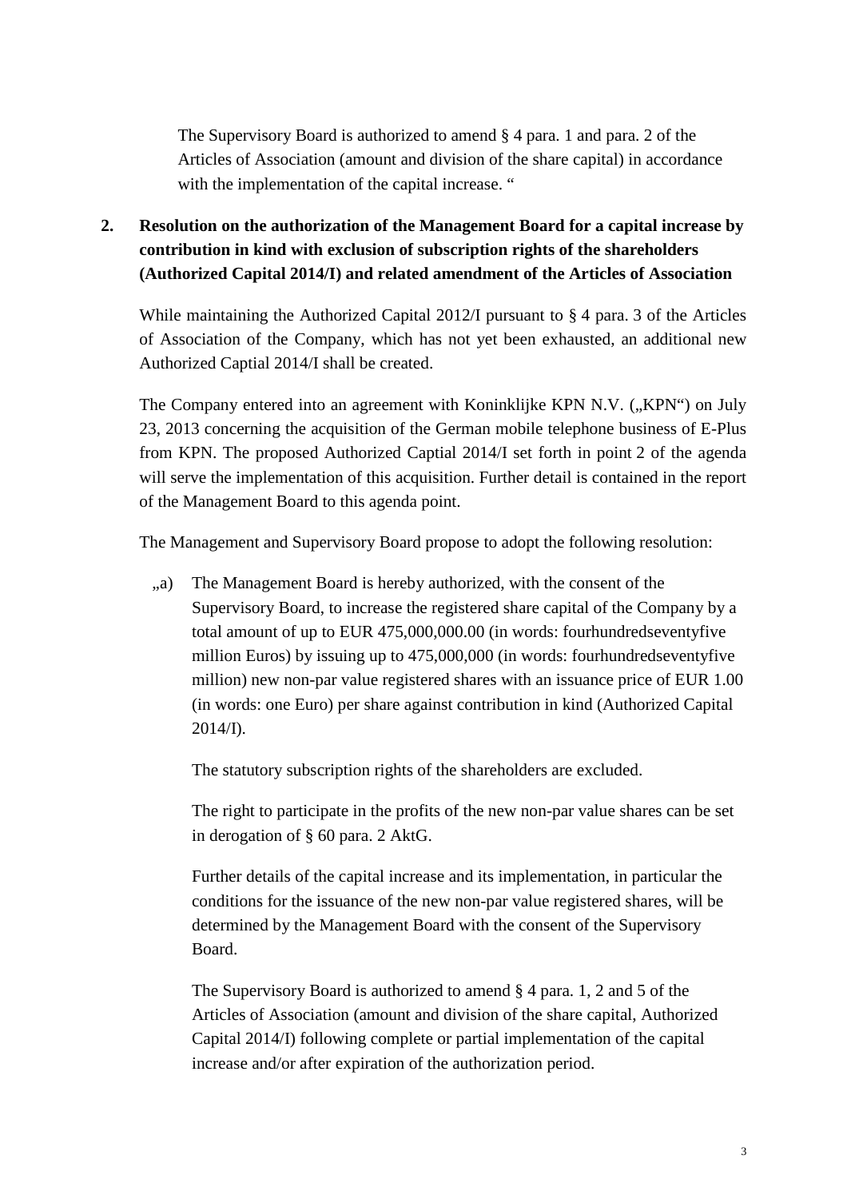The Supervisory Board is authorized to amend § 4 para. 1 and para. 2 of the Articles of Association (amount and division of the share capital) in accordance with the implementation of the capital increase. "

**2. Resolution on the authorization of the Management Board for a capital increase by contribution in kind with exclusion of subscription rights of the shareholders (Authorized Capital 2014/I) and related amendment of the Articles of Association**

While maintaining the Authorized Capital 2012/I pursuant to § 4 para. 3 of the Articles of Association of the Company, which has not yet been exhausted, an additional new Authorized Captial 2014/I shall be created.

The Company entered into an agreement with Koninklijke KPN N.V. („KPN") on July 23, 2013 concerning the acquisition of the German mobile telephone business of E-Plus from KPN. The proposed Authorized Captial 2014/I set forth in point 2 of the agenda will serve the implementation of this acquisition. Further detail is contained in the report of the Management Board to this agenda point.

The Management and Supervisory Board propose to adopt the following resolution:

„a) The Management Board is hereby authorized, with the consent of the Supervisory Board, to increase the registered share capital of the Company by a total amount of up to EUR 475,000,000.00 (in words: fourhundredseventyfive million Euros) by issuing up to 475,000,000 (in words: fourhundredseventyfive million) new non-par value registered shares with an issuance price of EUR 1.00 (in words: one Euro) per share against contribution in kind (Authorized Capital 2014/I).

The statutory subscription rights of the shareholders are excluded.

The right to participate in the profits of the new non-par value shares can be set in derogation of § 60 para. 2 AktG.

Further details of the capital increase and its implementation, in particular the conditions for the issuance of the new non-par value registered shares, will be determined by the Management Board with the consent of the Supervisory Board.

The Supervisory Board is authorized to amend § 4 para. 1, 2 and 5 of the Articles of Association (amount and division of the share capital, Authorized Capital 2014/I) following complete or partial implementation of the capital increase and/or after expiration of the authorization period.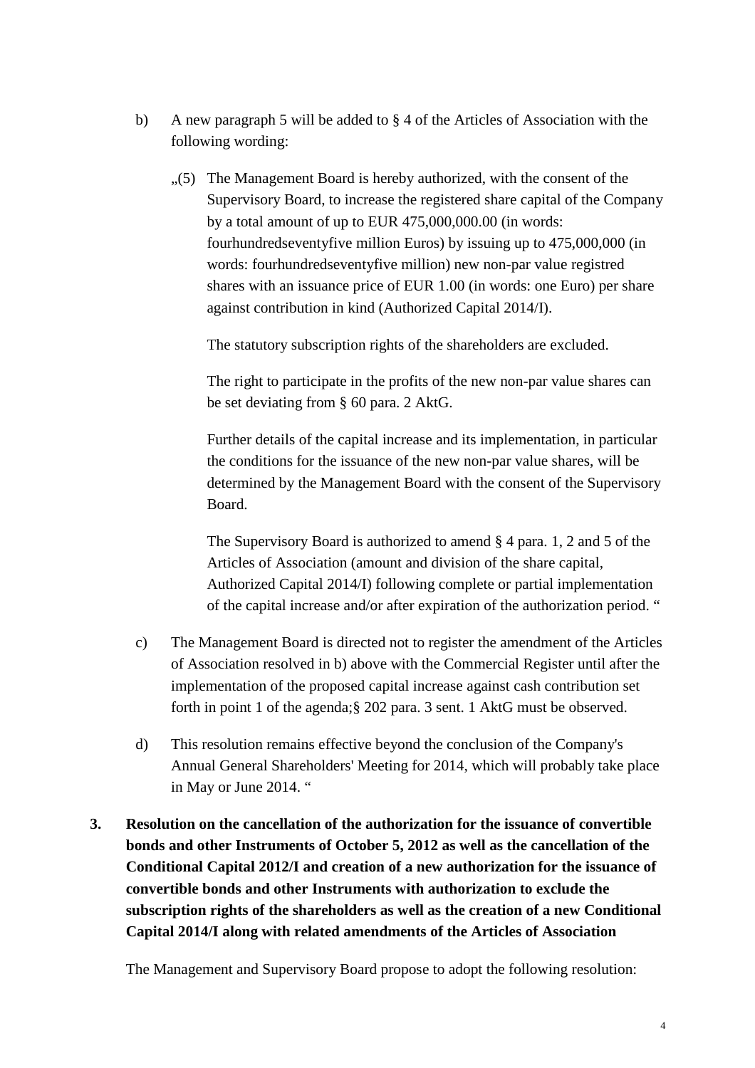b) A new paragraph 5 will be added to § 4 of the Articles of Association with the following wording:

„(5) The Management Board is hereby authorized, with the consent of the Supervisory Board, to increase the registered share capital of the Company by a total amount of up to EUR 475,000,000.00 (in words: fourhundredseventyfive million Euros) by issuing up to 475,000,000 (in words: fourhundredseventyfive million) new non-par value registred shares with an issuance price of EUR 1.00 (in words: one Euro) per share against contribution in kind (Authorized Capital 2014/I).

The statutory subscription rights of the shareholders are excluded.

The right to participate in the profits of the new non-par value shares can be set deviating from § 60 para. 2 AktG.

Further details of the capital increase and its implementation, in particular the conditions for the issuance of the new non-par value shares, will be determined by the Management Board with the consent of the Supervisory Board.

The Supervisory Board is authorized to amend § 4 para. 1, 2 and 5 of the Articles of Association (amount and division of the share capital, Authorized Capital 2014/I) following complete or partial implementation of the capital increase and/or after expiration of the authorization period. "

c) The Management Board is directed not to register the amendment of the Articles of Association resolved in b) above with the Commercial Register until after the implementation of the proposed capital increase against cash contribution set forth in point 1 of the agenda;§ 202 para. 3 sent. 1 AktG must be observed.

d) This resolution remains effective beyond the conclusion of the Company's Annual General Shareholders' Meeting for 2014, which will probably take place in May or June 2014. "

**3. Resolution on the cancellation of the authorization for the issuance of convertible bonds and other Instruments of October 5, 2012 as well as the cancellation of the Conditional Capital 2012/I and creation of a new authorization for the issuance of convertible bonds and other Instruments with authorization to exclude the subscription rights of the shareholders as well as the creation of a new Conditional Capital 2014/I along with related amendments of the Articles of Association**

The Management and Supervisory Board propose to adopt the following resolution: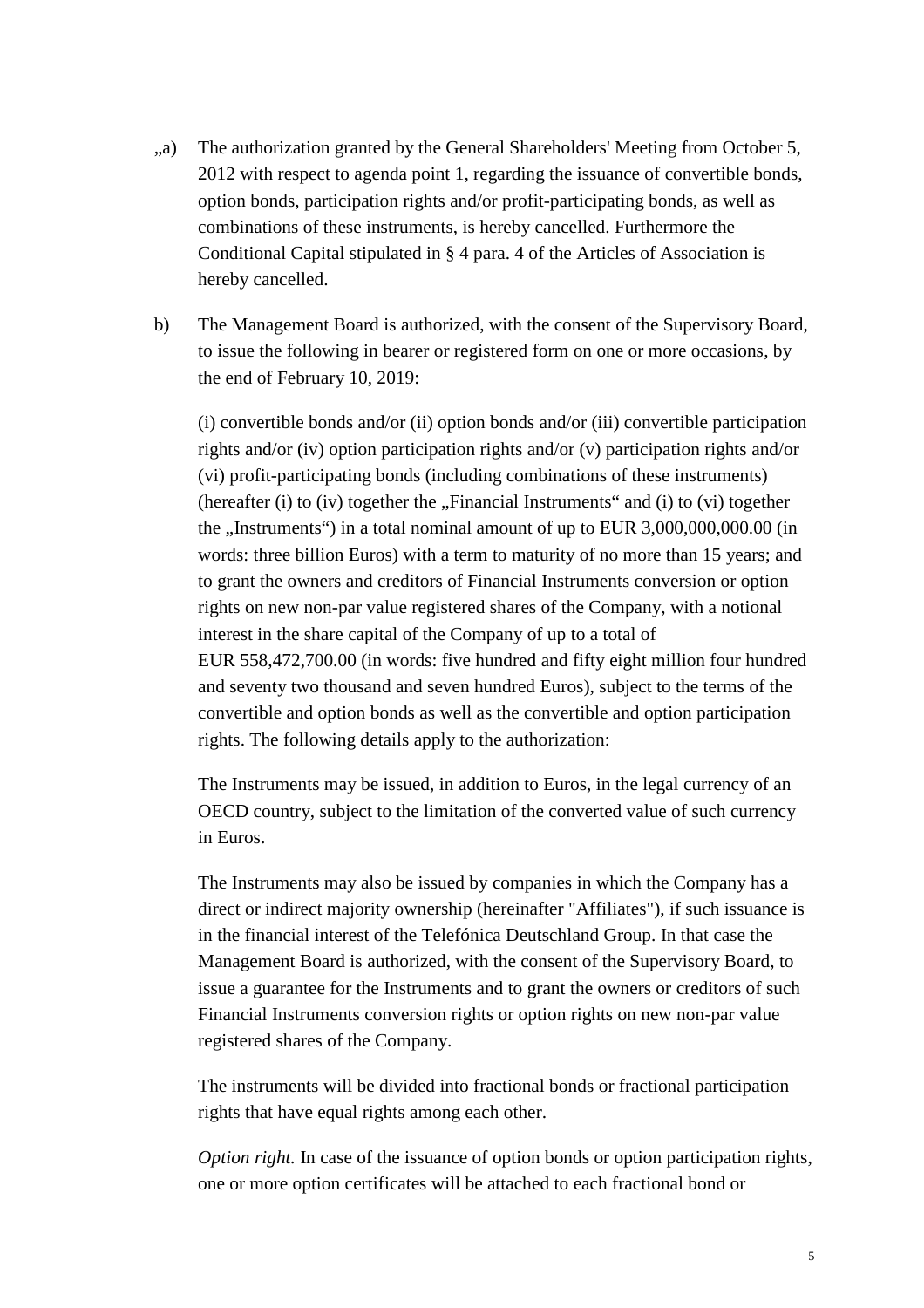„a) The authorization granted by the General Shareholders' Meeting from October 5, 2012 with respect to agenda point 1, regarding the issuance of convertible bonds, option bonds, participation rights and/or profit-participating bonds, as well as combinations of these instruments, is hereby cancelled. Furthermore the Conditional Capital stipulated in § 4 para. 4 of the Articles of Association is hereby cancelled.

b) The Management Board is authorized, with the consent of the Supervisory Board, to issue the following in bearer or registered form on one or more occasions, by the end of February 10, 2019:

(i) convertible bonds and/or (ii) option bonds and/or (iii) convertible participation rights and/or (iv) option participation rights and/or (v) participation rights and/or (vi) profit-participating bonds (including combinations of these instruments) (hereafter (i) to (iv) together the „Financial Instruments" and (i) to (vi) together the „Instruments") in a total nominal amount of up to EUR 3,000,000,000.00 (in words: three billion Euros) with a term to maturity of no more than 15 years; and to grant the owners and creditors of Financial Instruments conversion or option rights on new non-par value registered shares of the Company, with a notional interest in the share capital of the Company of up to a total of EUR 558,472,700.00 (in words: five hundred and fifty eight million four hundred and seventy two thousand and seven hundred Euros), subject to the terms of the convertible and option bonds as well as the convertible and option participation rights. The following details apply to the authorization:

The Instruments may be issued, in addition to Euros, in the legal currency of an OECD country, subject to the limitation of the converted value of such currency in Euros.

The Instruments may also be issued by companies in which the Company has a direct or indirect majority ownership (hereinafter "Affiliates"), if such issuance is in the financial interest of the Telefónica Deutschland Group. In that case the Management Board is authorized, with the consent of the Supervisory Board, to issue a guarantee for the Instruments and to grant the owners or creditors of such Financial Instruments conversion rights or option rights on new non-par value registered shares of the Company.

The instruments will be divided into fractional bonds or fractional participation rights that have equal rights among each other.

*Option right.* In case of the issuance of option bonds or option participation rights, one or more option certificates will be attached to each fractional bond or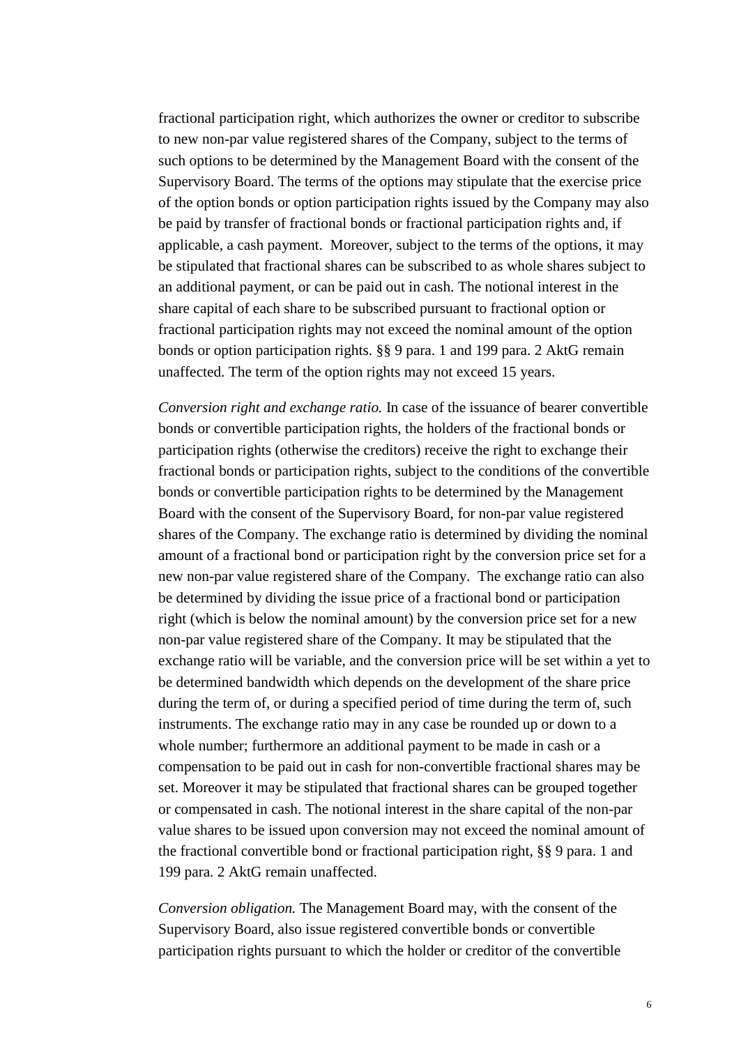fractional participation right, which authorizes the owner or creditor to subscribe to new non-par value registered shares of the Company, subject to the terms of such options to be determined by the Management Board with the consent of the Supervisory Board. The terms of the options may stipulate that the exercise price of the option bonds or option participation rights issued by the Company may also be paid by transfer of fractional bonds or fractional participation rights and, if applicable, a cash payment. Moreover, subject to the terms of the options, it may be stipulated that fractional shares can be subscribed to as whole shares subject to an additional payment, or can be paid out in cash. The notional interest in the share capital of each share to be subscribed pursuant to fractional option or fractional participation rights may not exceed the nominal amount of the option bonds or option participation rights. §§ 9 para. 1 and 199 para. 2 AktG remain unaffected. The term of the option rights may not exceed 15 years.

*Conversion right and exchange ratio.* In case of the issuance of bearer convertible bonds or convertible participation rights, the holders of the fractional bonds or participation rights (otherwise the creditors) receive the right to exchange their fractional bonds or participation rights, subject to the conditions of the convertible bonds or convertible participation rights to be determined by the Management Board with the consent of the Supervisory Board, for non-par value registered shares of the Company. The exchange ratio is determined by dividing the nominal amount of a fractional bond or participation right by the conversion price set for a new non-par value registered share of the Company. The exchange ratio can also be determined by dividing the issue price of a fractional bond or participation right (which is below the nominal amount) by the conversion price set for a new non-par value registered share of the Company. It may be stipulated that the exchange ratio will be variable, and the conversion price will be set within a yet to be determined bandwidth which depends on the development of the share price during the term of, or during a specified period of time during the term of, such instruments. The exchange ratio may in any case be rounded up or down to a whole number; furthermore an additional payment to be made in cash or a compensation to be paid out in cash for non-convertible fractional shares may be set. Moreover it may be stipulated that fractional shares can be grouped together or compensated in cash. The notional interest in the share capital of the non-par value shares to be issued upon conversion may not exceed the nominal amount of the fractional convertible bond or fractional participation right, §§ 9 para. 1 and 199 para. 2 AktG remain unaffected.

*Conversion obligation.* The Management Board may, with the consent of the Supervisory Board, also issue registered convertible bonds or convertible participation rights pursuant to which the holder or creditor of the convertible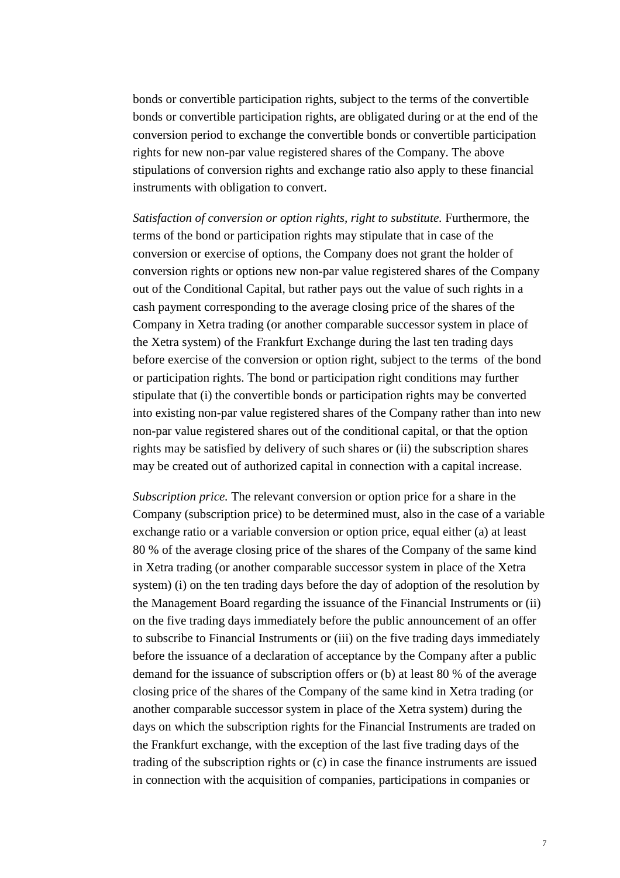bonds or convertible participation rights, subject to the terms of the convertible bonds or convertible participation rights, are obligated during or at the end of the conversion period to exchange the convertible bonds or convertible participation rights for new non-par value registered shares of the Company. The above stipulations of conversion rights and exchange ratio also apply to these financial instruments with obligation to convert.

*Satisfaction of conversion or option rights, right to substitute.* Furthermore, the terms of the bond or participation rights may stipulate that in case of the conversion or exercise of options, the Company does not grant the holder of conversion rights or options new non-par value registered shares of the Company out of the Conditional Capital, but rather pays out the value of such rights in a cash payment corresponding to the average closing price of the shares of the Company in Xetra trading (or another comparable successor system in place of the Xetra system) of the Frankfurt Exchange during the last ten trading days before exercise of the conversion or option right, subject to the terms of the bond or participation rights. The bond or participation right conditions may further stipulate that (i) the convertible bonds or participation rights may be converted into existing non-par value registered shares of the Company rather than into new non-par value registered shares out of the conditional capital, or that the option rights may be satisfied by delivery of such shares or (ii) the subscription shares may be created out of authorized capital in connection with a capital increase.

*Subscription price.* The relevant conversion or option price for a share in the Company (subscription price) to be determined must, also in the case of a variable exchange ratio or a variable conversion or option price, equal either (a) at least 80 % of the average closing price of the shares of the Company of the same kind in Xetra trading (or another comparable successor system in place of the Xetra system) (i) on the ten trading days before the day of adoption of the resolution by the Management Board regarding the issuance of the Financial Instruments or (ii) on the five trading days immediately before the public announcement of an offer to subscribe to Financial Instruments or (iii) on the five trading days immediately before the issuance of a declaration of acceptance by the Company after a public demand for the issuance of subscription offers or (b) at least 80 % of the average closing price of the shares of the Company of the same kind in Xetra trading (or another comparable successor system in place of the Xetra system) during the days on which the subscription rights for the Financial Instruments are traded on the Frankfurt exchange, with the exception of the last five trading days of the trading of the subscription rights or (c) in case the finance instruments are issued in connection with the acquisition of companies, participations in companies or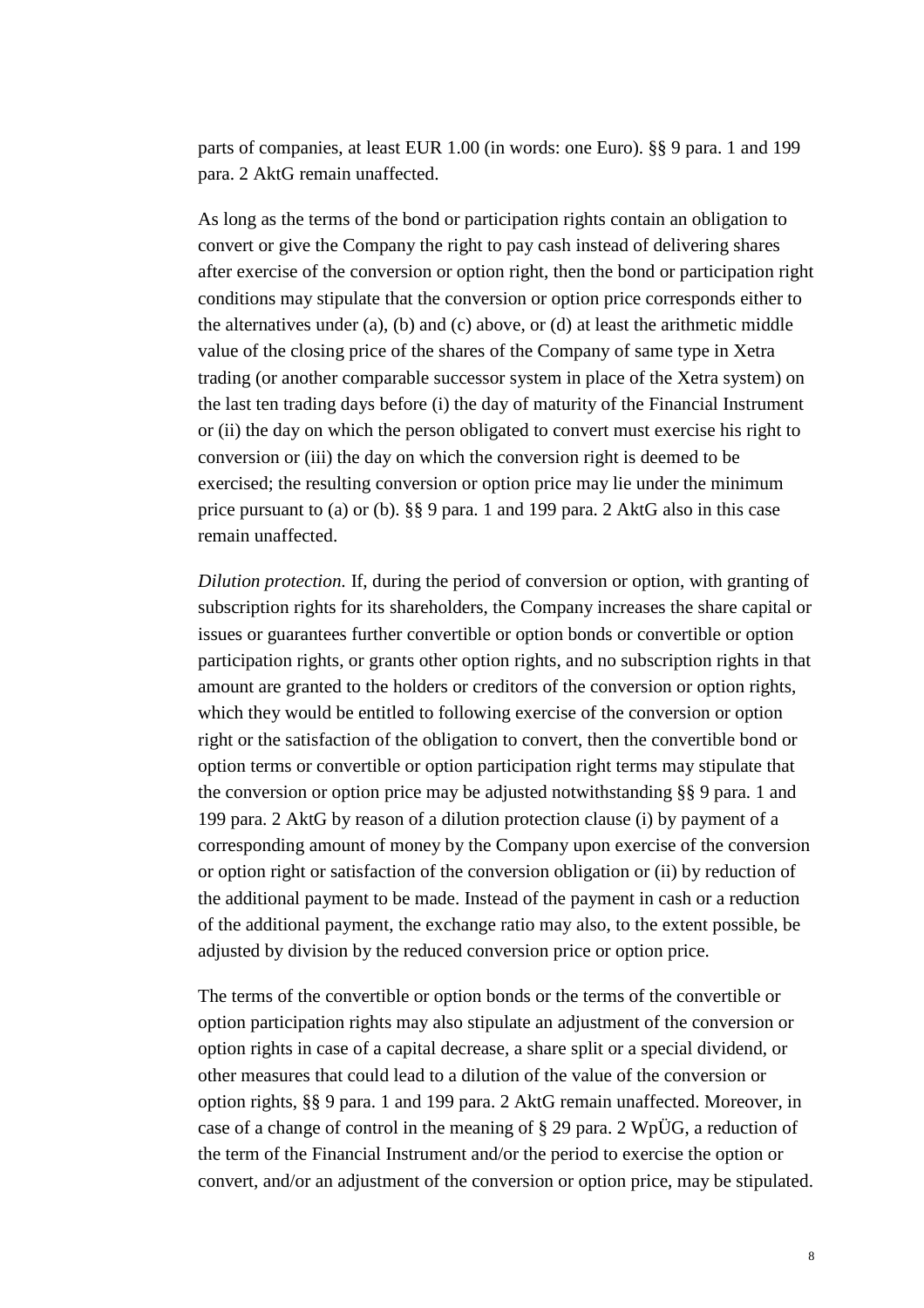parts of companies, at least EUR 1.00 (in words: one Euro). §§ 9 para. 1 and 199 para. 2 AktG remain unaffected.

As long as the terms of the bond or participation rights contain an obligation to convert or give the Company the right to pay cash instead of delivering shares after exercise of the conversion or option right, then the bond or participation right conditions may stipulate that the conversion or option price corresponds either to the alternatives under (a), (b) and (c) above, or (d) at least the arithmetic middle value of the closing price of the shares of the Company of same type in Xetra trading (or another comparable successor system in place of the Xetra system) on the last ten trading days before (i) the day of maturity of the Financial Instrument or (ii) the day on which the person obligated to convert must exercise his right to conversion or (iii) the day on which the conversion right is deemed to be exercised; the resulting conversion or option price may lie under the minimum price pursuant to (a) or (b). §§ 9 para. 1 and 199 para. 2 AktG also in this case remain unaffected.

*Dilution protection.* If, during the period of conversion or option, with granting of subscription rights for its shareholders, the Company increases the share capital or issues or guarantees further convertible or option bonds or convertible or option participation rights, or grants other option rights, and no subscription rights in that amount are granted to the holders or creditors of the conversion or option rights, which they would be entitled to following exercise of the conversion or option right or the satisfaction of the obligation to convert, then the convertible bond or option terms or convertible or option participation right terms may stipulate that the conversion or option price may be adjusted notwithstanding §§ 9 para. 1 and 199 para. 2 AktG by reason of a dilution protection clause (i) by payment of a corresponding amount of money by the Company upon exercise of the conversion or option right or satisfaction of the conversion obligation or (ii) by reduction of the additional payment to be made. Instead of the payment in cash or a reduction of the additional payment, the exchange ratio may also, to the extent possible, be adjusted by division by the reduced conversion price or option price.

The terms of the convertible or option bonds or the terms of the convertible or option participation rights may also stipulate an adjustment of the conversion or option rights in case of a capital decrease, a share split or a special dividend, or other measures that could lead to a dilution of the value of the conversion or option rights, §§ 9 para. 1 and 199 para. 2 AktG remain unaffected. Moreover, in case of a change of control in the meaning of § 29 para. 2 WpÜG, a reduction of the term of the Financial Instrument and/or the period to exercise the option or convert, and/or an adjustment of the conversion or option price, may be stipulated.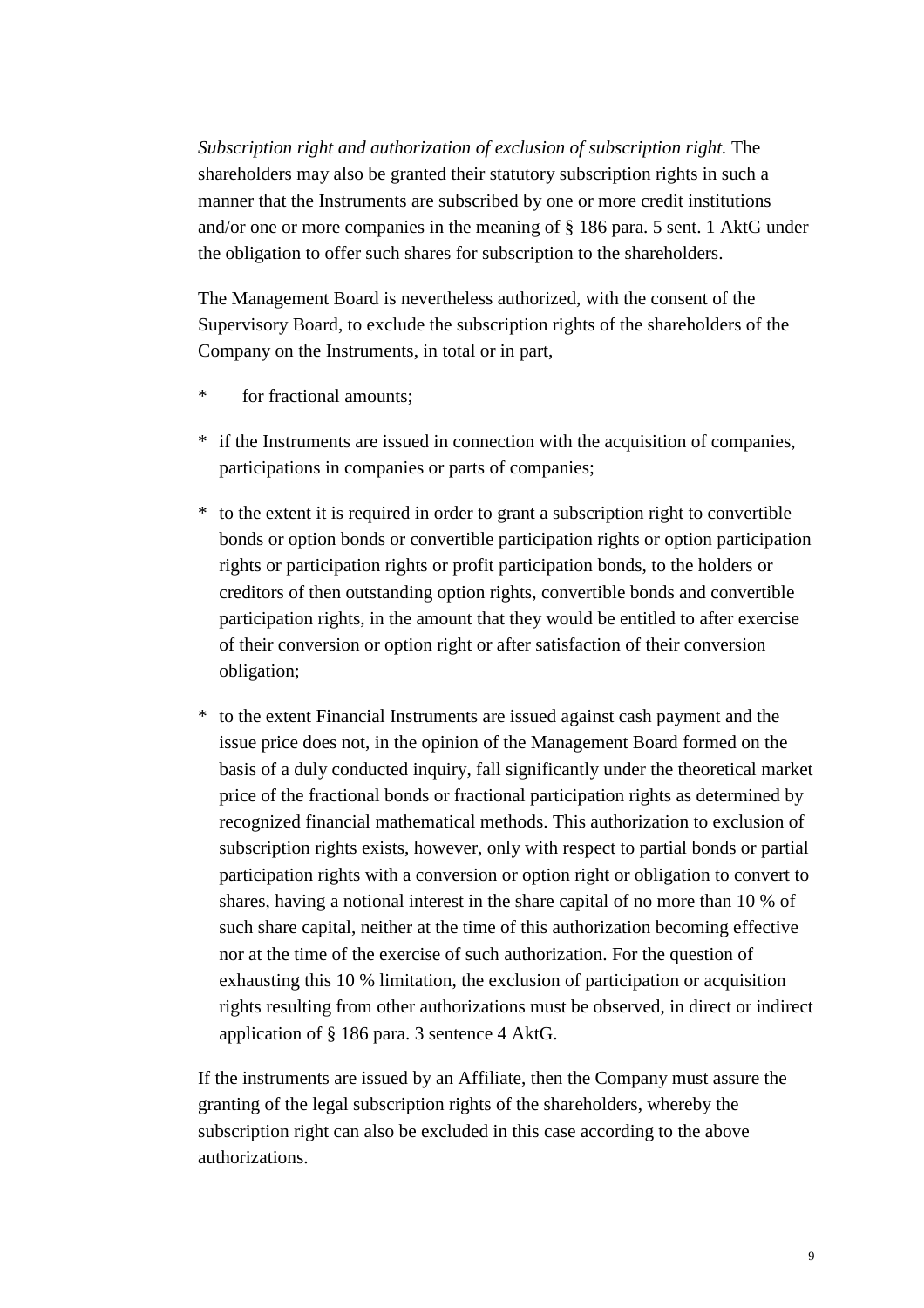*Subscription right and authorization of exclusion of subscription right.* The shareholders may also be granted their statutory subscription rights in such a manner that the Instruments are subscribed by one or more credit institutions and/or one or more companies in the meaning of § 186 para. 5 sent. 1 AktG under the obligation to offer such shares for subscription to the shareholders.

The Management Board is nevertheless authorized, with the consent of the Supervisory Board, to exclude the subscription rights of the shareholders of the Company on the Instruments, in total or in part,

* for fractional amounts;
* if the Instruments are issued in connection with the acquisition of companies, participations in companies or parts of companies;
* to the extent it is required in order to grant a subscription right to convertible bonds or option bonds or convertible participation rights or option participation rights or participation rights or profit participation bonds, to the holders or creditors of then outstanding option rights, convertible bonds and convertible participation rights, in the amount that they would be entitled to after exercise of their conversion or option right or after satisfaction of their conversion obligation;
* to the extent Financial Instruments are issued against cash payment and the issue price does not, in the opinion of the Management Board formed on the basis of a duly conducted inquiry, fall significantly under the theoretical market price of the fractional bonds or fractional participation rights as determined by recognized financial mathematical methods. This authorization to exclusion of subscription rights exists, however, only with respect to partial bonds or partial participation rights with a conversion or option right or obligation to convert to shares, having a notional interest in the share capital of no more than 10 % of such share capital, neither at the time of this authorization becoming effective nor at the time of the exercise of such authorization. For the question of exhausting this 10 % limitation, the exclusion of participation or acquisition rights resulting from other authorizations must be observed, in direct or indirect application of § 186 para. 3 sentence 4 AktG.

If the instruments are issued by an Affiliate, then the Company must assure the granting of the legal subscription rights of the shareholders, whereby the subscription right can also be excluded in this case according to the above authorizations.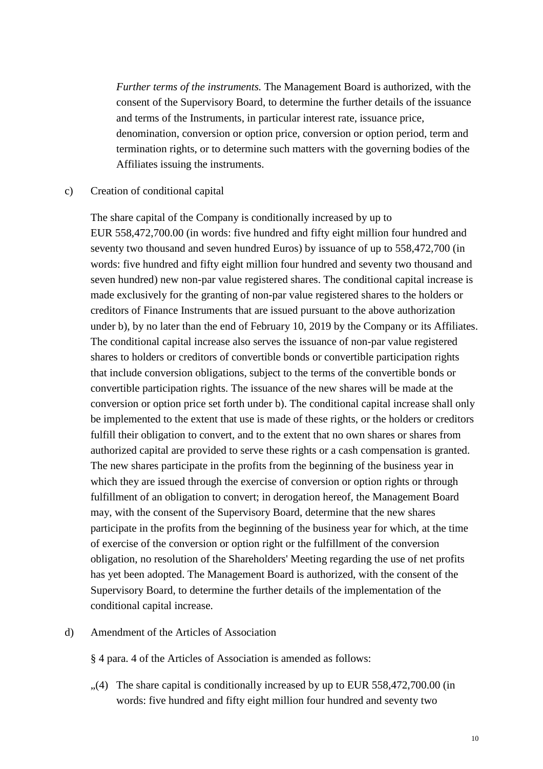*Further terms of the instruments.* The Management Board is authorized, with the consent of the Supervisory Board, to determine the further details of the issuance and terms of the Instruments, in particular interest rate, issuance price, denomination, conversion or option price, conversion or option period, term and termination rights, or to determine such matters with the governing bodies of the Affiliates issuing the instruments.

c) Creation of conditional capital

The share capital of the Company is conditionally increased by up to EUR 558,472,700.00 (in words: five hundred and fifty eight million four hundred and seventy two thousand and seven hundred Euros) by issuance of up to 558,472,700 (in words: five hundred and fifty eight million four hundred and seventy two thousand and seven hundred) new non-par value registered shares. The conditional capital increase is made exclusively for the granting of non-par value registered shares to the holders or creditors of Finance Instruments that are issued pursuant to the above authorization under b), by no later than the end of February 10, 2019 by the Company or its Affiliates. The conditional capital increase also serves the issuance of non-par value registered shares to holders or creditors of convertible bonds or convertible participation rights that include conversion obligations, subject to the terms of the convertible bonds or convertible participation rights. The issuance of the new shares will be made at the conversion or option price set forth under b). The conditional capital increase shall only be implemented to the extent that use is made of these rights, or the holders or creditors fulfill their obligation to convert, and to the extent that no own shares or shares from authorized capital are provided to serve these rights or a cash compensation is granted. The new shares participate in the profits from the beginning of the business year in which they are issued through the exercise of conversion or option rights or through fulfillment of an obligation to convert; in derogation hereof, the Management Board may, with the consent of the Supervisory Board, determine that the new shares participate in the profits from the beginning of the business year for which, at the time of exercise of the conversion or option right or the fulfillment of the conversion obligation, no resolution of the Shareholders' Meeting regarding the use of net profits has yet been adopted. The Management Board is authorized, with the consent of the Supervisory Board, to determine the further details of the implementation of the conditional capital increase.

d) Amendment of the Articles of Association

§ 4 para. 4 of the Articles of Association is amended as follows:

„(4) The share capital is conditionally increased by up to EUR 558,472,700.00 (in words: five hundred and fifty eight million four hundred and seventy two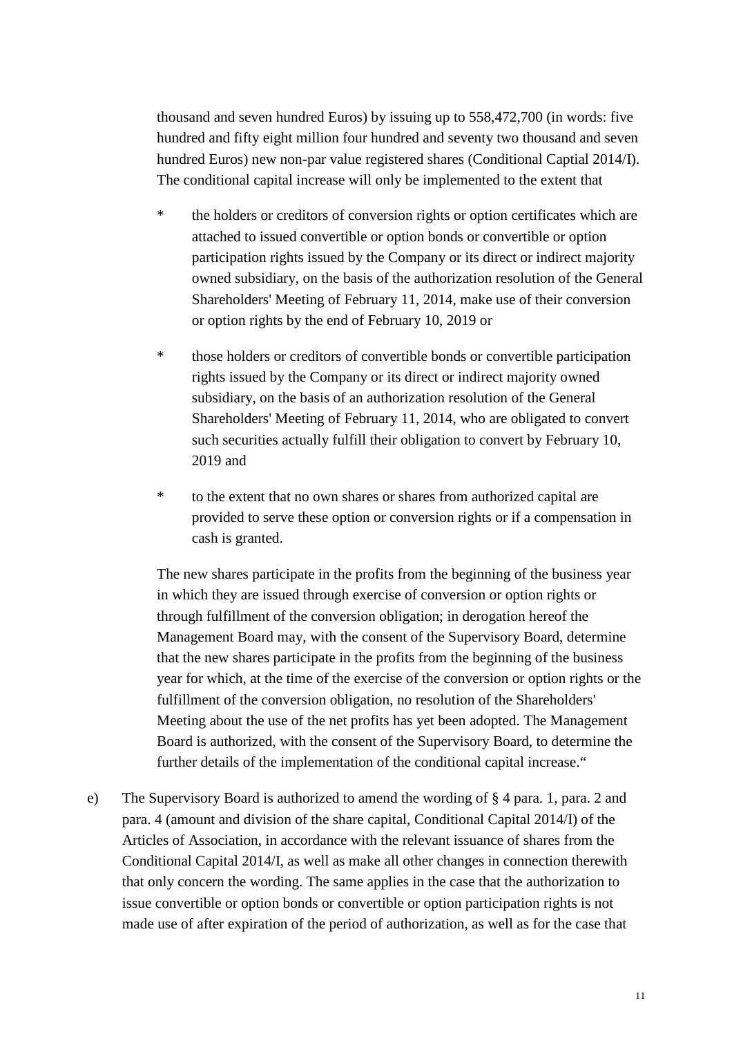thousand and seven hundred Euros) by issuing up to 558,472,700 (in words: five hundred and fifty eight million four hundred and seventy two thousand and seven hundred Euros) new non-par value registered shares (Conditional Captial 2014/I). The conditional capital increase will only be implemented to the extent that

- the holders or creditors of conversion rights or option certificates which are attached to issued convertible or option bonds or convertible or option participation rights issued by the Company or its direct or indirect majority owned subsidiary, on the basis of the authorization resolution of the General Shareholders' Meeting of February 11, 2014, make use of their conversion or option rights by the end of February 10, 2019 or

- those holders or creditors of convertible bonds or convertible participation rights issued by the Company or its direct or indirect majority owned subsidiary, on the basis of an authorization resolution of the General Shareholders' Meeting of February 11, 2014, who are obligated to convert such securities actually fulfill their obligation to convert by February 10, 2019 and

- to the extent that no own shares or shares from authorized capital are provided to serve these option or conversion rights or if a compensation in cash is granted.

The new shares participate in the profits from the beginning of the business year in which they are issued through exercise of conversion or option rights or through fulfillment of the conversion obligation; in derogation hereof the Management Board may, with the consent of the Supervisory Board, determine that the new shares participate in the profits from the beginning of the business year for which, at the time of the exercise of the conversion or option rights or the fulfillment of the conversion obligation, no resolution of the Shareholders' Meeting about the use of the net profits has yet been adopted. The Management Board is authorized, with the consent of the Supervisory Board, to determine the further details of the implementation of the conditional capital increase."

e) The Supervisory Board is authorized to amend the wording of § 4 para. 1, para. 2 and para. 4 (amount and division of the share capital, Conditional Capital 2014/I) of the Articles of Association, in accordance with the relevant issuance of shares from the Conditional Capital 2014/I, as well as make all other changes in connection therewith that only concern the wording. The same applies in the case that the authorization to issue convertible or option bonds or convertible or option participation rights is not made use of after expiration of the period of authorization, as well as for the case that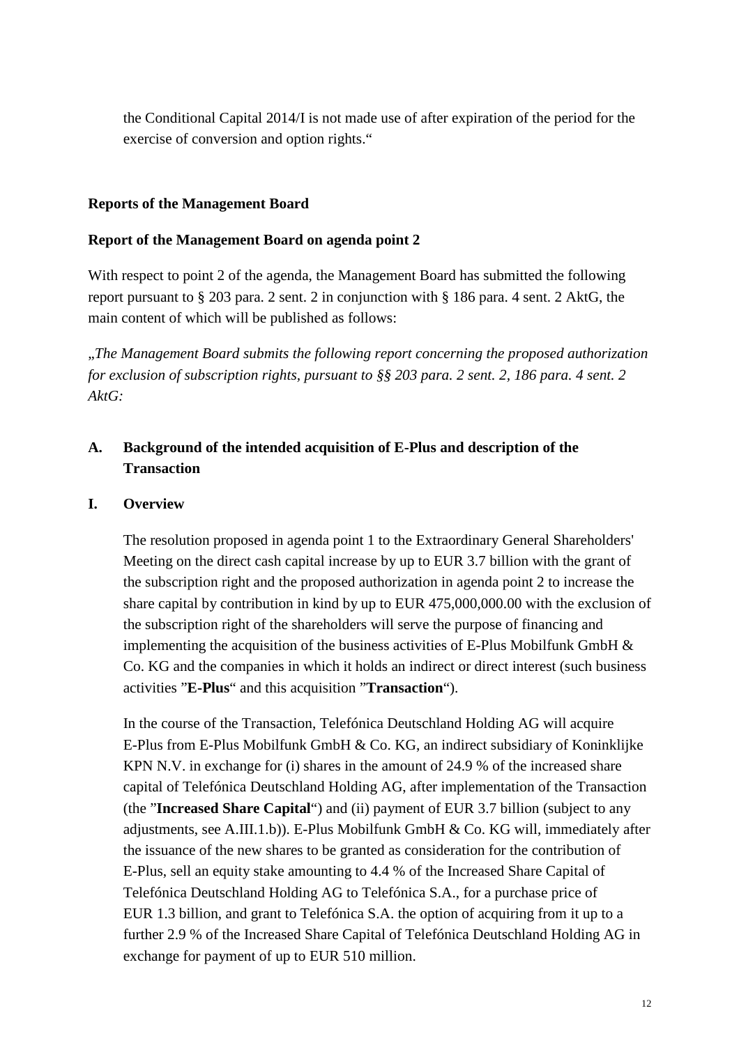the Conditional Capital 2014/I is not made use of after expiration of the period for the exercise of conversion and option rights.“

**Reports of the Management Board**

**Report of the Management Board on agenda point 2**

With respect to point 2 of the agenda, the Management Board has submitted the following report pursuant to § 203 para. 2 sent. 2 in conjunction with § 186 para. 4 sent. 2 AktG, the main content of which will be published as follows:

„*The Management Board submits the following report concerning the proposed authorization for exclusion of subscription rights, pursuant to §§ 203 para. 2 sent. 2, 186 para. 4 sent. 2 AktG:*

## A. Background of the intended acquisition of E-Plus and description of the Transaction

### I. Overview

The resolution proposed in agenda point 1 to the Extraordinary General Shareholders' Meeting on the direct cash capital increase by up to EUR 3.7 billion with the grant of the subscription right and the proposed authorization in agenda point 2 to increase the share capital by contribution in kind by up to EUR 475,000,000.00 with the exclusion of the subscription right of the shareholders will serve the purpose of financing and implementing the acquisition of the business activities of E-Plus Mobilfunk GmbH & Co. KG and the companies in which it holds an indirect or direct interest (such business activities "**E-Plus**" and this acquisition "**Transaction**").

In the course of the Transaction, Telefónica Deutschland Holding AG will acquire E-Plus from E-Plus Mobilfunk GmbH & Co. KG, an indirect subsidiary of Koninklijke KPN N.V. in exchange for (i) shares in the amount of 24.9 % of the increased share capital of Telefónica Deutschland Holding AG, after implementation of the Transaction (the "**Increased Share Capital**") and (ii) payment of EUR 3.7 billion (subject to any adjustments, see A.III.1.b)). E-Plus Mobilfunk GmbH & Co. KG will, immediately after the issuance of the new shares to be granted as consideration for the contribution of E-Plus, sell an equity stake amounting to 4.4 % of the Increased Share Capital of Telefónica Deutschland Holding AG to Telefónica S.A., for a purchase price of EUR 1.3 billion, and grant to Telefónica S.A. the option of acquiring from it up to a further 2.9 % of the Increased Share Capital of Telefónica Deutschland Holding AG in exchange for payment of up to EUR 510 million.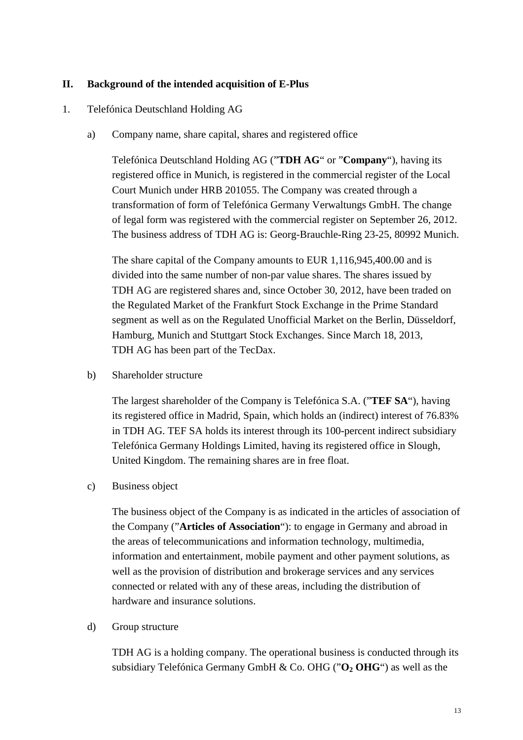## II. Background of the intended acquisition of E-Plus

### 1. Telefónica Deutschland Holding AG

#### a) Company name, share capital, shares and registered office

Telefónica Deutschland Holding AG ("**TDH AG**" or "**Company**"), having its registered office in Munich, is registered in the commercial register of the Local Court Munich under HRB 201055. The Company was created through a transformation of form of Telefónica Germany Verwaltungs GmbH. The change of legal form was registered with the commercial register on September 26, 2012. The business address of TDH AG is: Georg-Brauchle-Ring 23-25, 80992 Munich.

The share capital of the Company amounts to EUR 1,116,945,400.00 and is divided into the same number of non-par value shares. The shares issued by TDH AG are registered shares and, since October 30, 2012, have been traded on the Regulated Market of the Frankfurt Stock Exchange in the Prime Standard segment as well as on the Regulated Unofficial Market on the Berlin, Düsseldorf, Hamburg, Munich and Stuttgart Stock Exchanges. Since March 18, 2013, TDH AG has been part of the TecDax.

#### b) Shareholder structure

The largest shareholder of the Company is Telefónica S.A. ("**TEF SA**"), having its registered office in Madrid, Spain, which holds an (indirect) interest of 76.83% in TDH AG. TEF SA holds its interest through its 100-percent indirect subsidiary Telefónica Germany Holdings Limited, having its registered office in Slough, United Kingdom. The remaining shares are in free float.

#### c) Business object

The business object of the Company is as indicated in the articles of association of the Company ("**Articles of Association**"): to engage in Germany and abroad in the areas of telecommunications and information technology, multimedia, information and entertainment, mobile payment and other payment solutions, as well as the provision of distribution and brokerage services and any services connected or related with any of these areas, including the distribution of hardware and insurance solutions.

#### d) Group structure

TDH AG is a holding company. The operational business is conducted through its subsidiary Telefónica Germany GmbH & Co. OHG ("**$O_2$ OHG**") as well as the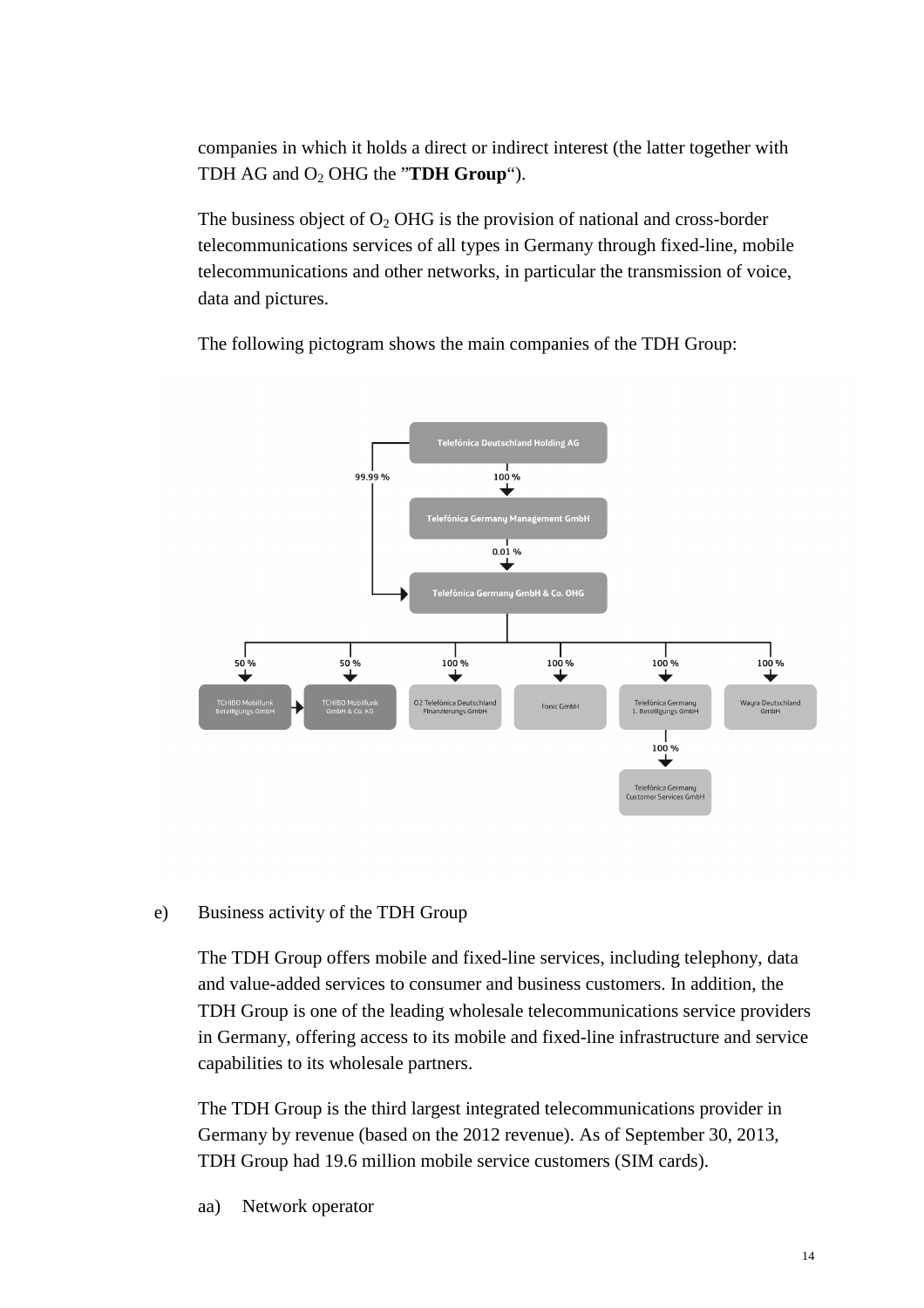companies in which it holds a direct or indirect interest (the latter together with TDH AG and $O_2$ OHG the "**TDH Group**").

The business object of $O_2$ OHG is the provision of national and cross-border telecommunications services of all types in Germany through fixed-line, mobile telecommunications and other networks, in particular the transmission of voice, data and pictures.

The following pictogram shows the main companies of the TDH Group:

Telefónica Deutschland Holding AG

99.99 %

100 %

Telefónica Germany Management GmbH

0.01 %

Telefónica Germany GmbH & Co. OHG

50 % | 50 % | 100 % | 100 % | 100 % | 100 %

TCHIBO Mobilfunk Beteiligungs GmbH

TCHIBO Mobilfunk GmbH & Co. KG

O2 Telefónica Deutschland Finanzierungs GmbH

Fonic GmbH

Telefónica Germany 1. Beteiligungs GmbH

Wayra Deutschland GmbH

100 %

Telefónica Germany Customer Services GmbH

e) Business activity of the TDH Group

The TDH Group offers mobile and fixed-line services, including telephony, data and value-added services to consumer and business customers. In addition, the TDH Group is one of the leading wholesale telecommunications service providers in Germany, offering access to its mobile and fixed-line infrastructure and service capabilities to its wholesale partners.

The TDH Group is the third largest integrated telecommunications provider in Germany by revenue (based on the 2012 revenue). As of September 30, 2013, TDH Group had 19.6 million mobile service customers (SIM cards).

aa) Network operator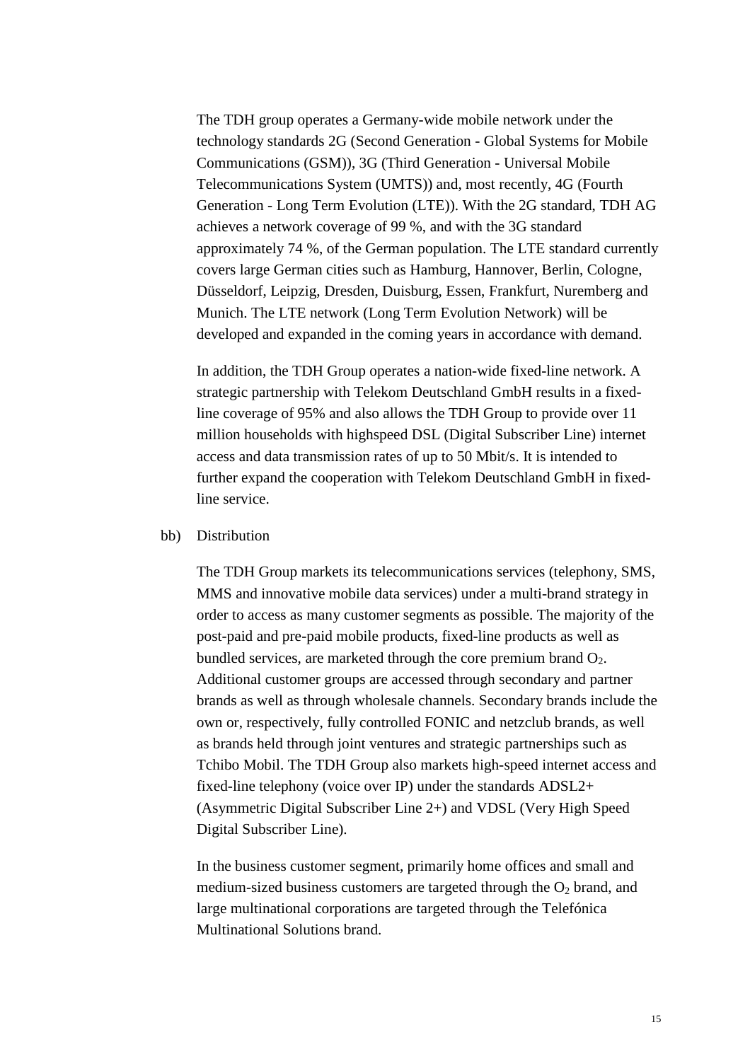The TDH group operates a Germany-wide mobile network under the technology standards 2G (Second Generation - Global Systems for Mobile Communications (GSM)), 3G (Third Generation - Universal Mobile Telecommunications System (UMTS)) and, most recently, 4G (Fourth Generation - Long Term Evolution (LTE)). With the 2G standard, TDH AG achieves a network coverage of 99 %, and with the 3G standard approximately 74 %, of the German population. The LTE standard currently covers large German cities such as Hamburg, Hannover, Berlin, Cologne, Düsseldorf, Leipzig, Dresden, Duisburg, Essen, Frankfurt, Nuremberg and Munich. The LTE network (Long Term Evolution Network) will be developed and expanded in the coming years in accordance with demand.

In addition, the TDH Group operates a nation-wide fixed-line network. A strategic partnership with Telekom Deutschland GmbH results in a fixed-line coverage of 95% and also allows the TDH Group to provide over 11 million households with highspeed DSL (Digital Subscriber Line) internet access and data transmission rates of up to 50 Mbit/s. It is intended to further expand the cooperation with Telekom Deutschland GmbH in fixed-line service.

bb) Distribution

The TDH Group markets its telecommunications services (telephony, SMS, MMS and innovative mobile data services) under a multi-brand strategy in order to access as many customer segments as possible. The majority of the post-paid and pre-paid mobile products, fixed-line products as well as bundled services, are marketed through the core premium brand $O_2$. Additional customer groups are accessed through secondary and partner brands as well as through wholesale channels. Secondary brands include the own or, respectively, fully controlled FONIC and netzclub brands, as well as brands held through joint ventures and strategic partnerships such as Tchibo Mobil. The TDH Group also markets high-speed internet access and fixed-line telephony (voice over IP) under the standards ADSL2+ (Asymmetric Digital Subscriber Line 2+) and VDSL (Very High Speed Digital Subscriber Line).

In the business customer segment, primarily home offices and small and medium-sized business customers are targeted through the $O_2$ brand, and large multinational corporations are targeted through the Telefónica Multinational Solutions brand.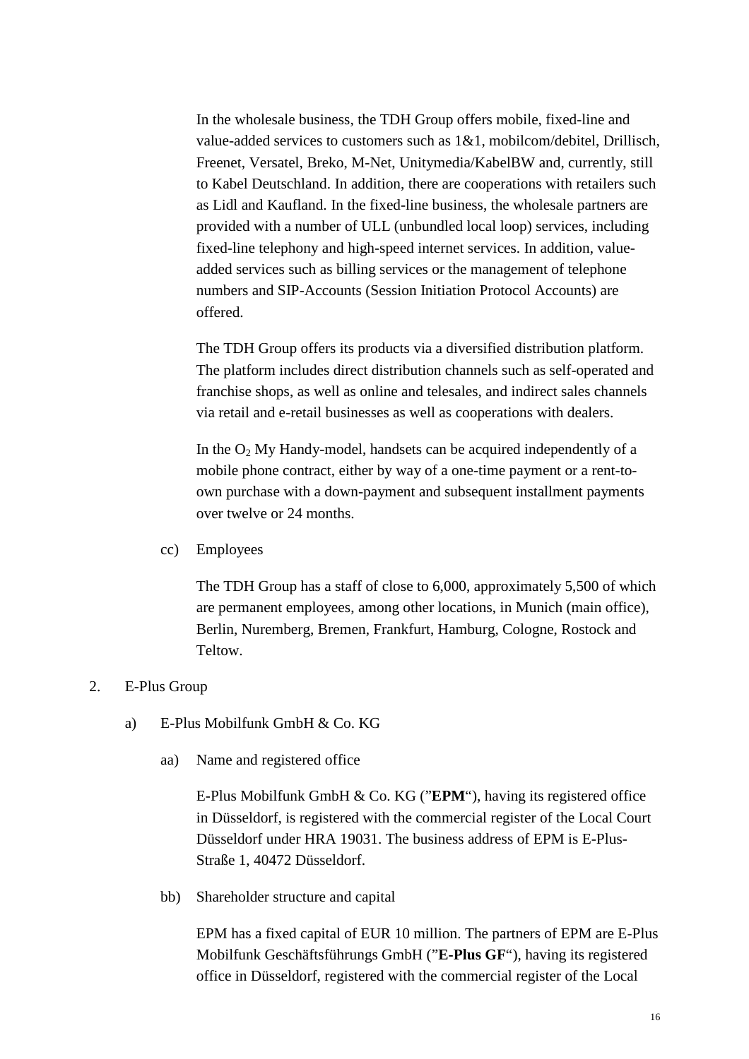In the wholesale business, the TDH Group offers mobile, fixed-line and value-added services to customers such as 1&1, mobilcom/debitel, Drillisch, Freenet, Versatel, Breko, M-Net, Unitymedia/KabelBW and, currently, still to Kabel Deutschland. In addition, there are cooperations with retailers such as Lidl and Kaufland. In the fixed-line business, the wholesale partners are provided with a number of ULL (unbundled local loop) services, including fixed-line telephony and high-speed internet services. In addition, value-added services such as billing services or the management of telephone numbers and SIP-Accounts (Session Initiation Protocol Accounts) are offered.

The TDH Group offers its products via a diversified distribution platform. The platform includes direct distribution channels such as self-operated and franchise shops, as well as online and telesales, and indirect sales channels via retail and e-retail businesses as well as cooperations with dealers.

In the $O_2$ My Handy-model, handsets can be acquired independently of a mobile phone contract, either by way of a one-time payment or a rent-to-own purchase with a down-payment and subsequent installment payments over twelve or 24 months.

cc) Employees

The TDH Group has a staff of close to 6,000, approximately 5,500 of which are permanent employees, among other locations, in Munich (main office), Berlin, Nuremberg, Bremen, Frankfurt, Hamburg, Cologne, Rostock and Teltow.

2. E-Plus Group

a) E-Plus Mobilfunk GmbH & Co. KG

aa) Name and registered office

E-Plus Mobilfunk GmbH & Co. KG (”**EPM**“), having its registered office in Düsseldorf, is registered with the commercial register of the Local Court Düsseldorf under HRA 19031. The business address of EPM is E-Plus-Straße 1, 40472 Düsseldorf.

bb) Shareholder structure and capital

EPM has a fixed capital of EUR 10 million. The partners of EPM are E-Plus Mobilfunk Geschäftsführungs GmbH (”**E-Plus GF**“), having its registered office in Düsseldorf, registered with the commercial register of the Local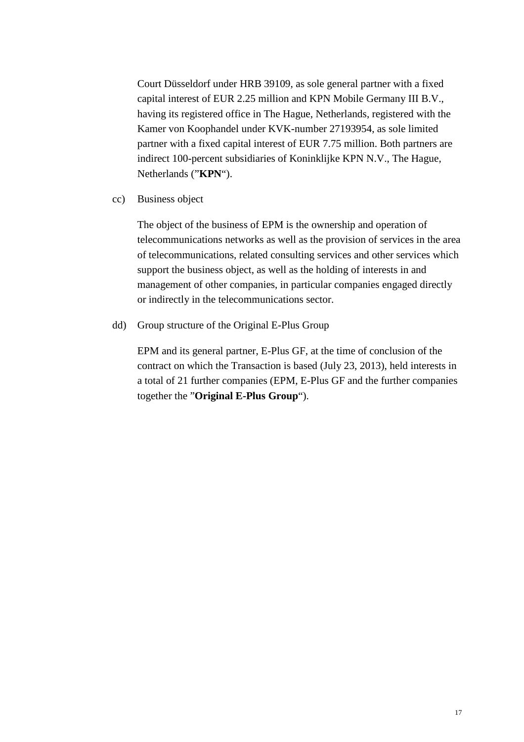Court Düsseldorf under HRB 39109, as sole general partner with a fixed capital interest of EUR 2.25 million and KPN Mobile Germany III B.V., having its registered office in The Hague, Netherlands, registered with the Kamer von Koophandel under KVK-number 27193954, as sole limited partner with a fixed capital interest of EUR 7.75 million. Both partners are indirect 100-percent subsidiaries of Koninklijke KPN N.V., The Hague, Netherlands (”**KPN**“).

cc) Business object

The object of the business of EPM is the ownership and operation of telecommunications networks as well as the provision of services in the area of telecommunications, related consulting services and other services which support the business object, as well as the holding of interests in and management of other companies, in particular companies engaged directly or indirectly in the telecommunications sector.

dd) Group structure of the Original E-Plus Group

EPM and its general partner, E-Plus GF, at the time of conclusion of the contract on which the Transaction is based (July 23, 2013), held interests in a total of 21 further companies (EPM, E-Plus GF and the further companies together the ”**Original E-Plus Group**“).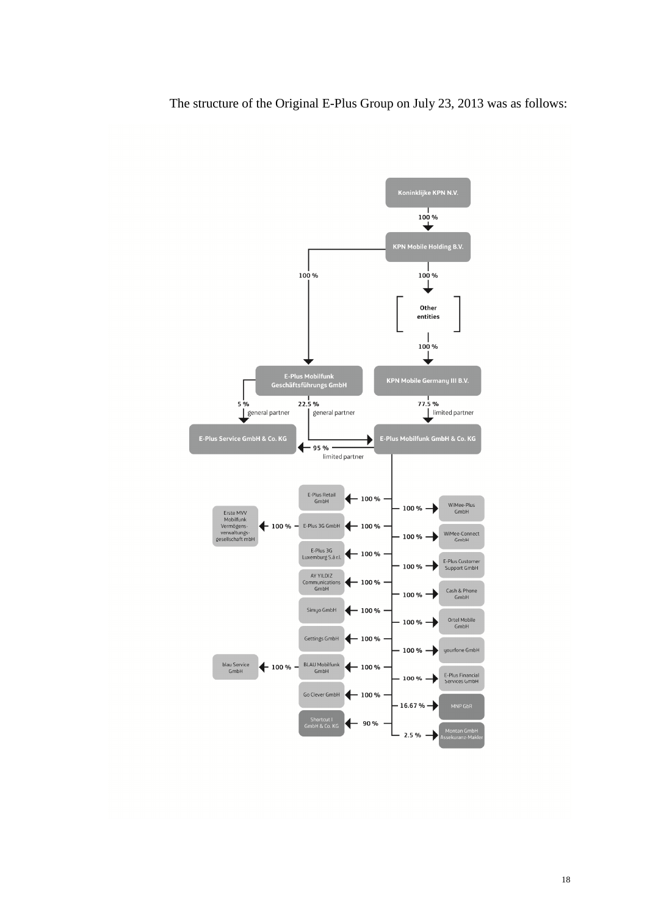The structure of the Original E-Plus Group on July 23, 2013 was as follows:

- **Koninklijke KPN N.V.**
  - 100 % → **KPN Mobile Holding B.V.**
    - 100 % → **E-Plus Mobilfunk Geschäftsführungs GmbH**
      - 5 % (general partner) → **E-Plus Service GmbH & Co. KG**
      - 22.5 % (general partner) → **E-Plus Mobilfunk GmbH & Co. KG**
    - 100 % → **Other entities**
      - 100 % → **KPN Mobile Germany III B.V.**
        - 77.5 % (limited partner) → **E-Plus Mobilfunk GmbH & Co. KG**

**E-Plus Mobilfunk GmbH & Co. KG**

- 95 % (limited partner) → E-Plus Service GmbH & Co. KG
- 100 % → E-Plus Retail GmbH
- 100 % → E-Plus 3G GmbH
  - 100 % → Erste MVV Mobilfunk Vermögens-verwaltungs-gesellschaft mbH
- 100 % → E-Plus 3G Luxemburg S.à r.l.
- 100 % → AY YILDIZ Communications GmbH
- 100 % → Simyo GmbH
- 100 % → Gettings GmbH
- 100 % → BLAU Mobilfunk GmbH
  - 100 % → blau Service GmbH
- 100 % → Go Clever GmbH
- 90 % → Shortcut I GmbH & Co. KG
- 100 % → WiMee-Plus GmbH
- 100 % → WiMee-Connect GmbH
- 100 % → E-Plus Customer Support GmbH
- 100 % → Cash & Phone GmbH
- 100 % → Ortel Mobile GmbH
- 100 % → yourfone GmbH
- 100 % → E-Plus Financial Services GmbH
- 16.67 % → MNP GbR
- 2.5 % → Montan GmbH Assekuranz-Makler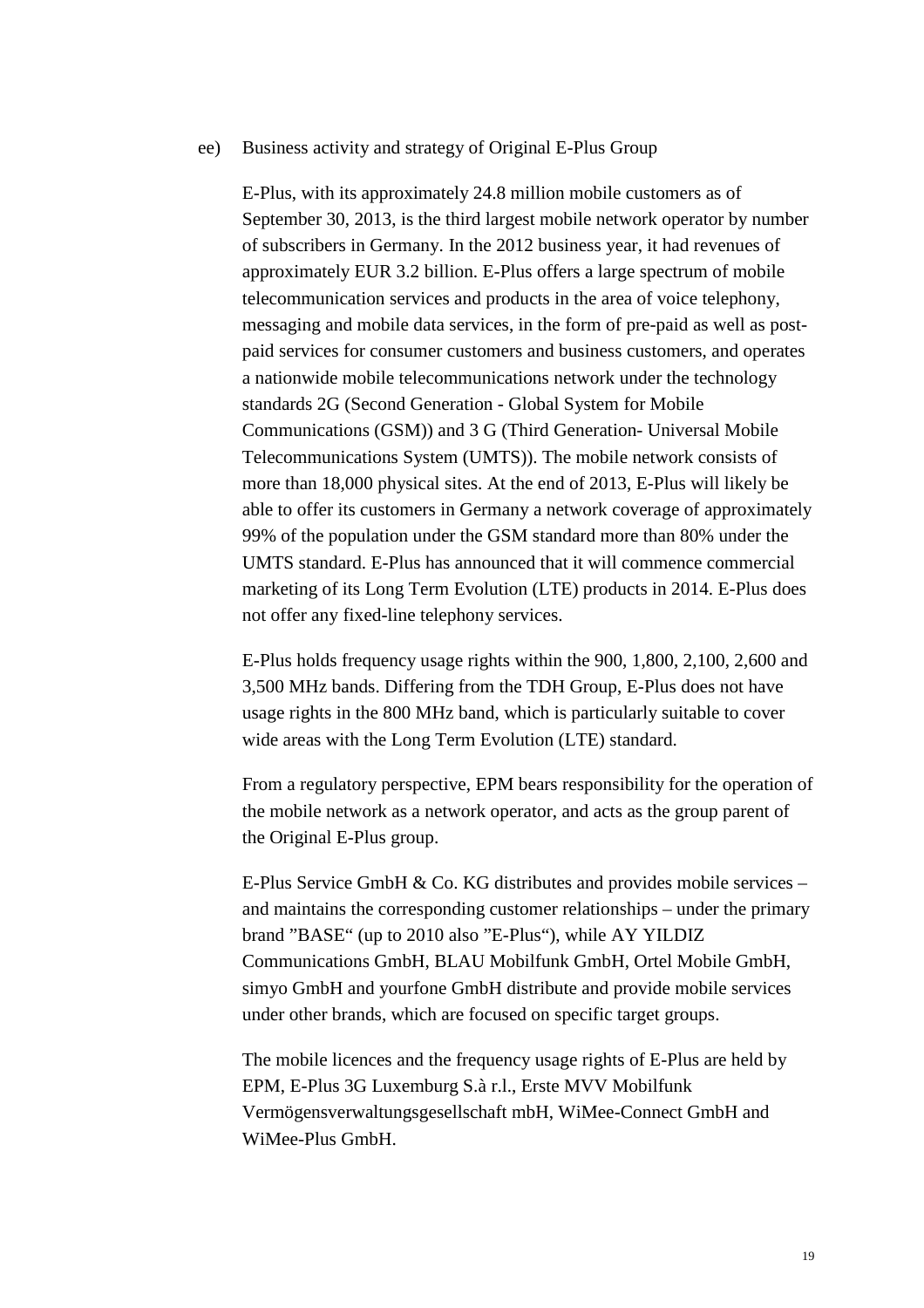ee) Business activity and strategy of Original E-Plus Group

E-Plus, with its approximately 24.8 million mobile customers as of September 30, 2013, is the third largest mobile network operator by number of subscribers in Germany. In the 2012 business year, it had revenues of approximately EUR 3.2 billion. E-Plus offers a large spectrum of mobile telecommunication services and products in the area of voice telephony, messaging and mobile data services, in the form of pre-paid as well as post-paid services for consumer customers and business customers, and operates a nationwide mobile telecommunications network under the technology standards 2G (Second Generation - Global System for Mobile Communications (GSM)) and 3 G (Third Generation- Universal Mobile Telecommunications System (UMTS)). The mobile network consists of more than 18,000 physical sites. At the end of 2013, E-Plus will likely be able to offer its customers in Germany a network coverage of approximately 99% of the population under the GSM standard more than 80% under the UMTS standard. E-Plus has announced that it will commence commercial marketing of its Long Term Evolution (LTE) products in 2014. E-Plus does not offer any fixed-line telephony services.

E-Plus holds frequency usage rights within the 900, 1,800, 2,100, 2,600 and 3,500 MHz bands. Differing from the TDH Group, E-Plus does not have usage rights in the 800 MHz band, which is particularly suitable to cover wide areas with the Long Term Evolution (LTE) standard.

From a regulatory perspective, EPM bears responsibility for the operation of the mobile network as a network operator, and acts as the group parent of the Original E-Plus group.

E-Plus Service GmbH & Co. KG distributes and provides mobile services – and maintains the corresponding customer relationships – under the primary brand ”BASE“ (up to 2010 also ”E-Plus“), while AY YILDIZ Communications GmbH, BLAU Mobilfunk GmbH, Ortel Mobile GmbH, simyo GmbH and yourfone GmbH distribute and provide mobile services under other brands, which are focused on specific target groups.

The mobile licences and the frequency usage rights of E-Plus are held by EPM, E-Plus 3G Luxemburg S.à r.l., Erste MVV Mobilfunk Vermögensverwaltungsgesellschaft mbH, WiMee-Connect GmbH and WiMee-Plus GmbH.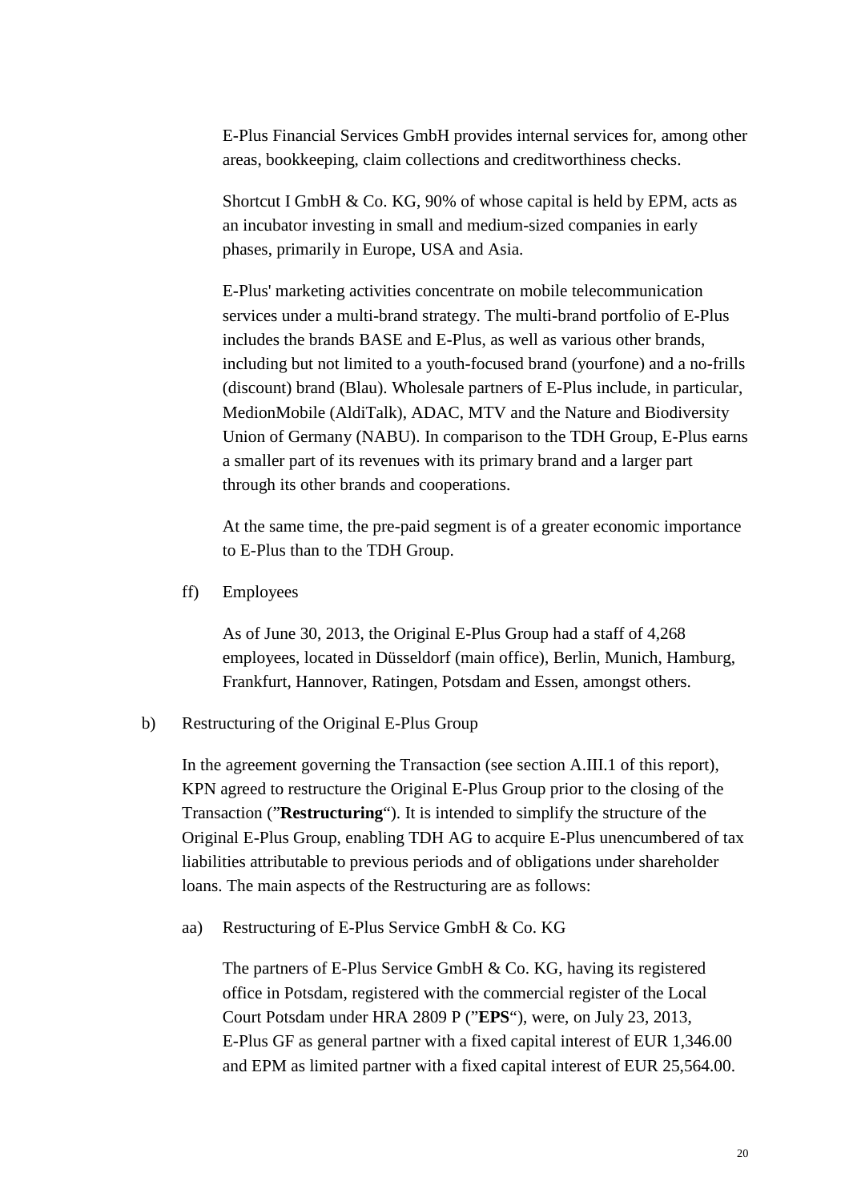E-Plus Financial Services GmbH provides internal services for, among other areas, bookkeeping, claim collections and creditworthiness checks.

Shortcut I GmbH & Co. KG, 90% of whose capital is held by EPM, acts as an incubator investing in small and medium-sized companies in early phases, primarily in Europe, USA and Asia.

E-Plus' marketing activities concentrate on mobile telecommunication services under a multi-brand strategy. The multi-brand portfolio of E-Plus includes the brands BASE and E-Plus, as well as various other brands, including but not limited to a youth-focused brand (yourfone) and a no-frills (discount) brand (Blau). Wholesale partners of E-Plus include, in particular, MedionMobile (AldiTalk), ADAC, MTV and the Nature and Biodiversity Union of Germany (NABU). In comparison to the TDH Group, E-Plus earns a smaller part of its revenues with its primary brand and a larger part through its other brands and cooperations.

At the same time, the pre-paid segment is of a greater economic importance to E-Plus than to the TDH Group.

ff) Employees

As of June 30, 2013, the Original E-Plus Group had a staff of 4,268 employees, located in Düsseldorf (main office), Berlin, Munich, Hamburg, Frankfurt, Hannover, Ratingen, Potsdam and Essen, amongst others.

b) Restructuring of the Original E-Plus Group

In the agreement governing the Transaction (see section A.III.1 of this report), KPN agreed to restructure the Original E-Plus Group prior to the closing of the Transaction ("**Restructuring**"). It is intended to simplify the structure of the Original E-Plus Group, enabling TDH AG to acquire E-Plus unencumbered of tax liabilities attributable to previous periods and of obligations under shareholder loans. The main aspects of the Restructuring are as follows:

aa) Restructuring of E-Plus Service GmbH & Co. KG

The partners of E-Plus Service GmbH & Co. KG, having its registered office in Potsdam, registered with the commercial register of the Local Court Potsdam under HRA 2809 P ("**EPS**"), were, on July 23, 2013, E-Plus GF as general partner with a fixed capital interest of EUR 1,346.00 and EPM as limited partner with a fixed capital interest of EUR 25,564.00.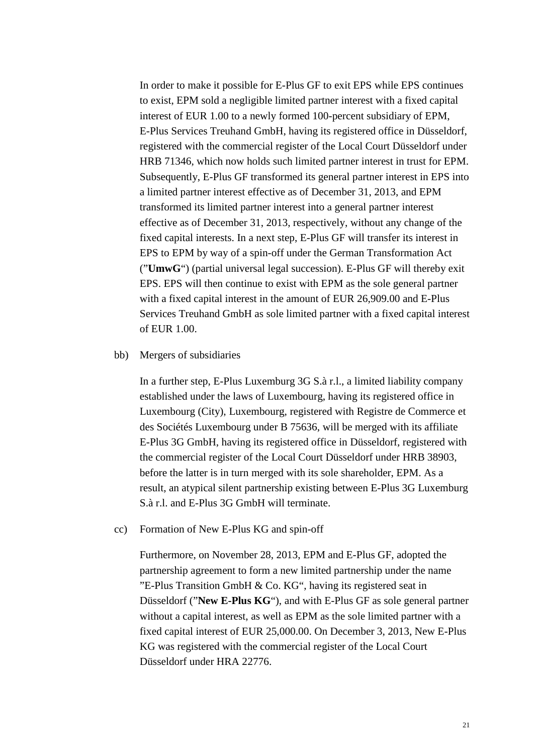In order to make it possible for E-Plus GF to exit EPS while EPS continues to exist, EPM sold a negligible limited partner interest with a fixed capital interest of EUR 1.00 to a newly formed 100-percent subsidiary of EPM, E-Plus Services Treuhand GmbH, having its registered office in Düsseldorf, registered with the commercial register of the Local Court Düsseldorf under HRB 71346, which now holds such limited partner interest in trust for EPM. Subsequently, E-Plus GF transformed its general partner interest in EPS into a limited partner interest effective as of December 31, 2013, and EPM transformed its limited partner interest into a general partner interest effective as of December 31, 2013, respectively, without any change of the fixed capital interests. In a next step, E-Plus GF will transfer its interest in EPS to EPM by way of a spin-off under the German Transformation Act ("**UmwG**") (partial universal legal succession). E-Plus GF will thereby exit EPS. EPS will then continue to exist with EPM as the sole general partner with a fixed capital interest in the amount of EUR 26,909.00 and E-Plus Services Treuhand GmbH as sole limited partner with a fixed capital interest of EUR 1.00.

bb) Mergers of subsidiaries

In a further step, E-Plus Luxemburg 3G S.à r.l., a limited liability company established under the laws of Luxembourg, having its registered office in Luxembourg (City), Luxembourg, registered with Registre de Commerce et des Sociétés Luxembourg under B 75636, will be merged with its affiliate E-Plus 3G GmbH, having its registered office in Düsseldorf, registered with the commercial register of the Local Court Düsseldorf under HRB 38903, before the latter is in turn merged with its sole shareholder, EPM. As a result, an atypical silent partnership existing between E-Plus 3G Luxemburg S.à r.l. and E-Plus 3G GmbH will terminate.

cc) Formation of New E-Plus KG and spin-off

Furthermore, on November 28, 2013, EPM and E-Plus GF, adopted the partnership agreement to form a new limited partnership under the name "E-Plus Transition GmbH & Co. KG", having its registered seat in Düsseldorf ("**New E-Plus KG**"), and with E-Plus GF as sole general partner without a capital interest, as well as EPM as the sole limited partner with a fixed capital interest of EUR 25,000.00. On December 3, 2013, New E-Plus KG was registered with the commercial register of the Local Court Düsseldorf under HRA 22776.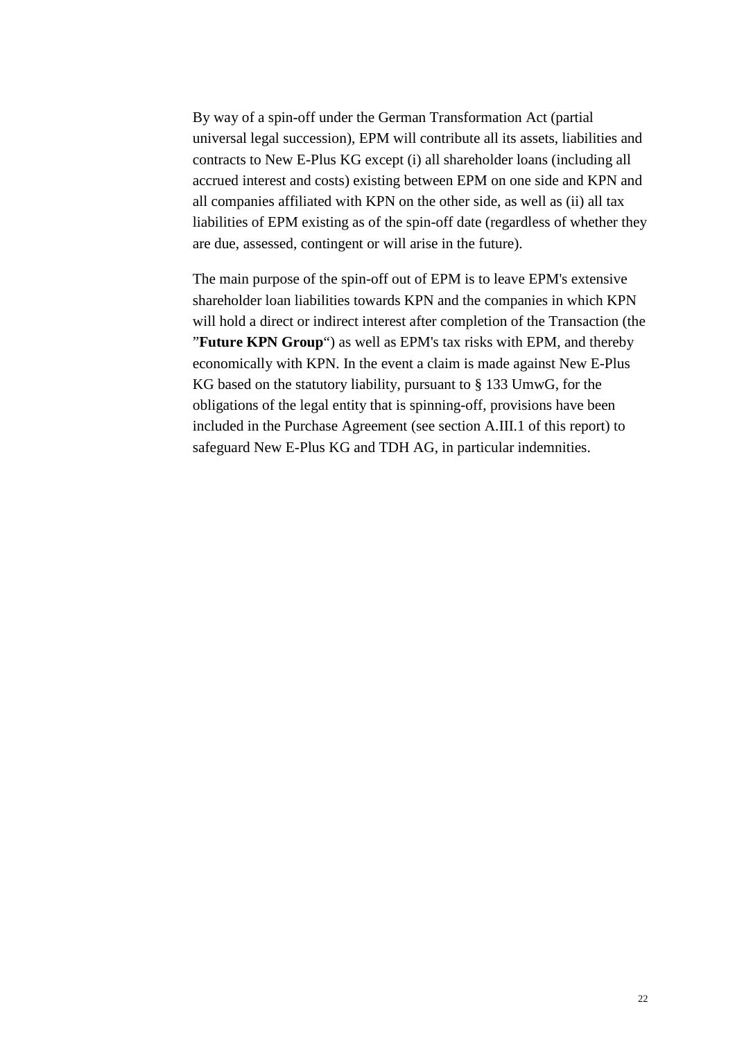By way of a spin-off under the German Transformation Act (partial universal legal succession), EPM will contribute all its assets, liabilities and contracts to New E-Plus KG except (i) all shareholder loans (including all accrued interest and costs) existing between EPM on one side and KPN and all companies affiliated with KPN on the other side, as well as (ii) all tax liabilities of EPM existing as of the spin-off date (regardless of whether they are due, assessed, contingent or will arise in the future).

The main purpose of the spin-off out of EPM is to leave EPM's extensive shareholder loan liabilities towards KPN and the companies in which KPN will hold a direct or indirect interest after completion of the Transaction (the "**Future KPN Group**") as well as EPM's tax risks with EPM, and thereby economically with KPN. In the event a claim is made against New E-Plus KG based on the statutory liability, pursuant to § 133 UmwG, for the obligations of the legal entity that is spinning-off, provisions have been included in the Purchase Agreement (see section A.III.1 of this report) to safeguard New E-Plus KG and TDH AG, in particular indemnities.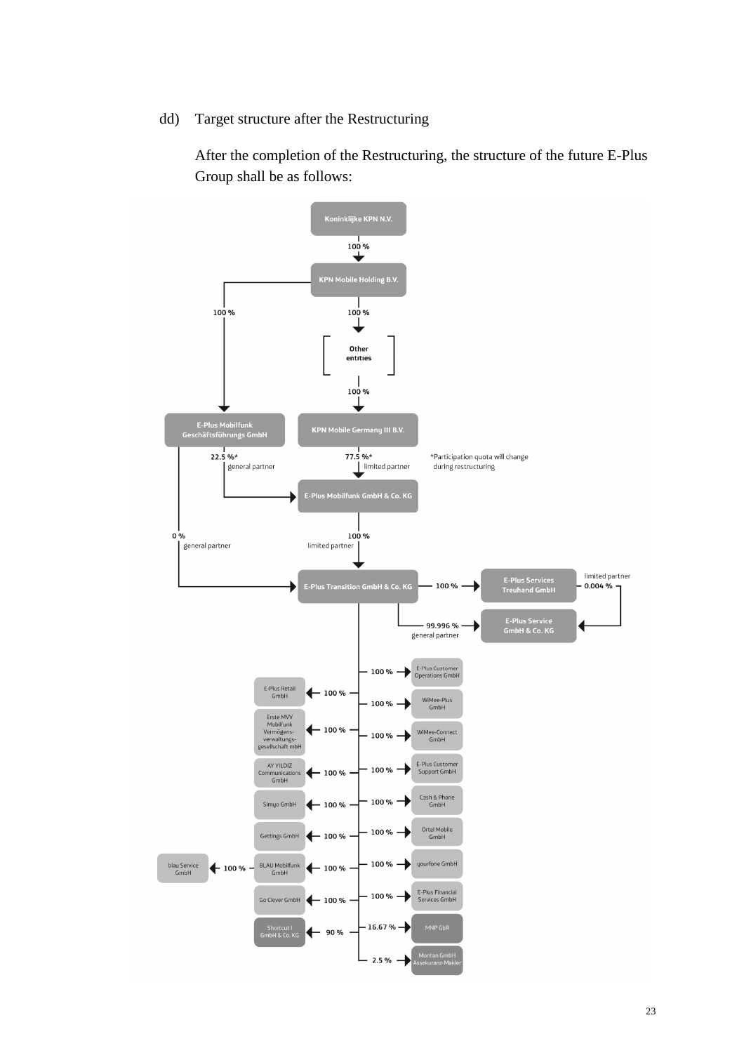dd) Target structure after the Restructuring

After the completion of the Restructuring, the structure of the future E-Plus Group shall be as follows:

- **Koninklijke KPN N.V.**
  - 100 % → **KPN Mobile Holding B.V.**
    - 100 % → **E-Plus Mobilfunk Geschäftsführungs GmbH**
      - 22.5 %* general partner → **E-Plus Mobilfunk GmbH & Co. KG**
      - 0 % general partner → **E-Plus Transition GmbH & Co. KG**
    - 100 % → [ Other entities ]
      - 100 % → **KPN Mobile Germany III B.V.**
        - 77.5 %* limited partner → **E-Plus Mobilfunk GmbH & Co. KG**
          - 100 % limited partner → **E-Plus Transition GmbH & Co. KG**

*Participation quota will change during restructuring

**E-Plus Transition GmbH & Co. KG**:

- 100 % → E-Plus Services Treuhand GmbH
  - limited partner 0.004 % → E-Plus Service GmbH & Co. KG
- 99.996 % general partner → E-Plus Service GmbH & Co. KG
- 100 % → E-Plus Customer Operations GmbH
- 100 % → WiMee-Plus GmbH
- 100 % → WiMee-Connect GmbH
- 100 % → E-Plus Customer Support GmbH
- 100 % → Cash & Phone GmbH
- 100 % → Ortel Mobile GmbH
- 100 % → yourfone GmbH
- 100 % → E-Plus Financial Services GmbH
- 16.67 % → MNP GbR
- 2.5 % → Montan GmbH Assekuranz-Makler
- 100 % → E-Plus Retail GmbH
- 100 % → Erste MVV Mobilfunk Vermögens-verwaltungs-gesellschaft mbH
- 100 % → AY YILDIZ Communications GmbH
- 100 % → Simyo GmbH
- 100 % → Gettings GmbH
- 100 % → BLAU Mobilfunk GmbH
  - 100 % → blau Service GmbH
- 100 % → Go Clever GmbH
- 90 % → Shortcut I GmbH & Co. KG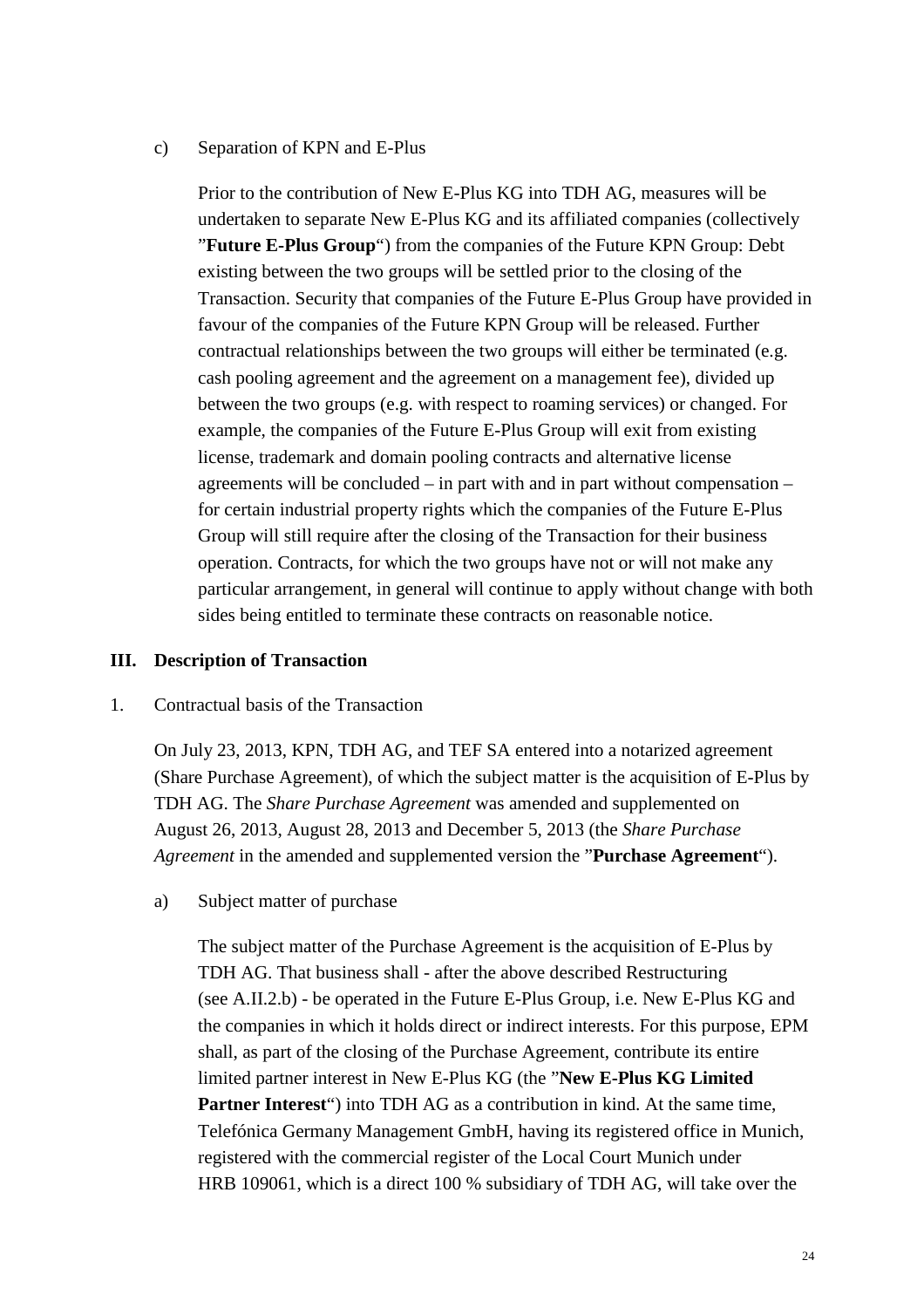c) Separation of KPN and E-Plus

Prior to the contribution of New E-Plus KG into TDH AG, measures will be undertaken to separate New E-Plus KG and its affiliated companies (collectively "**Future E-Plus Group**") from the companies of the Future KPN Group: Debt existing between the two groups will be settled prior to the closing of the Transaction. Security that companies of the Future E-Plus Group have provided in favour of the companies of the Future KPN Group will be released. Further contractual relationships between the two groups will either be terminated (e.g. cash pooling agreement and the agreement on a management fee), divided up between the two groups (e.g. with respect to roaming services) or changed. For example, the companies of the Future E-Plus Group will exit from existing license, trademark and domain pooling contracts and alternative license agreements will be concluded – in part with and in part without compensation – for certain industrial property rights which the companies of the Future E-Plus Group will still require after the closing of the Transaction for their business operation. Contracts, for which the two groups have not or will not make any particular arrangement, in general will continue to apply without change with both sides being entitled to terminate these contracts on reasonable notice.

## III. Description of Transaction

1. Contractual basis of the Transaction

On July 23, 2013, KPN, TDH AG, and TEF SA entered into a notarized agreement (Share Purchase Agreement), of which the subject matter is the acquisition of E-Plus by TDH AG. The *Share Purchase Agreement* was amended and supplemented on August 26, 2013, August 28, 2013 and December 5, 2013 (the *Share Purchase Agreement* in the amended and supplemented version the "**Purchase Agreement**").

a) Subject matter of purchase

The subject matter of the Purchase Agreement is the acquisition of E-Plus by TDH AG. That business shall - after the above described Restructuring (see A.II.2.b) - be operated in the Future E-Plus Group, i.e. New E-Plus KG and the companies in which it holds direct or indirect interests. For this purpose, EPM shall, as part of the closing of the Purchase Agreement, contribute its entire limited partner interest in New E-Plus KG (the "**New E-Plus KG Limited Partner Interest**") into TDH AG as a contribution in kind. At the same time, Telefónica Germany Management GmbH, having its registered office in Munich, registered with the commercial register of the Local Court Munich under HRB 109061, which is a direct 100 % subsidiary of TDH AG, will take over the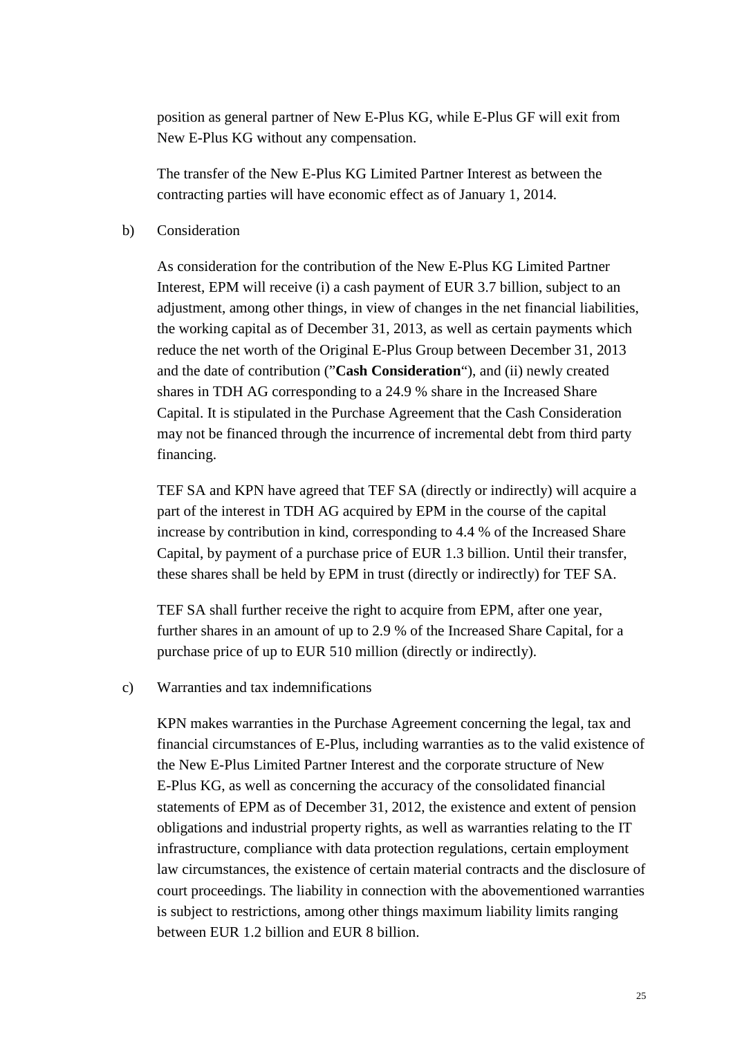position as general partner of New E-Plus KG, while E-Plus GF will exit from New E-Plus KG without any compensation.

The transfer of the New E-Plus KG Limited Partner Interest as between the contracting parties will have economic effect as of January 1, 2014.

b) Consideration

As consideration for the contribution of the New E-Plus KG Limited Partner Interest, EPM will receive (i) a cash payment of EUR 3.7 billion, subject to an adjustment, among other things, in view of changes in the net financial liabilities, the working capital as of December 31, 2013, as well as certain payments which reduce the net worth of the Original E-Plus Group between December 31, 2013 and the date of contribution ("**Cash Consideration**"), and (ii) newly created shares in TDH AG corresponding to a 24.9 % share in the Increased Share Capital. It is stipulated in the Purchase Agreement that the Cash Consideration may not be financed through the incurrence of incremental debt from third party financing.

TEF SA and KPN have agreed that TEF SA (directly or indirectly) will acquire a part of the interest in TDH AG acquired by EPM in the course of the capital increase by contribution in kind, corresponding to 4.4 % of the Increased Share Capital, by payment of a purchase price of EUR 1.3 billion. Until their transfer, these shares shall be held by EPM in trust (directly or indirectly) for TEF SA.

TEF SA shall further receive the right to acquire from EPM, after one year, further shares in an amount of up to 2.9 % of the Increased Share Capital, for a purchase price of up to EUR 510 million (directly or indirectly).

c) Warranties and tax indemnifications

KPN makes warranties in the Purchase Agreement concerning the legal, tax and financial circumstances of E-Plus, including warranties as to the valid existence of the New E-Plus Limited Partner Interest and the corporate structure of New E-Plus KG, as well as concerning the accuracy of the consolidated financial statements of EPM as of December 31, 2012, the existence and extent of pension obligations and industrial property rights, as well as warranties relating to the IT infrastructure, compliance with data protection regulations, certain employment law circumstances, the existence of certain material contracts and the disclosure of court proceedings. The liability in connection with the abovementioned warranties is subject to restrictions, among other things maximum liability limits ranging between EUR 1.2 billion and EUR 8 billion.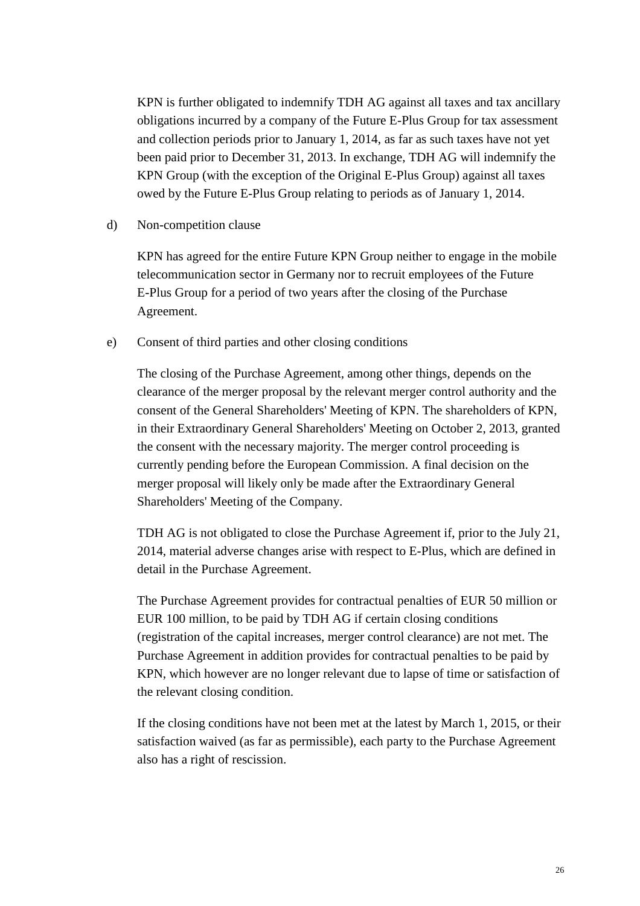KPN is further obligated to indemnify TDH AG against all taxes and tax ancillary obligations incurred by a company of the Future E-Plus Group for tax assessment and collection periods prior to January 1, 2014, as far as such taxes have not yet been paid prior to December 31, 2013. In exchange, TDH AG will indemnify the KPN Group (with the exception of the Original E-Plus Group) against all taxes owed by the Future E-Plus Group relating to periods as of January 1, 2014.

d) Non-competition clause

KPN has agreed for the entire Future KPN Group neither to engage in the mobile telecommunication sector in Germany nor to recruit employees of the Future E-Plus Group for a period of two years after the closing of the Purchase Agreement.

e) Consent of third parties and other closing conditions

The closing of the Purchase Agreement, among other things, depends on the clearance of the merger proposal by the relevant merger control authority and the consent of the General Shareholders' Meeting of KPN. The shareholders of KPN, in their Extraordinary General Shareholders' Meeting on October 2, 2013, granted the consent with the necessary majority. The merger control proceeding is currently pending before the European Commission. A final decision on the merger proposal will likely only be made after the Extraordinary General Shareholders' Meeting of the Company.

TDH AG is not obligated to close the Purchase Agreement if, prior to the July 21, 2014, material adverse changes arise with respect to E-Plus, which are defined in detail in the Purchase Agreement.

The Purchase Agreement provides for contractual penalties of EUR 50 million or EUR 100 million, to be paid by TDH AG if certain closing conditions (registration of the capital increases, merger control clearance) are not met. The Purchase Agreement in addition provides for contractual penalties to be paid by KPN, which however are no longer relevant due to lapse of time or satisfaction of the relevant closing condition.

If the closing conditions have not been met at the latest by March 1, 2015, or their satisfaction waived (as far as permissible), each party to the Purchase Agreement also has a right of rescission.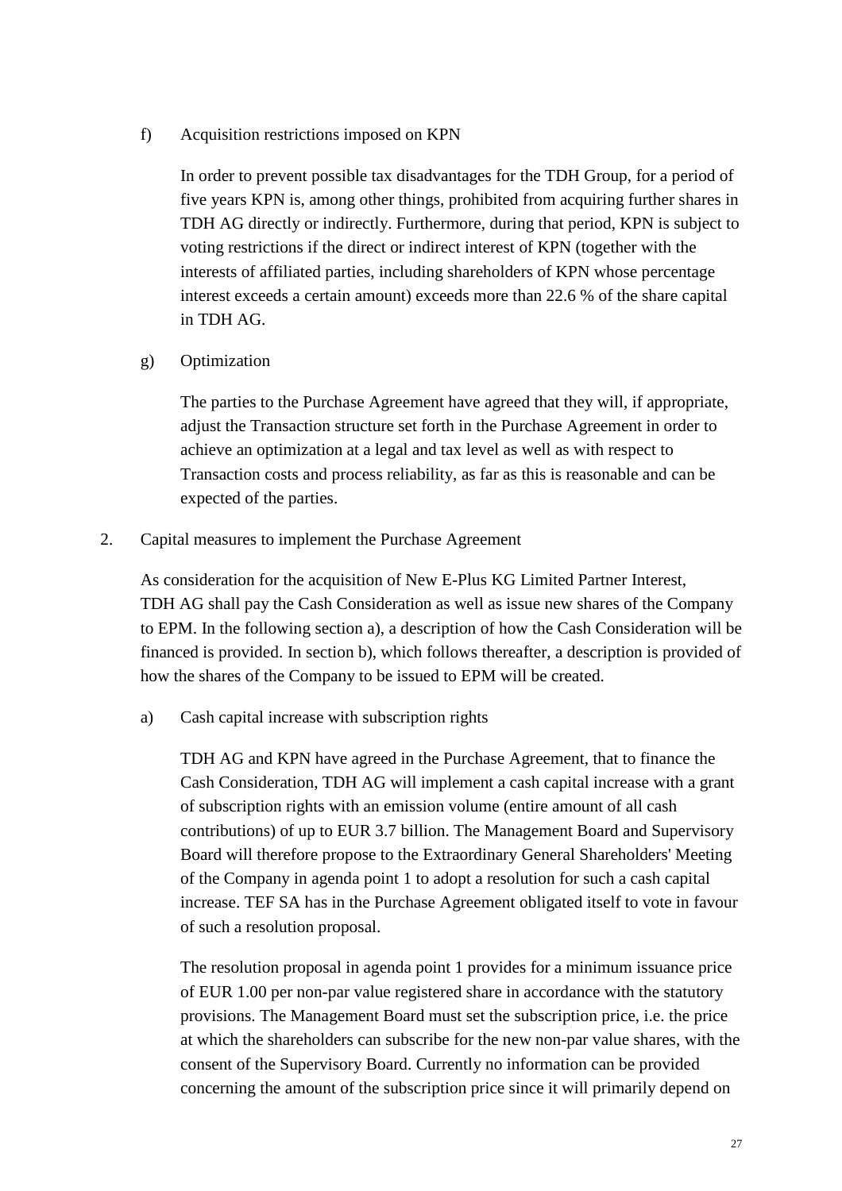f) Acquisition restrictions imposed on KPN

In order to prevent possible tax disadvantages for the TDH Group, for a period of five years KPN is, among other things, prohibited from acquiring further shares in TDH AG directly or indirectly. Furthermore, during that period, KPN is subject to voting restrictions if the direct or indirect interest of KPN (together with the interests of affiliated parties, including shareholders of KPN whose percentage interest exceeds a certain amount) exceeds more than 22.6 % of the share capital in TDH AG.

g) Optimization

The parties to the Purchase Agreement have agreed that they will, if appropriate, adjust the Transaction structure set forth in the Purchase Agreement in order to achieve an optimization at a legal and tax level as well as with respect to Transaction costs and process reliability, as far as this is reasonable and can be expected of the parties.

2. Capital measures to implement the Purchase Agreement

As consideration for the acquisition of New E-Plus KG Limited Partner Interest, TDH AG shall pay the Cash Consideration as well as issue new shares of the Company to EPM. In the following section a), a description of how the Cash Consideration will be financed is provided. In section b), which follows thereafter, a description is provided of how the shares of the Company to be issued to EPM will be created.

a) Cash capital increase with subscription rights

TDH AG and KPN have agreed in the Purchase Agreement, that to finance the Cash Consideration, TDH AG will implement a cash capital increase with a grant of subscription rights with an emission volume (entire amount of all cash contributions) of up to EUR 3.7 billion. The Management Board and Supervisory Board will therefore propose to the Extraordinary General Shareholders' Meeting of the Company in agenda point 1 to adopt a resolution for such a cash capital increase. TEF SA has in the Purchase Agreement obligated itself to vote in favour of such a resolution proposal.

The resolution proposal in agenda point 1 provides for a minimum issuance price of EUR 1.00 per non-par value registered share in accordance with the statutory provisions. The Management Board must set the subscription price, i.e. the price at which the shareholders can subscribe for the new non-par value shares, with the consent of the Supervisory Board. Currently no information can be provided concerning the amount of the subscription price since it will primarily depend on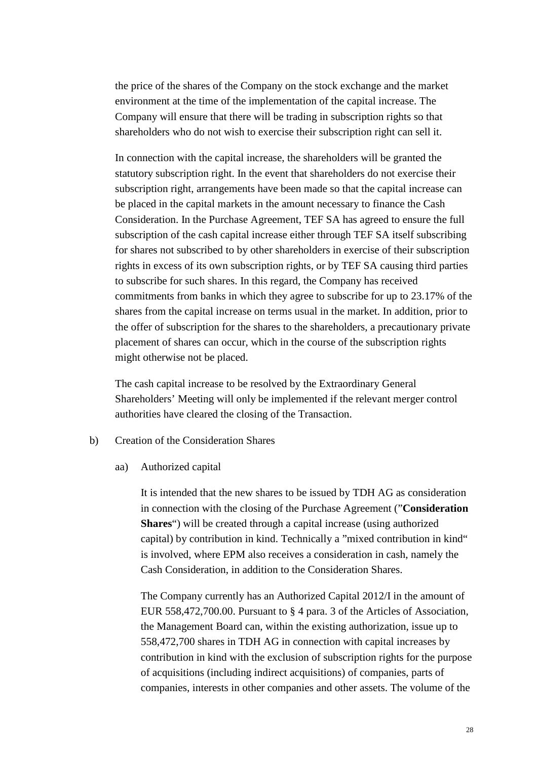the price of the shares of the Company on the stock exchange and the market environment at the time of the implementation of the capital increase. The Company will ensure that there will be trading in subscription rights so that shareholders who do not wish to exercise their subscription right can sell it.

In connection with the capital increase, the shareholders will be granted the statutory subscription right. In the event that shareholders do not exercise their subscription right, arrangements have been made so that the capital increase can be placed in the capital markets in the amount necessary to finance the Cash Consideration. In the Purchase Agreement, TEF SA has agreed to ensure the full subscription of the cash capital increase either through TEF SA itself subscribing for shares not subscribed to by other shareholders in exercise of their subscription rights in excess of its own subscription rights, or by TEF SA causing third parties to subscribe for such shares. In this regard, the Company has received commitments from banks in which they agree to subscribe for up to 23.17% of the shares from the capital increase on terms usual in the market. In addition, prior to the offer of subscription for the shares to the shareholders, a precautionary private placement of shares can occur, which in the course of the subscription rights might otherwise not be placed.

The cash capital increase to be resolved by the Extraordinary General Shareholders' Meeting will only be implemented if the relevant merger control authorities have cleared the closing of the Transaction.

b) Creation of the Consideration Shares

aa) Authorized capital

It is intended that the new shares to be issued by TDH AG as consideration in connection with the closing of the Purchase Agreement (”**Consideration Shares**“) will be created through a capital increase (using authorized capital) by contribution in kind. Technically a ”mixed contribution in kind“ is involved, where EPM also receives a consideration in cash, namely the Cash Consideration, in addition to the Consideration Shares.

The Company currently has an Authorized Capital 2012/I in the amount of EUR 558,472,700.00. Pursuant to § 4 para. 3 of the Articles of Association, the Management Board can, within the existing authorization, issue up to 558,472,700 shares in TDH AG in connection with capital increases by contribution in kind with the exclusion of subscription rights for the purpose of acquisitions (including indirect acquisitions) of companies, parts of companies, interests in other companies and other assets. The volume of the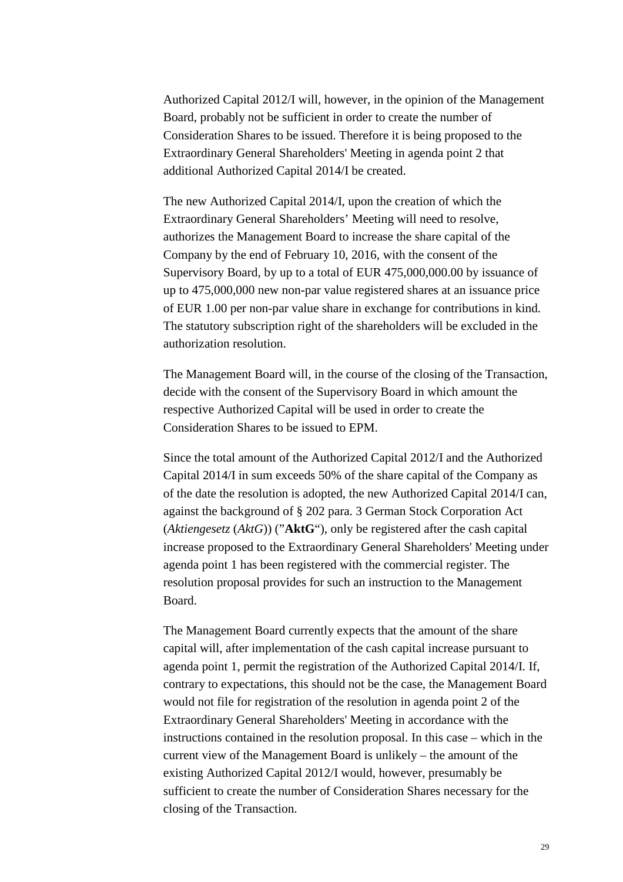Authorized Capital 2012/I will, however, in the opinion of the Management Board, probably not be sufficient in order to create the number of Consideration Shares to be issued. Therefore it is being proposed to the Extraordinary General Shareholders' Meeting in agenda point 2 that additional Authorized Capital 2014/I be created.

The new Authorized Capital 2014/I, upon the creation of which the Extraordinary General Shareholders' Meeting will need to resolve, authorizes the Management Board to increase the share capital of the Company by the end of February 10, 2016, with the consent of the Supervisory Board, by up to a total of EUR 475,000,000.00 by issuance of up to 475,000,000 new non-par value registered shares at an issuance price of EUR 1.00 per non-par value share in exchange for contributions in kind. The statutory subscription right of the shareholders will be excluded in the authorization resolution.

The Management Board will, in the course of the closing of the Transaction, decide with the consent of the Supervisory Board in which amount the respective Authorized Capital will be used in order to create the Consideration Shares to be issued to EPM.

Since the total amount of the Authorized Capital 2012/I and the Authorized Capital 2014/I in sum exceeds 50% of the share capital of the Company as of the date the resolution is adopted, the new Authorized Capital 2014/I can, against the background of § 202 para. 3 German Stock Corporation Act (*Aktiengesetz* (*AktG*)) ("**AktG**"), only be registered after the cash capital increase proposed to the Extraordinary General Shareholders' Meeting under agenda point 1 has been registered with the commercial register. The resolution proposal provides for such an instruction to the Management Board.

The Management Board currently expects that the amount of the share capital will, after implementation of the cash capital increase pursuant to agenda point 1, permit the registration of the Authorized Capital 2014/I. If, contrary to expectations, this should not be the case, the Management Board would not file for registration of the resolution in agenda point 2 of the Extraordinary General Shareholders' Meeting in accordance with the instructions contained in the resolution proposal. In this case – which in the current view of the Management Board is unlikely – the amount of the existing Authorized Capital 2012/I would, however, presumably be sufficient to create the number of Consideration Shares necessary for the closing of the Transaction.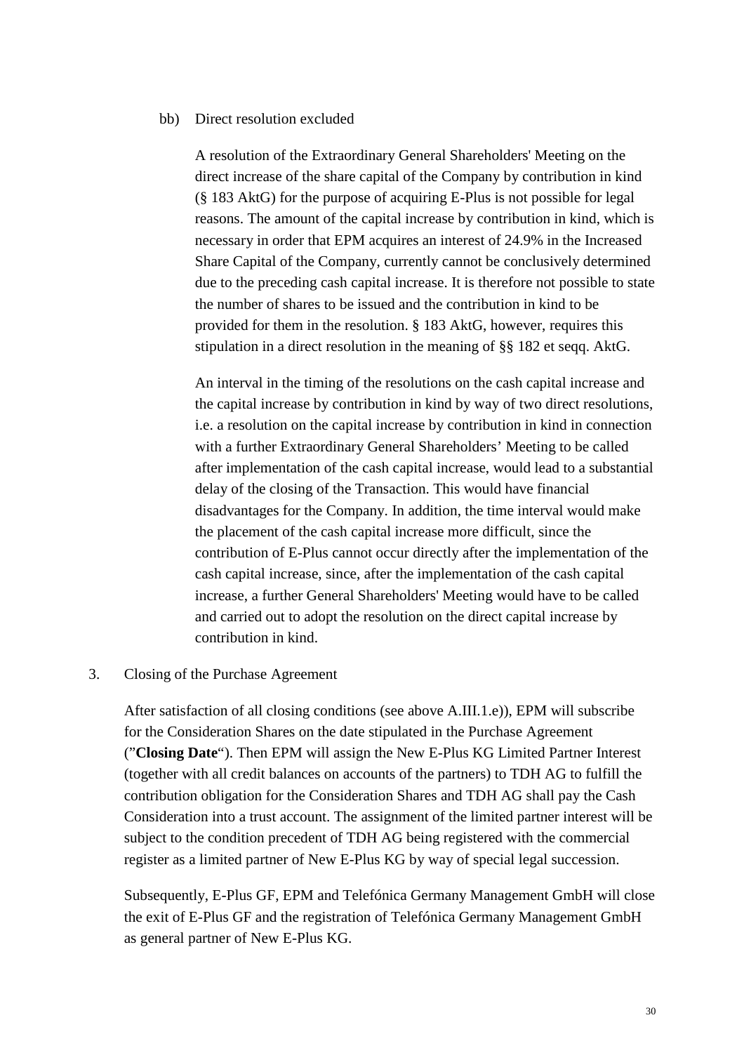bb) Direct resolution excluded

A resolution of the Extraordinary General Shareholders' Meeting on the direct increase of the share capital of the Company by contribution in kind (§ 183 AktG) for the purpose of acquiring E-Plus is not possible for legal reasons. The amount of the capital increase by contribution in kind, which is necessary in order that EPM acquires an interest of 24.9% in the Increased Share Capital of the Company, currently cannot be conclusively determined due to the preceding cash capital increase. It is therefore not possible to state the number of shares to be issued and the contribution in kind to be provided for them in the resolution. § 183 AktG, however, requires this stipulation in a direct resolution in the meaning of §§ 182 et seqq. AktG.

An interval in the timing of the resolutions on the cash capital increase and the capital increase by contribution in kind by way of two direct resolutions, i.e. a resolution on the capital increase by contribution in kind in connection with a further Extraordinary General Shareholders' Meeting to be called after implementation of the cash capital increase, would lead to a substantial delay of the closing of the Transaction. This would have financial disadvantages for the Company. In addition, the time interval would make the placement of the cash capital increase more difficult, since the contribution of E-Plus cannot occur directly after the implementation of the cash capital increase, since, after the implementation of the cash capital increase, a further General Shareholders' Meeting would have to be called and carried out to adopt the resolution on the direct capital increase by contribution in kind.

3. Closing of the Purchase Agreement

After satisfaction of all closing conditions (see above A.III.1.e)), EPM will subscribe for the Consideration Shares on the date stipulated in the Purchase Agreement ("**Closing Date**"). Then EPM will assign the New E-Plus KG Limited Partner Interest (together with all credit balances on accounts of the partners) to TDH AG to fulfill the contribution obligation for the Consideration Shares and TDH AG shall pay the Cash Consideration into a trust account. The assignment of the limited partner interest will be subject to the condition precedent of TDH AG being registered with the commercial register as a limited partner of New E-Plus KG by way of special legal succession.

Subsequently, E-Plus GF, EPM and Telefónica Germany Management GmbH will close the exit of E-Plus GF and the registration of Telefónica Germany Management GmbH as general partner of New E-Plus KG.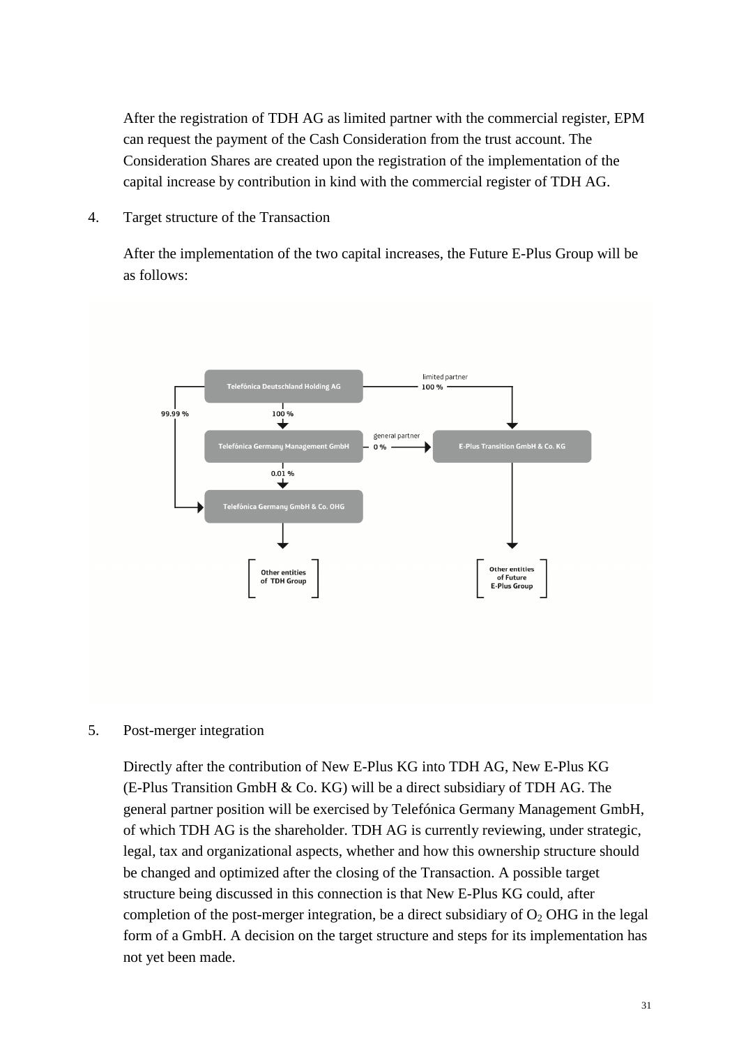After the registration of TDH AG as limited partner with the commercial register, EPM can request the payment of the Cash Consideration from the trust account. The Consideration Shares are created upon the registration of the implementation of the capital increase by contribution in kind with the commercial register of TDH AG.

4. Target structure of the Transaction

After the implementation of the two capital increases, the Future E-Plus Group will be as follows:

Telefónica Deutschland Holding AG

limited partner 100 %

99.99 %

100 %

Telefónica Germany Management GmbH

general partner 0 %

E-Plus Transition GmbH & Co. KG

0.01 %

Telefónica Germany GmbH & Co. OHG

Other entities of TDH Group

Other entities of Future E-Plus Group

5. Post-merger integration

Directly after the contribution of New E-Plus KG into TDH AG, New E-Plus KG (E-Plus Transition GmbH & Co. KG) will be a direct subsidiary of TDH AG. The general partner position will be exercised by Telefónica Germany Management GmbH, of which TDH AG is the shareholder. TDH AG is currently reviewing, under strategic, legal, tax and organizational aspects, whether and how this ownership structure should be changed and optimized after the closing of the Transaction. A possible target structure being discussed in this connection is that New E-Plus KG could, after completion of the post-merger integration, be a direct subsidiary of $O_2$ OHG in the legal form of a GmbH. A decision on the target structure and steps for its implementation has not yet been made.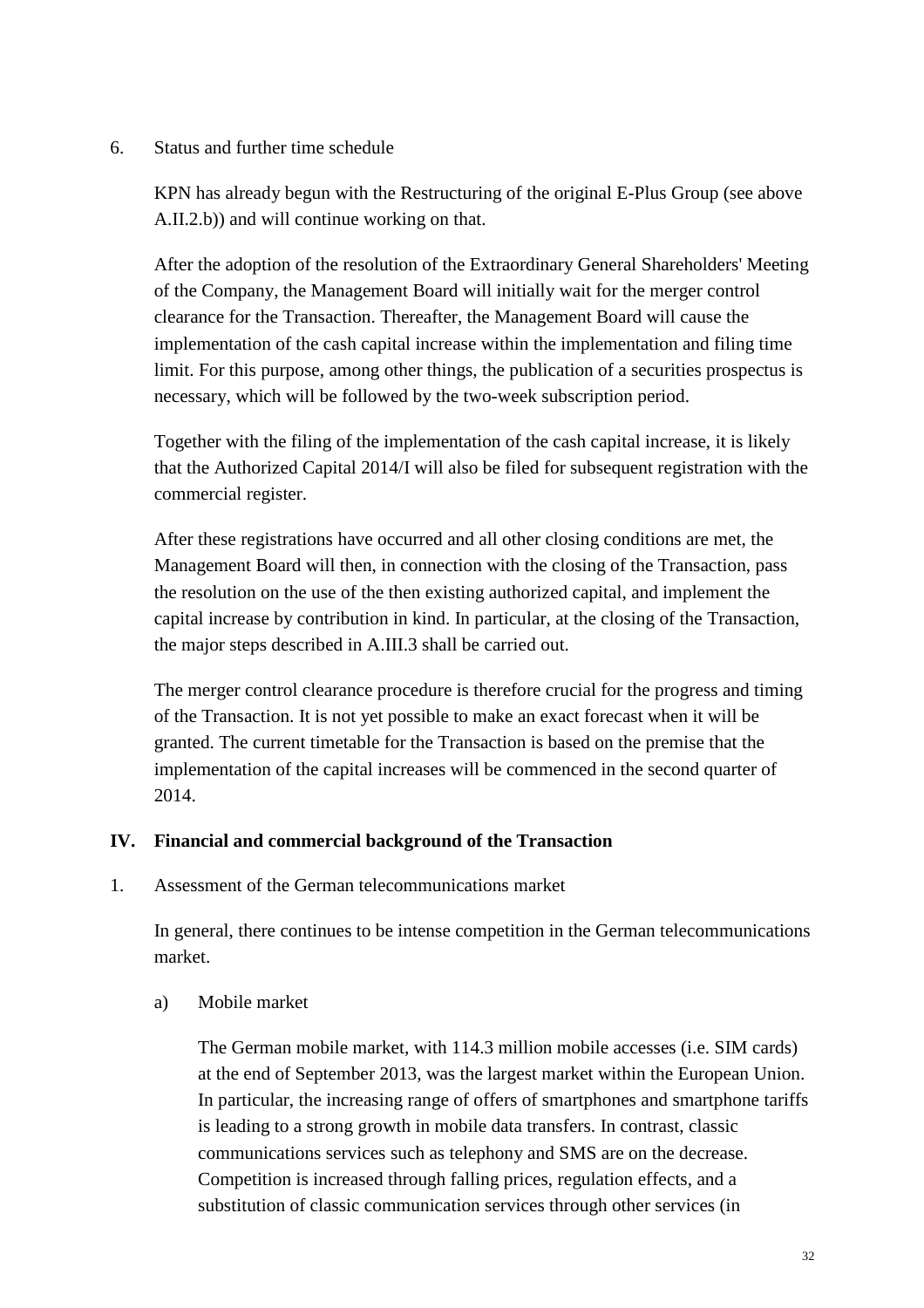6. Status and further time schedule

KPN has already begun with the Restructuring of the original E-Plus Group (see above A.II.2.b)) and will continue working on that.

After the adoption of the resolution of the Extraordinary General Shareholders' Meeting of the Company, the Management Board will initially wait for the merger control clearance for the Transaction. Thereafter, the Management Board will cause the implementation of the cash capital increase within the implementation and filing time limit. For this purpose, among other things, the publication of a securities prospectus is necessary, which will be followed by the two-week subscription period.

Together with the filing of the implementation of the cash capital increase, it is likely that the Authorized Capital 2014/I will also be filed for subsequent registration with the commercial register.

After these registrations have occurred and all other closing conditions are met, the Management Board will then, in connection with the closing of the Transaction, pass the resolution on the use of the then existing authorized capital, and implement the capital increase by contribution in kind. In particular, at the closing of the Transaction, the major steps described in A.III.3 shall be carried out.

The merger control clearance procedure is therefore crucial for the progress and timing of the Transaction. It is not yet possible to make an exact forecast when it will be granted. The current timetable for the Transaction is based on the premise that the implementation of the capital increases will be commenced in the second quarter of 2014.

## IV. Financial and commercial background of the Transaction

1. Assessment of the German telecommunications market

In general, there continues to be intense competition in the German telecommunications market.

a) Mobile market

The German mobile market, with 114.3 million mobile accesses (i.e. SIM cards) at the end of September 2013, was the largest market within the European Union. In particular, the increasing range of offers of smartphones and smartphone tariffs is leading to a strong growth in mobile data transfers. In contrast, classic communications services such as telephony and SMS are on the decrease. Competition is increased through falling prices, regulation effects, and a substitution of classic communication services through other services (in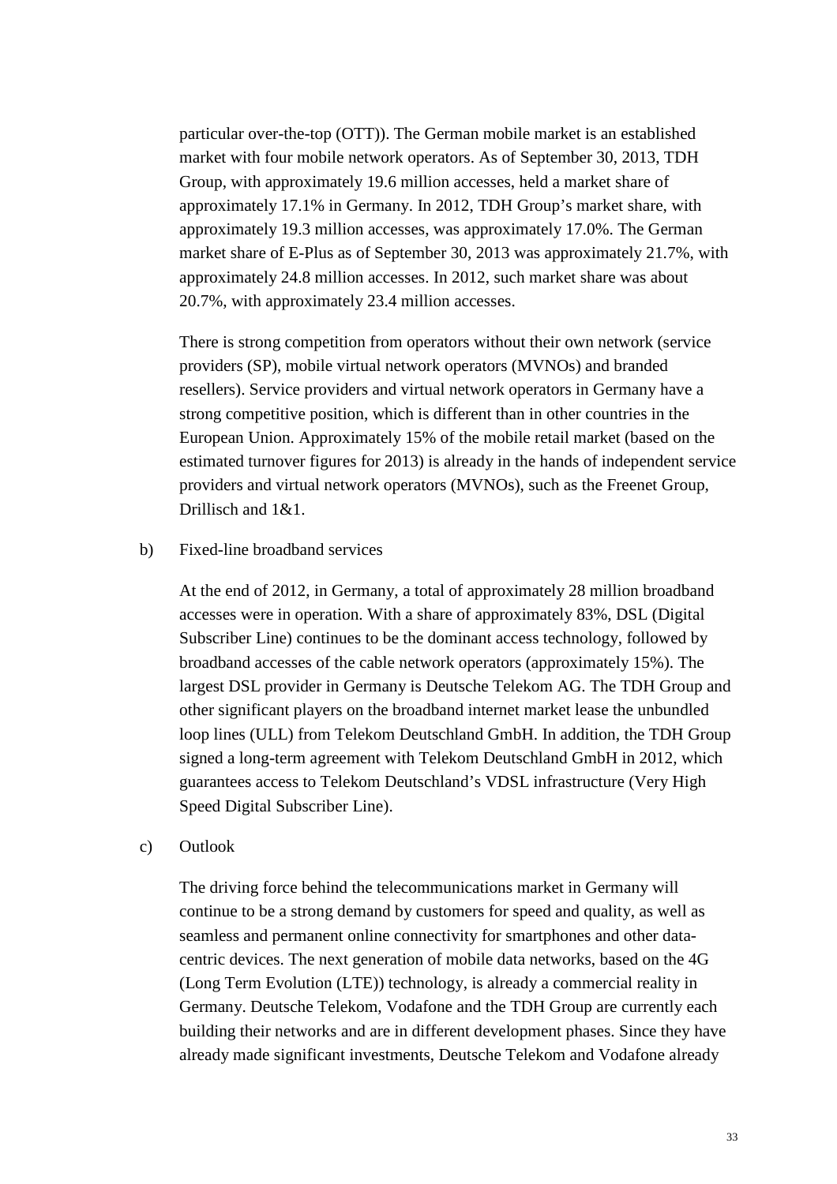particular over-the-top (OTT)). The German mobile market is an established market with four mobile network operators. As of September 30, 2013, TDH Group, with approximately 19.6 million accesses, held a market share of approximately 17.1% in Germany. In 2012, TDH Group's market share, with approximately 19.3 million accesses, was approximately 17.0%. The German market share of E-Plus as of September 30, 2013 was approximately 21.7%, with approximately 24.8 million accesses. In 2012, such market share was about 20.7%, with approximately 23.4 million accesses.

There is strong competition from operators without their own network (service providers (SP), mobile virtual network operators (MVNOs) and branded resellers). Service providers and virtual network operators in Germany have a strong competitive position, which is different than in other countries in the European Union. Approximately 15% of the mobile retail market (based on the estimated turnover figures for 2013) is already in the hands of independent service providers and virtual network operators (MVNOs), such as the Freenet Group, Drillisch and 1&1.

b) Fixed-line broadband services

At the end of 2012, in Germany, a total of approximately 28 million broadband accesses were in operation. With a share of approximately 83%, DSL (Digital Subscriber Line) continues to be the dominant access technology, followed by broadband accesses of the cable network operators (approximately 15%). The largest DSL provider in Germany is Deutsche Telekom AG. The TDH Group and other significant players on the broadband internet market lease the unbundled loop lines (ULL) from Telekom Deutschland GmbH. In addition, the TDH Group signed a long-term agreement with Telekom Deutschland GmbH in 2012, which guarantees access to Telekom Deutschland's VDSL infrastructure (Very High Speed Digital Subscriber Line).

c) Outlook

The driving force behind the telecommunications market in Germany will continue to be a strong demand by customers for speed and quality, as well as seamless and permanent online connectivity for smartphones and other data-centric devices. The next generation of mobile data networks, based on the 4G (Long Term Evolution (LTE)) technology, is already a commercial reality in Germany. Deutsche Telekom, Vodafone and the TDH Group are currently each building their networks and are in different development phases. Since they have already made significant investments, Deutsche Telekom and Vodafone already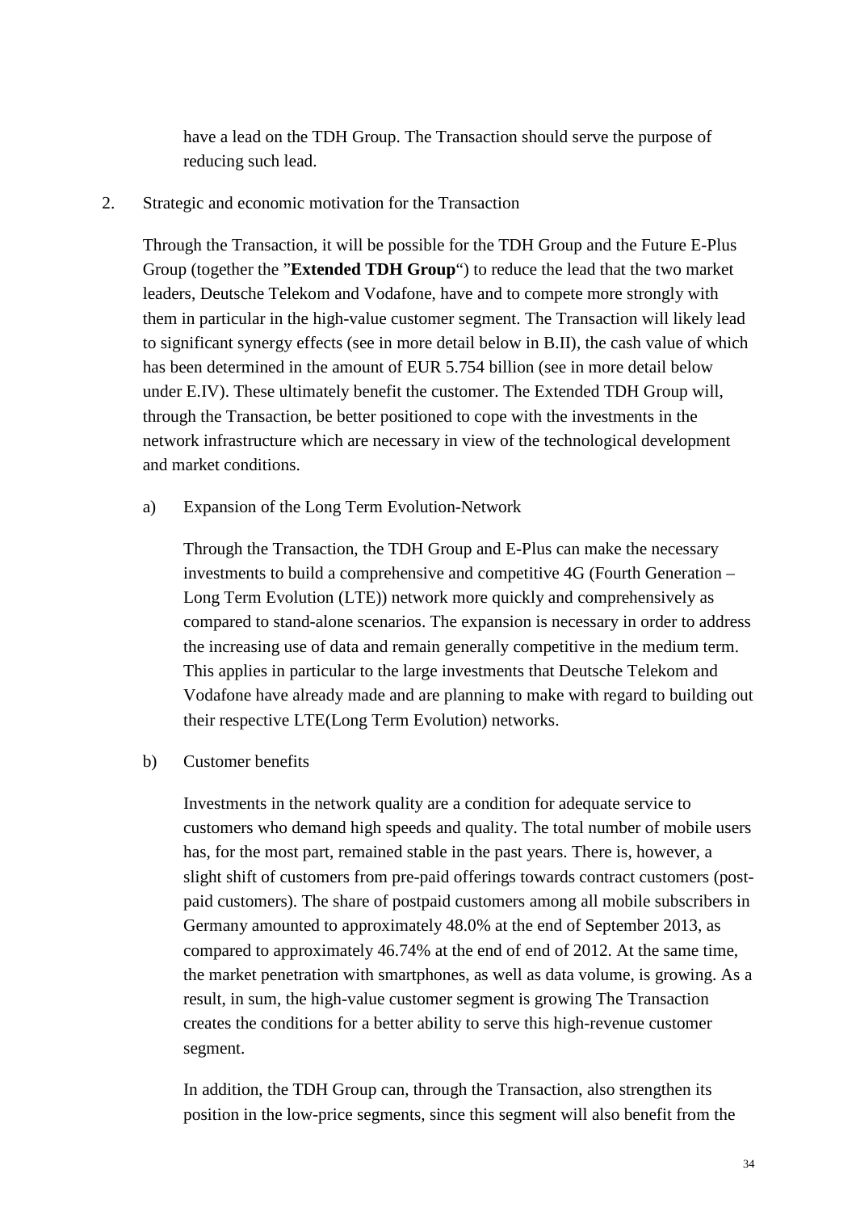have a lead on the TDH Group. The Transaction should serve the purpose of reducing such lead.

2. Strategic and economic motivation for the Transaction

Through the Transaction, it will be possible for the TDH Group and the Future E-Plus Group (together the "**Extended TDH Group**") to reduce the lead that the two market leaders, Deutsche Telekom and Vodafone, have and to compete more strongly with them in particular in the high-value customer segment. The Transaction will likely lead to significant synergy effects (see in more detail below in B.II), the cash value of which has been determined in the amount of EUR 5.754 billion (see in more detail below under E.IV). These ultimately benefit the customer. The Extended TDH Group will, through the Transaction, be better positioned to cope with the investments in the network infrastructure which are necessary in view of the technological development and market conditions.

a) Expansion of the Long Term Evolution-Network

Through the Transaction, the TDH Group and E-Plus can make the necessary investments to build a comprehensive and competitive 4G (Fourth Generation – Long Term Evolution (LTE)) network more quickly and comprehensively as compared to stand-alone scenarios. The expansion is necessary in order to address the increasing use of data and remain generally competitive in the medium term. This applies in particular to the large investments that Deutsche Telekom and Vodafone have already made and are planning to make with regard to building out their respective LTE(Long Term Evolution) networks.

b) Customer benefits

Investments in the network quality are a condition for adequate service to customers who demand high speeds and quality. The total number of mobile users has, for the most part, remained stable in the past years. There is, however, a slight shift of customers from pre-paid offerings towards contract customers (post-paid customers). The share of postpaid customers among all mobile subscribers in Germany amounted to approximately 48.0% at the end of September 2013, as compared to approximately 46.74% at the end of end of 2012. At the same time, the market penetration with smartphones, as well as data volume, is growing. As a result, in sum, the high-value customer segment is growing The Transaction creates the conditions for a better ability to serve this high-revenue customer segment.

In addition, the TDH Group can, through the Transaction, also strengthen its position in the low-price segments, since this segment will also benefit from the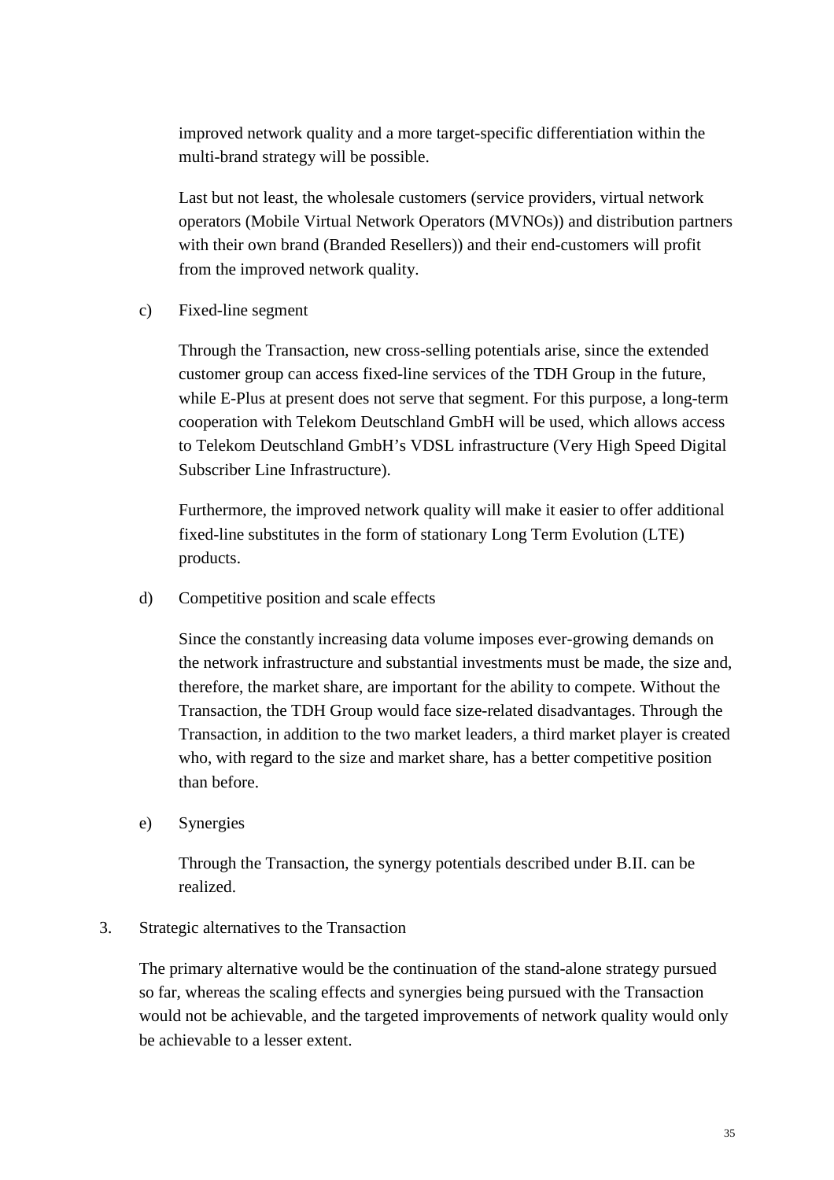improved network quality and a more target-specific differentiation within the multi-brand strategy will be possible.

Last but not least, the wholesale customers (service providers, virtual network operators (Mobile Virtual Network Operators (MVNOs)) and distribution partners with their own brand (Branded Resellers)) and their end-customers will profit from the improved network quality.

c) Fixed-line segment

Through the Transaction, new cross-selling potentials arise, since the extended customer group can access fixed-line services of the TDH Group in the future, while E-Plus at present does not serve that segment. For this purpose, a long-term cooperation with Telekom Deutschland GmbH will be used, which allows access to Telekom Deutschland GmbH's VDSL infrastructure (Very High Speed Digital Subscriber Line Infrastructure).

Furthermore, the improved network quality will make it easier to offer additional fixed-line substitutes in the form of stationary Long Term Evolution (LTE) products.

d) Competitive position and scale effects

Since the constantly increasing data volume imposes ever-growing demands on the network infrastructure and substantial investments must be made, the size and, therefore, the market share, are important for the ability to compete. Without the Transaction, the TDH Group would face size-related disadvantages. Through the Transaction, in addition to the two market leaders, a third market player is created who, with regard to the size and market share, has a better competitive position than before.

e) Synergies

Through the Transaction, the synergy potentials described under B.II. can be realized.

3. Strategic alternatives to the Transaction

The primary alternative would be the continuation of the stand-alone strategy pursued so far, whereas the scaling effects and synergies being pursued with the Transaction would not be achievable, and the targeted improvements of network quality would only be achievable to a lesser extent.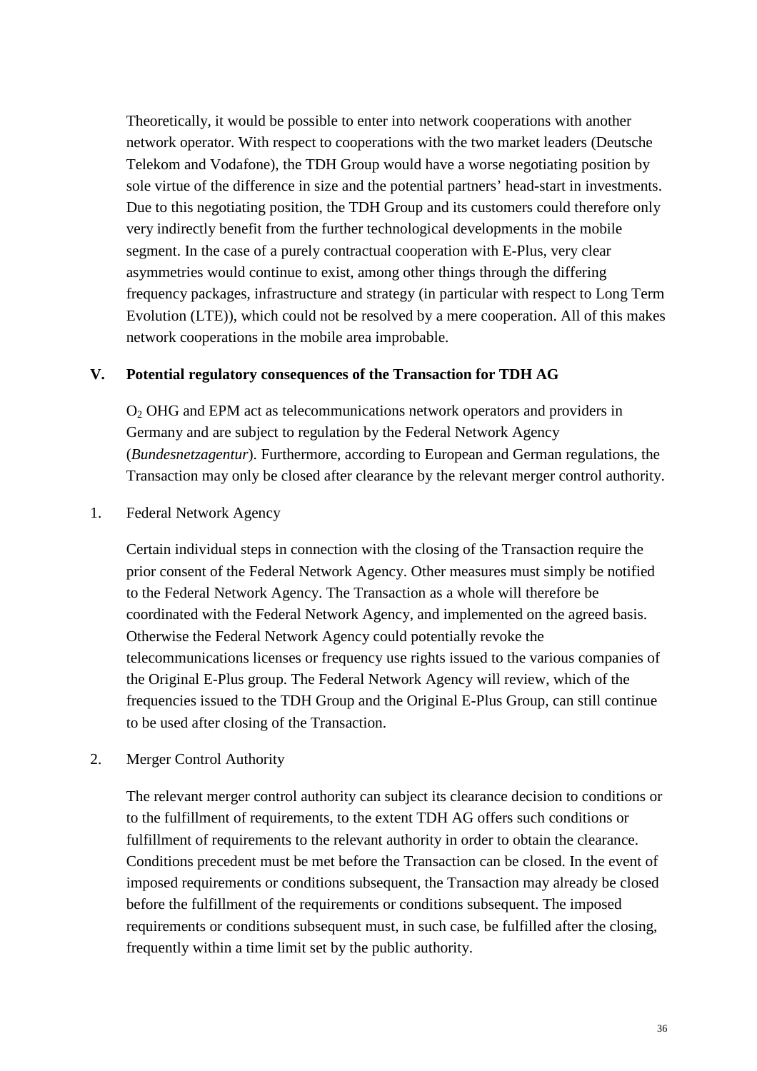Theoretically, it would be possible to enter into network cooperations with another network operator. With respect to cooperations with the two market leaders (Deutsche Telekom and Vodafone), the TDH Group would have a worse negotiating position by sole virtue of the difference in size and the potential partners' head-start in investments. Due to this negotiating position, the TDH Group and its customers could therefore only very indirectly benefit from the further technological developments in the mobile segment. In the case of a purely contractual cooperation with E-Plus, very clear asymmetries would continue to exist, among other things through the differing frequency packages, infrastructure and strategy (in particular with respect to Long Term Evolution (LTE)), which could not be resolved by a mere cooperation. All of this makes network cooperations in the mobile area improbable.

## V. Potential regulatory consequences of the Transaction for TDH AG

$O_2$ OHG and EPM act as telecommunications network operators and providers in Germany and are subject to regulation by the Federal Network Agency (*Bundesnetzagentur*). Furthermore, according to European and German regulations, the Transaction may only be closed after clearance by the relevant merger control authority.

### 1. Federal Network Agency

Certain individual steps in connection with the closing of the Transaction require the prior consent of the Federal Network Agency. Other measures must simply be notified to the Federal Network Agency. The Transaction as a whole will therefore be coordinated with the Federal Network Agency, and implemented on the agreed basis. Otherwise the Federal Network Agency could potentially revoke the telecommunications licenses or frequency use rights issued to the various companies of the Original E-Plus group. The Federal Network Agency will review, which of the frequencies issued to the TDH Group and the Original E-Plus Group, can still continue to be used after closing of the Transaction.

### 2. Merger Control Authority

The relevant merger control authority can subject its clearance decision to conditions or to the fulfillment of requirements, to the extent TDH AG offers such conditions or fulfillment of requirements to the relevant authority in order to obtain the clearance. Conditions precedent must be met before the Transaction can be closed. In the event of imposed requirements or conditions subsequent, the Transaction may already be closed before the fulfillment of the requirements or conditions subsequent. The imposed requirements or conditions subsequent must, in such case, be fulfilled after the closing, frequently within a time limit set by the public authority.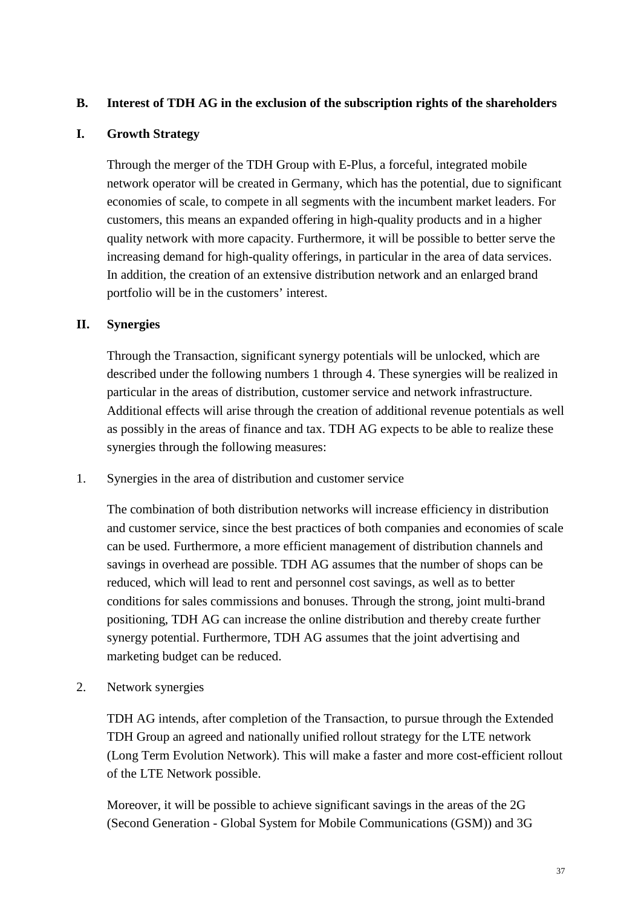## B. Interest of TDH AG in the exclusion of the subscription rights of the shareholders

### I. Growth Strategy

Through the merger of the TDH Group with E-Plus, a forceful, integrated mobile network operator will be created in Germany, which has the potential, due to significant economies of scale, to compete in all segments with the incumbent market leaders. For customers, this means an expanded offering in high-quality products and in a higher quality network with more capacity. Furthermore, it will be possible to better serve the increasing demand for high-quality offerings, in particular in the area of data services. In addition, the creation of an extensive distribution network and an enlarged brand portfolio will be in the customers' interest.

### II. Synergies

Through the Transaction, significant synergy potentials will be unlocked, which are described under the following numbers 1 through 4. These synergies will be realized in particular in the areas of distribution, customer service and network infrastructure. Additional effects will arise through the creation of additional revenue potentials as well as possibly in the areas of finance and tax. TDH AG expects to be able to realize these synergies through the following measures:

1. Synergies in the area of distribution and customer service

   The combination of both distribution networks will increase efficiency in distribution and customer service, since the best practices of both companies and economies of scale can be used. Furthermore, a more efficient management of distribution channels and savings in overhead are possible. TDH AG assumes that the number of shops can be reduced, which will lead to rent and personnel cost savings, as well as to better conditions for sales commissions and bonuses. Through the strong, joint multi-brand positioning, TDH AG can increase the online distribution and thereby create further synergy potential. Furthermore, TDH AG assumes that the joint advertising and marketing budget can be reduced.

2. Network synergies

   TDH AG intends, after completion of the Transaction, to pursue through the Extended TDH Group an agreed and nationally unified rollout strategy for the LTE network (Long Term Evolution Network). This will make a faster and more cost-efficient rollout of the LTE Network possible.

   Moreover, it will be possible to achieve significant savings in the areas of the 2G (Second Generation - Global System for Mobile Communications (GSM)) and 3G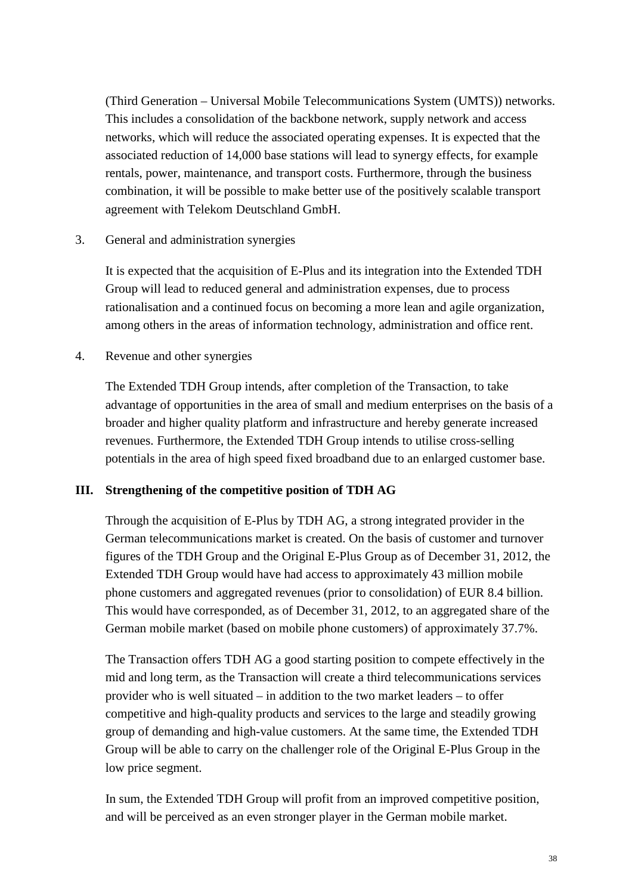(Third Generation – Universal Mobile Telecommunications System (UMTS)) networks. This includes a consolidation of the backbone network, supply network and access networks, which will reduce the associated operating expenses. It is expected that the associated reduction of 14,000 base stations will lead to synergy effects, for example rentals, power, maintenance, and transport costs. Furthermore, through the business combination, it will be possible to make better use of the positively scalable transport agreement with Telekom Deutschland GmbH.

3. General and administration synergies

   It is expected that the acquisition of E-Plus and its integration into the Extended TDH Group will lead to reduced general and administration expenses, due to process rationalisation and a continued focus on becoming a more lean and agile organization, among others in the areas of information technology, administration and office rent.

4. Revenue and other synergies

   The Extended TDH Group intends, after completion of the Transaction, to take advantage of opportunities in the area of small and medium enterprises on the basis of a broader and higher quality platform and infrastructure and hereby generate increased revenues. Furthermore, the Extended TDH Group intends to utilise cross-selling potentials in the area of high speed fixed broadband due to an enlarged customer base.

**III. Strengthening of the competitive position of TDH AG**

Through the acquisition of E-Plus by TDH AG, a strong integrated provider in the German telecommunications market is created. On the basis of customer and turnover figures of the TDH Group and the Original E-Plus Group as of December 31, 2012, the Extended TDH Group would have had access to approximately 43 million mobile phone customers and aggregated revenues (prior to consolidation) of EUR 8.4 billion. This would have corresponded, as of December 31, 2012, to an aggregated share of the German mobile market (based on mobile phone customers) of approximately 37.7%.

The Transaction offers TDH AG a good starting position to compete effectively in the mid and long term, as the Transaction will create a third telecommunications services provider who is well situated – in addition to the two market leaders – to offer competitive and high-quality products and services to the large and steadily growing group of demanding and high-value customers. At the same time, the Extended TDH Group will be able to carry on the challenger role of the Original E-Plus Group in the low price segment.

In sum, the Extended TDH Group will profit from an improved competitive position, and will be perceived as an even stronger player in the German mobile market.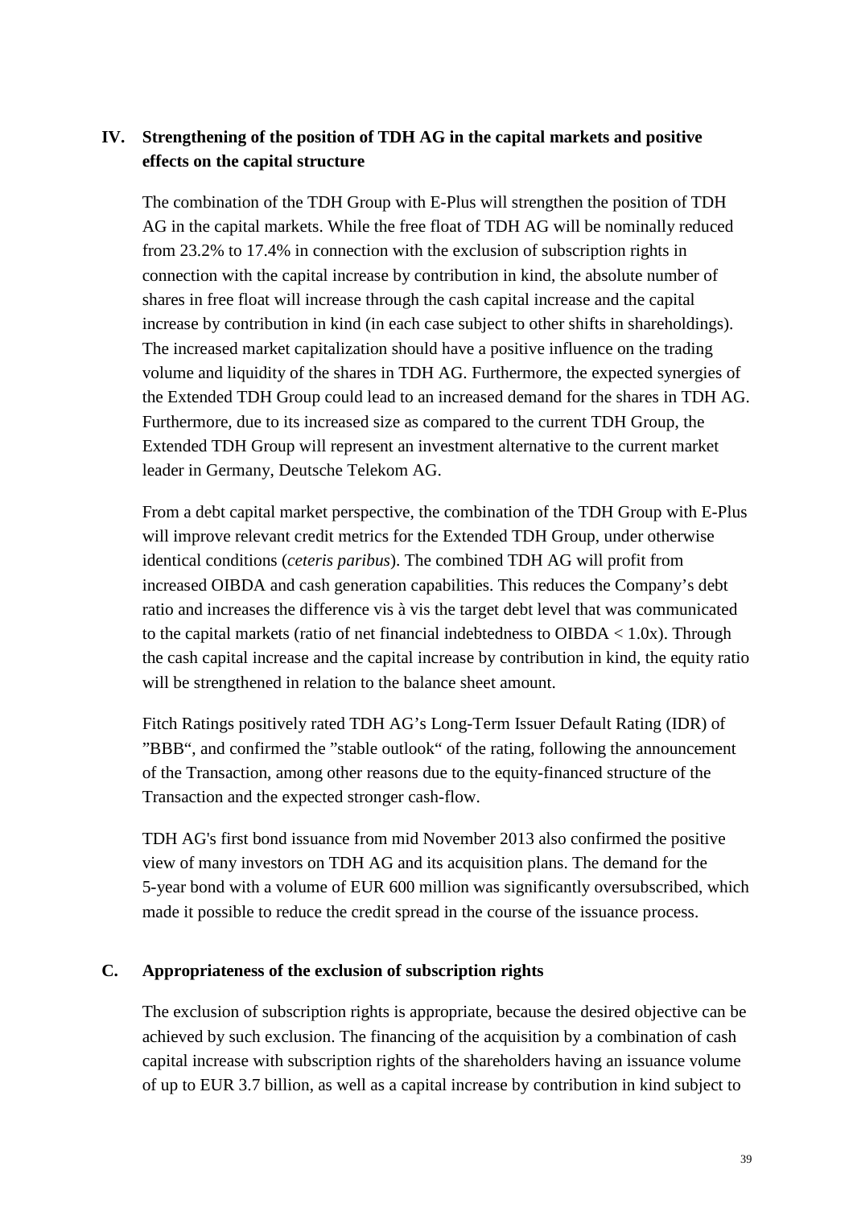## IV. Strengthening of the position of TDH AG in the capital markets and positive effects on the capital structure

The combination of the TDH Group with E-Plus will strengthen the position of TDH AG in the capital markets. While the free float of TDH AG will be nominally reduced from 23.2% to 17.4% in connection with the exclusion of subscription rights in connection with the capital increase by contribution in kind, the absolute number of shares in free float will increase through the cash capital increase and the capital increase by contribution in kind (in each case subject to other shifts in shareholdings). The increased market capitalization should have a positive influence on the trading volume and liquidity of the shares in TDH AG. Furthermore, the expected synergies of the Extended TDH Group could lead to an increased demand for the shares in TDH AG. Furthermore, due to its increased size as compared to the current TDH Group, the Extended TDH Group will represent an investment alternative to the current market leader in Germany, Deutsche Telekom AG.

From a debt capital market perspective, the combination of the TDH Group with E-Plus will improve relevant credit metrics for the Extended TDH Group, under otherwise identical conditions (*ceteris paribus*). The combined TDH AG will profit from increased OIBDA and cash generation capabilities. This reduces the Company's debt ratio and increases the difference vis à vis the target debt level that was communicated to the capital markets (ratio of net financial indebtedness to OIBDA < 1.0x). Through the cash capital increase and the capital increase by contribution in kind, the equity ratio will be strengthened in relation to the balance sheet amount.

Fitch Ratings positively rated TDH AG's Long-Term Issuer Default Rating (IDR) of "BBB", and confirmed the "stable outlook" of the rating, following the announcement of the Transaction, among other reasons due to the equity-financed structure of the Transaction and the expected stronger cash-flow.

TDH AG's first bond issuance from mid November 2013 also confirmed the positive view of many investors on TDH AG and its acquisition plans. The demand for the 5-year bond with a volume of EUR 600 million was significantly oversubscribed, which made it possible to reduce the credit spread in the course of the issuance process.

# C. Appropriateness of the exclusion of subscription rights

The exclusion of subscription rights is appropriate, because the desired objective can be achieved by such exclusion. The financing of the acquisition by a combination of cash capital increase with subscription rights of the shareholders having an issuance volume of up to EUR 3.7 billion, as well as a capital increase by contribution in kind subject to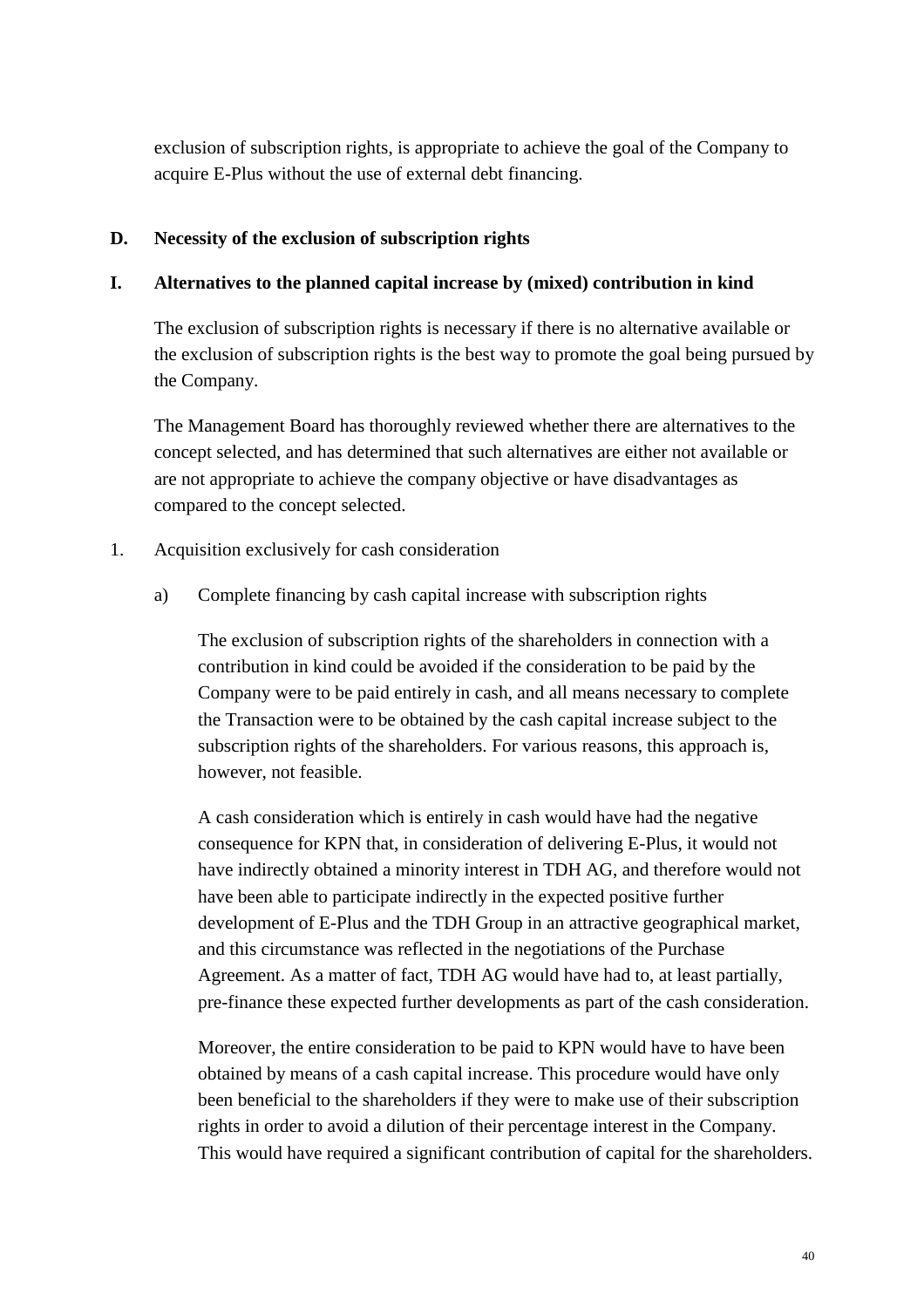exclusion of subscription rights, is appropriate to achieve the goal of the Company to acquire E-Plus without the use of external debt financing.

## D. Necessity of the exclusion of subscription rights

### I. Alternatives to the planned capital increase by (mixed) contribution in kind

The exclusion of subscription rights is necessary if there is no alternative available or the exclusion of subscription rights is the best way to promote the goal being pursued by the Company.

The Management Board has thoroughly reviewed whether there are alternatives to the concept selected, and has determined that such alternatives are either not available or are not appropriate to achieve the company objective or have disadvantages as compared to the concept selected.

1. Acquisition exclusively for cash consideration

   a) Complete financing by cash capital increase with subscription rights

      The exclusion of subscription rights of the shareholders in connection with a contribution in kind could be avoided if the consideration to be paid by the Company were to be paid entirely in cash, and all means necessary to complete the Transaction were to be obtained by the cash capital increase subject to the subscription rights of the shareholders. For various reasons, this approach is, however, not feasible.

      A cash consideration which is entirely in cash would have had the negative consequence for KPN that, in consideration of delivering E-Plus, it would not have indirectly obtained a minority interest in TDH AG, and therefore would not have been able to participate indirectly in the expected positive further development of E-Plus and the TDH Group in an attractive geographical market, and this circumstance was reflected in the negotiations of the Purchase Agreement. As a matter of fact, TDH AG would have had to, at least partially, pre-finance these expected further developments as part of the cash consideration.

      Moreover, the entire consideration to be paid to KPN would have to have been obtained by means of a cash capital increase. This procedure would have only been beneficial to the shareholders if they were to make use of their subscription rights in order to avoid a dilution of their percentage interest in the Company. This would have required a significant contribution of capital for the shareholders.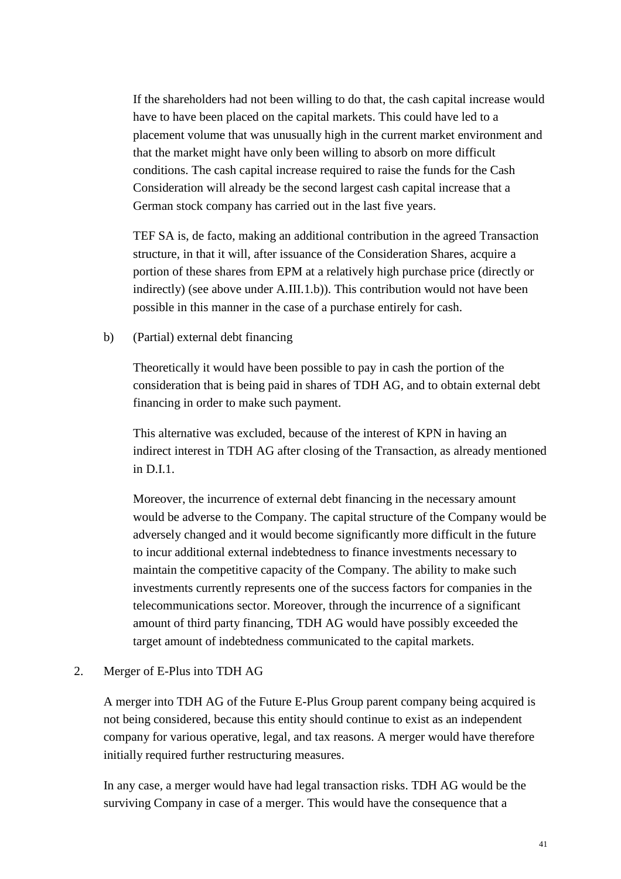If the shareholders had not been willing to do that, the cash capital increase would have to have been placed on the capital markets. This could have led to a placement volume that was unusually high in the current market environment and that the market might have only been willing to absorb on more difficult conditions. The cash capital increase required to raise the funds for the Cash Consideration will already be the second largest cash capital increase that a German stock company has carried out in the last five years.

TEF SA is, de facto, making an additional contribution in the agreed Transaction structure, in that it will, after issuance of the Consideration Shares, acquire a portion of these shares from EPM at a relatively high purchase price (directly or indirectly) (see above under A.III.1.b)). This contribution would not have been possible in this manner in the case of a purchase entirely for cash.

b) (Partial) external debt financing

Theoretically it would have been possible to pay in cash the portion of the consideration that is being paid in shares of TDH AG, and to obtain external debt financing in order to make such payment.

This alternative was excluded, because of the interest of KPN in having an indirect interest in TDH AG after closing of the Transaction, as already mentioned in D.I.1.

Moreover, the incurrence of external debt financing in the necessary amount would be adverse to the Company. The capital structure of the Company would be adversely changed and it would become significantly more difficult in the future to incur additional external indebtedness to finance investments necessary to maintain the competitive capacity of the Company. The ability to make such investments currently represents one of the success factors for companies in the telecommunications sector. Moreover, through the incurrence of a significant amount of third party financing, TDH AG would have possibly exceeded the target amount of indebtedness communicated to the capital markets.

2. Merger of E-Plus into TDH AG

A merger into TDH AG of the Future E-Plus Group parent company being acquired is not being considered, because this entity should continue to exist as an independent company for various operative, legal, and tax reasons. A merger would have therefore initially required further restructuring measures.

In any case, a merger would have had legal transaction risks. TDH AG would be the surviving Company in case of a merger. This would have the consequence that a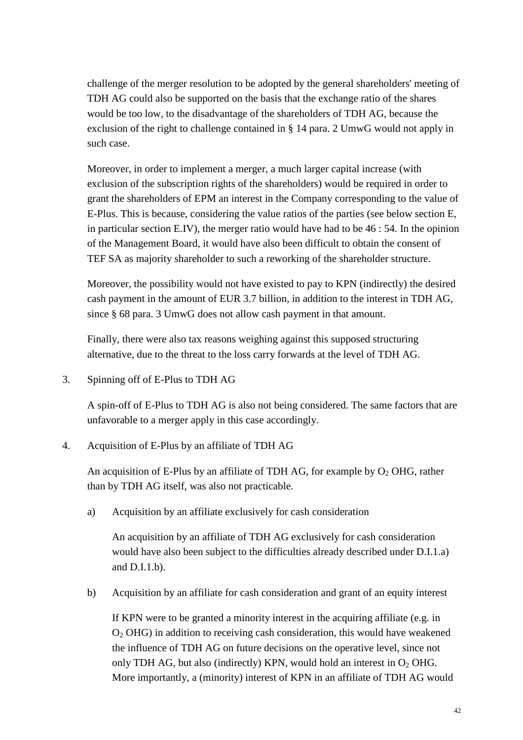challenge of the merger resolution to be adopted by the general shareholders' meeting of TDH AG could also be supported on the basis that the exchange ratio of the shares would be too low, to the disadvantage of the shareholders of TDH AG, because the exclusion of the right to challenge contained in § 14 para. 2 UmwG would not apply in such case.

Moreover, in order to implement a merger, a much larger capital increase (with exclusion of the subscription rights of the shareholders) would be required in order to grant the shareholders of EPM an interest in the Company corresponding to the value of E-Plus. This is because, considering the value ratios of the parties (see below section E, in particular section E.IV), the merger ratio would have had to be 46 : 54. In the opinion of the Management Board, it would have also been difficult to obtain the consent of TEF SA as majority shareholder to such a reworking of the shareholder structure.

Moreover, the possibility would not have existed to pay to KPN (indirectly) the desired cash payment in the amount of EUR 3.7 billion, in addition to the interest in TDH AG, since § 68 para. 3 UmwG does not allow cash payment in that amount.

Finally, there were also tax reasons weighing against this supposed structuring alternative, due to the threat to the loss carry forwards at the level of TDH AG.

3. Spinning off of E-Plus to TDH AG

A spin-off of E-Plus to TDH AG is also not being considered. The same factors that are unfavorable to a merger apply in this case accordingly.

4. Acquisition of E-Plus by an affiliate of TDH AG

An acquisition of E-Plus by an affiliate of TDH AG, for example by $O_2$ OHG, rather than by TDH AG itself, was also not practicable.

a) Acquisition by an affiliate exclusively for cash consideration

An acquisition by an affiliate of TDH AG exclusively for cash consideration would have also been subject to the difficulties already described under D.I.1.a) and D.I.1.b).

b) Acquisition by an affiliate for cash consideration and grant of an equity interest

If KPN were to be granted a minority interest in the acquiring affiliate (e.g. in $O_2$ OHG) in addition to receiving cash consideration, this would have weakened the influence of TDH AG on future decisions on the operative level, since not only TDH AG, but also (indirectly) KPN, would hold an interest in $O_2$ OHG. More importantly, a (minority) interest of KPN in an affiliate of TDH AG would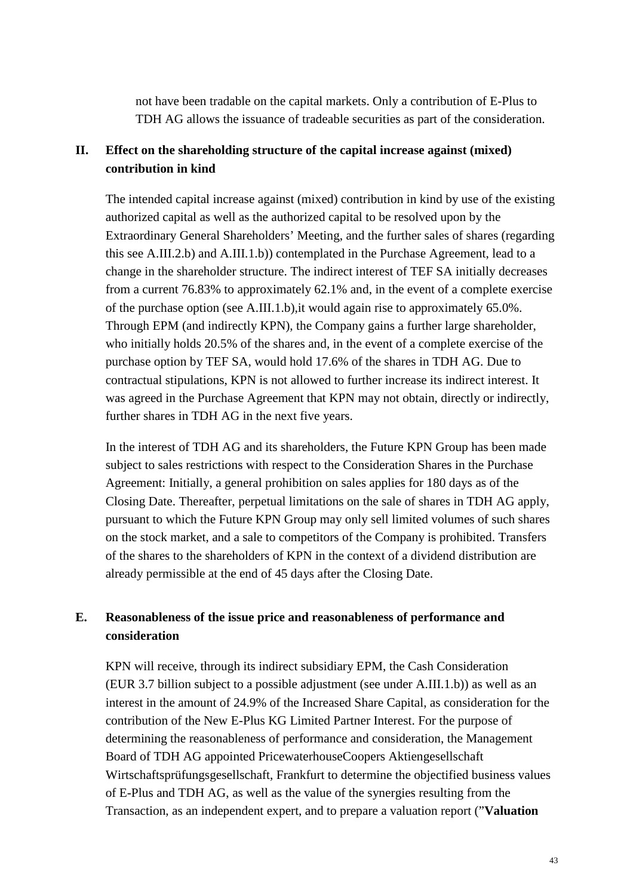not have been tradable on the capital markets. Only a contribution of E-Plus to TDH AG allows the issuance of tradeable securities as part of the consideration.

## II. Effect on the shareholding structure of the capital increase against (mixed) contribution in kind

The intended capital increase against (mixed) contribution in kind by use of the existing authorized capital as well as the authorized capital to be resolved upon by the Extraordinary General Shareholders' Meeting, and the further sales of shares (regarding this see A.III.2.b) and A.III.1.b)) contemplated in the Purchase Agreement, lead to a change in the shareholder structure. The indirect interest of TEF SA initially decreases from a current 76.83% to approximately 62.1% and, in the event of a complete exercise of the purchase option (see A.III.1.b),it would again rise to approximately 65.0%. Through EPM (and indirectly KPN), the Company gains a further large shareholder, who initially holds 20.5% of the shares and, in the event of a complete exercise of the purchase option by TEF SA, would hold 17.6% of the shares in TDH AG. Due to contractual stipulations, KPN is not allowed to further increase its indirect interest. It was agreed in the Purchase Agreement that KPN may not obtain, directly or indirectly, further shares in TDH AG in the next five years.

In the interest of TDH AG and its shareholders, the Future KPN Group has been made subject to sales restrictions with respect to the Consideration Shares in the Purchase Agreement: Initially, a general prohibition on sales applies for 180 days as of the Closing Date. Thereafter, perpetual limitations on the sale of shares in TDH AG apply, pursuant to which the Future KPN Group may only sell limited volumes of such shares on the stock market, and a sale to competitors of the Company is prohibited. Transfers of the shares to the shareholders of KPN in the context of a dividend distribution are already permissible at the end of 45 days after the Closing Date.

# E. Reasonableness of the issue price and reasonableness of performance and consideration

KPN will receive, through its indirect subsidiary EPM, the Cash Consideration (EUR 3.7 billion subject to a possible adjustment (see under A.III.1.b)) as well as an interest in the amount of 24.9% of the Increased Share Capital, as consideration for the contribution of the New E-Plus KG Limited Partner Interest. For the purpose of determining the reasonableness of performance and consideration, the Management Board of TDH AG appointed PricewaterhouseCoopers Aktiengesellschaft Wirtschaftsprüfungsgesellschaft, Frankfurt to determine the objectified business values of E-Plus and TDH AG, as well as the value of the synergies resulting from the Transaction, as an independent expert, and to prepare a valuation report ("**Valuation**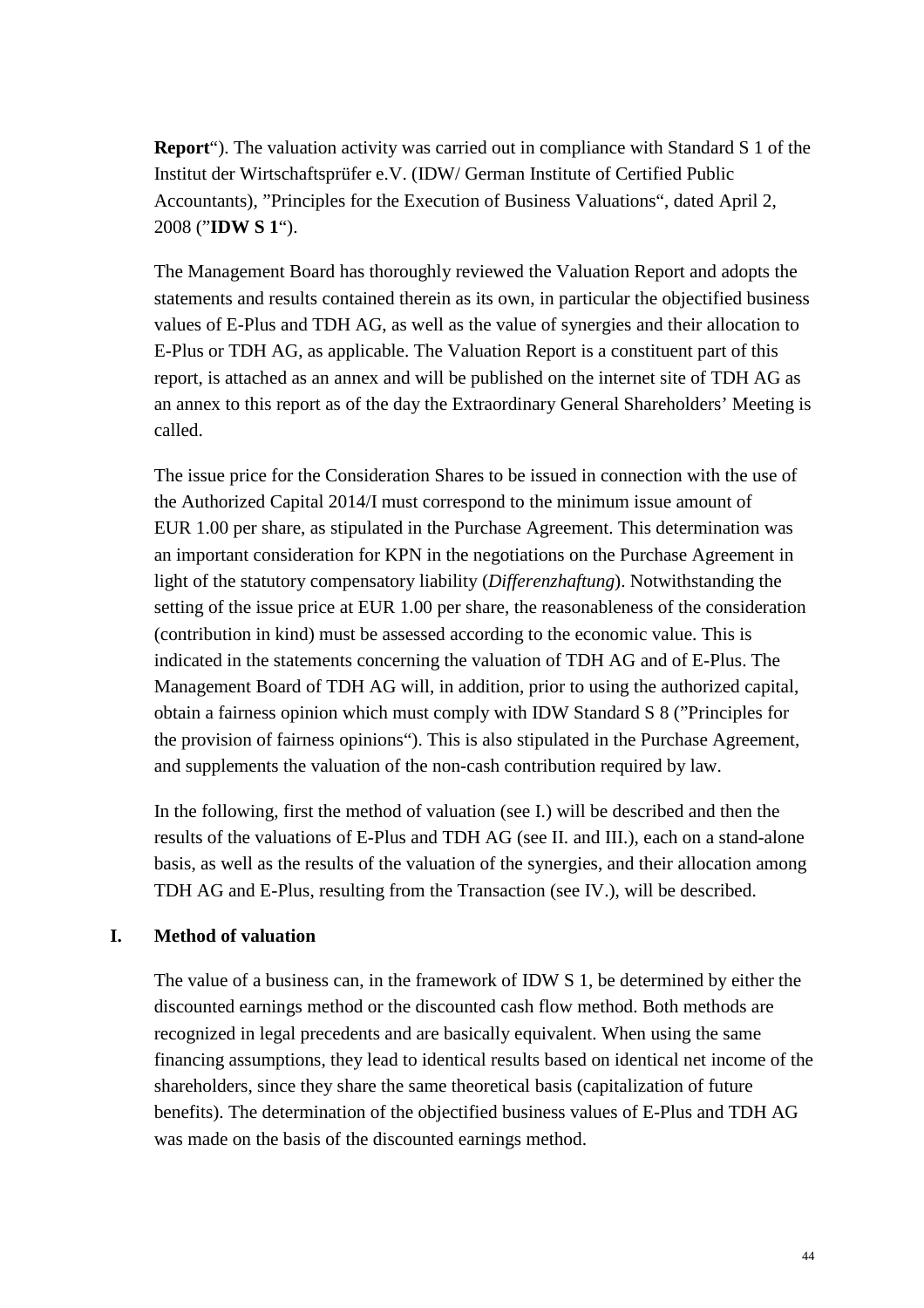**Report**“). The valuation activity was carried out in compliance with Standard S 1 of the Institut der Wirtschaftsprüfer e.V. (IDW/ German Institute of Certified Public Accountants), ”Principles for the Execution of Business Valuations“, dated April 2, 2008 (”**IDW S 1**“).

The Management Board has thoroughly reviewed the Valuation Report and adopts the statements and results contained therein as its own, in particular the objectified business values of E-Plus and TDH AG, as well as the value of synergies and their allocation to E-Plus or TDH AG, as applicable. The Valuation Report is a constituent part of this report, is attached as an annex and will be published on the internet site of TDH AG as an annex to this report as of the day the Extraordinary General Shareholders' Meeting is called.

The issue price for the Consideration Shares to be issued in connection with the use of the Authorized Capital 2014/I must correspond to the minimum issue amount of EUR 1.00 per share, as stipulated in the Purchase Agreement. This determination was an important consideration for KPN in the negotiations on the Purchase Agreement in light of the statutory compensatory liability (*Differenzhaftung*). Notwithstanding the setting of the issue price at EUR 1.00 per share, the reasonableness of the consideration (contribution in kind) must be assessed according to the economic value. This is indicated in the statements concerning the valuation of TDH AG and of E-Plus. The Management Board of TDH AG will, in addition, prior to using the authorized capital, obtain a fairness opinion which must comply with IDW Standard S 8 (”Principles for the provision of fairness opinions“). This is also stipulated in the Purchase Agreement, and supplements the valuation of the non-cash contribution required by law.

In the following, first the method of valuation (see I.) will be described and then the results of the valuations of E-Plus and TDH AG (see II. and III.), each on a stand-alone basis, as well as the results of the valuation of the synergies, and their allocation among TDH AG and E-Plus, resulting from the Transaction (see IV.), will be described.

## I. Method of valuation

The value of a business can, in the framework of IDW S 1, be determined by either the discounted earnings method or the discounted cash flow method. Both methods are recognized in legal precedents and are basically equivalent. When using the same financing assumptions, they lead to identical results based on identical net income of the shareholders, since they share the same theoretical basis (capitalization of future benefits). The determination of the objectified business values of E-Plus and TDH AG was made on the basis of the discounted earnings method.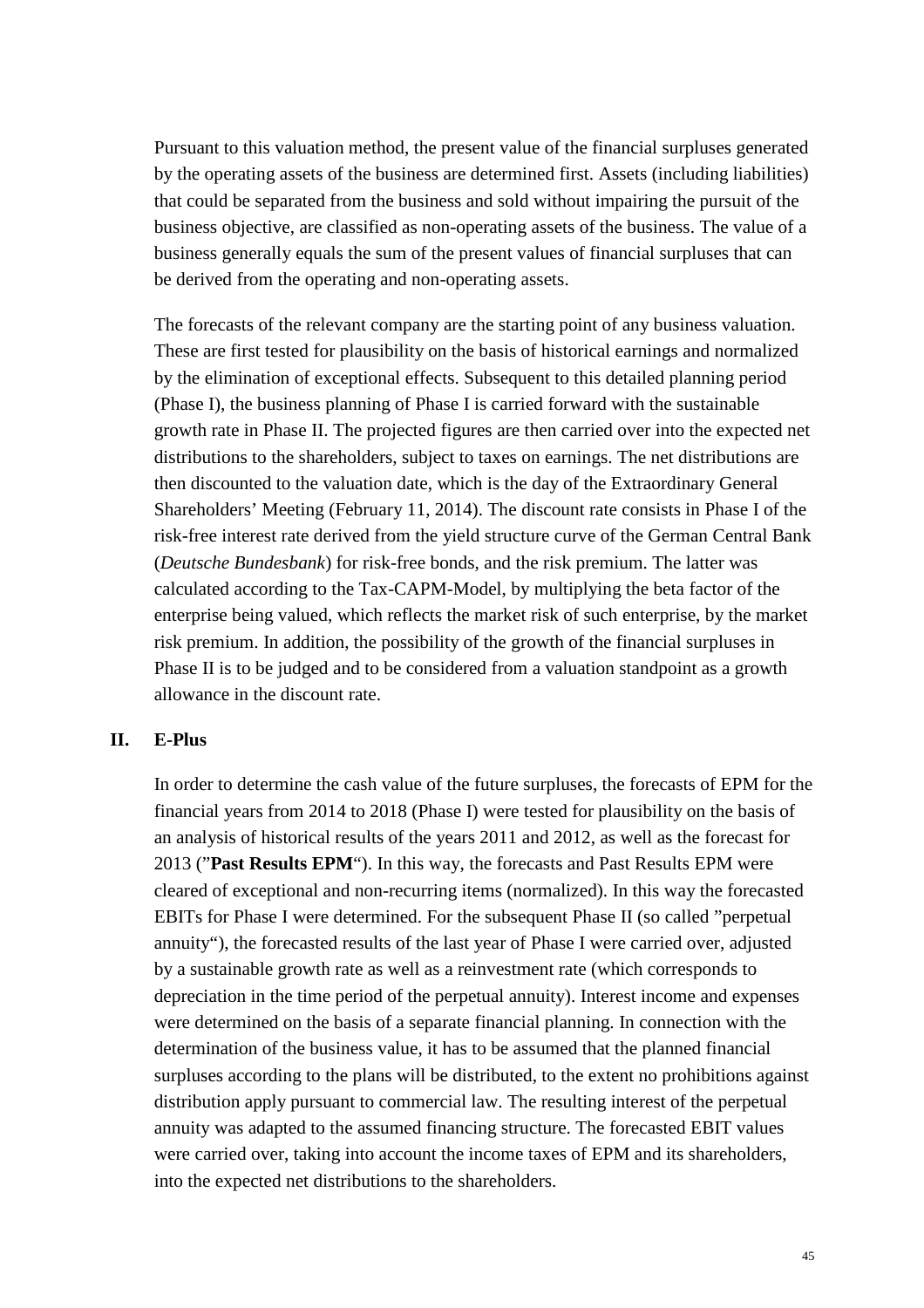Pursuant to this valuation method, the present value of the financial surpluses generated by the operating assets of the business are determined first. Assets (including liabilities) that could be separated from the business and sold without impairing the pursuit of the business objective, are classified as non-operating assets of the business. The value of a business generally equals the sum of the present values of financial surpluses that can be derived from the operating and non-operating assets.

The forecasts of the relevant company are the starting point of any business valuation. These are first tested for plausibility on the basis of historical earnings and normalized by the elimination of exceptional effects. Subsequent to this detailed planning period (Phase I), the business planning of Phase I is carried forward with the sustainable growth rate in Phase II. The projected figures are then carried over into the expected net distributions to the shareholders, subject to taxes on earnings. The net distributions are then discounted to the valuation date, which is the day of the Extraordinary General Shareholders' Meeting (February 11, 2014). The discount rate consists in Phase I of the risk-free interest rate derived from the yield structure curve of the German Central Bank (*Deutsche Bundesbank*) for risk-free bonds, and the risk premium. The latter was calculated according to the Tax-CAPM-Model, by multiplying the beta factor of the enterprise being valued, which reflects the market risk of such enterprise, by the market risk premium. In addition, the possibility of the growth of the financial surpluses in Phase II is to be judged and to be considered from a valuation standpoint as a growth allowance in the discount rate.

## II. E-Plus

In order to determine the cash value of the future surpluses, the forecasts of EPM for the financial years from 2014 to 2018 (Phase I) were tested for plausibility on the basis of an analysis of historical results of the years 2011 and 2012, as well as the forecast for 2013 ("**Past Results EPM**"). In this way, the forecasts and Past Results EPM were cleared of exceptional and non-recurring items (normalized). In this way the forecasted EBITs for Phase I were determined. For the subsequent Phase II (so called "perpetual annuity"), the forecasted results of the last year of Phase I were carried over, adjusted by a sustainable growth rate as well as a reinvestment rate (which corresponds to depreciation in the time period of the perpetual annuity). Interest income and expenses were determined on the basis of a separate financial planning. In connection with the determination of the business value, it has to be assumed that the planned financial surpluses according to the plans will be distributed, to the extent no prohibitions against distribution apply pursuant to commercial law. The resulting interest of the perpetual annuity was adapted to the assumed financing structure. The forecasted EBIT values were carried over, taking into account the income taxes of EPM and its shareholders, into the expected net distributions to the shareholders.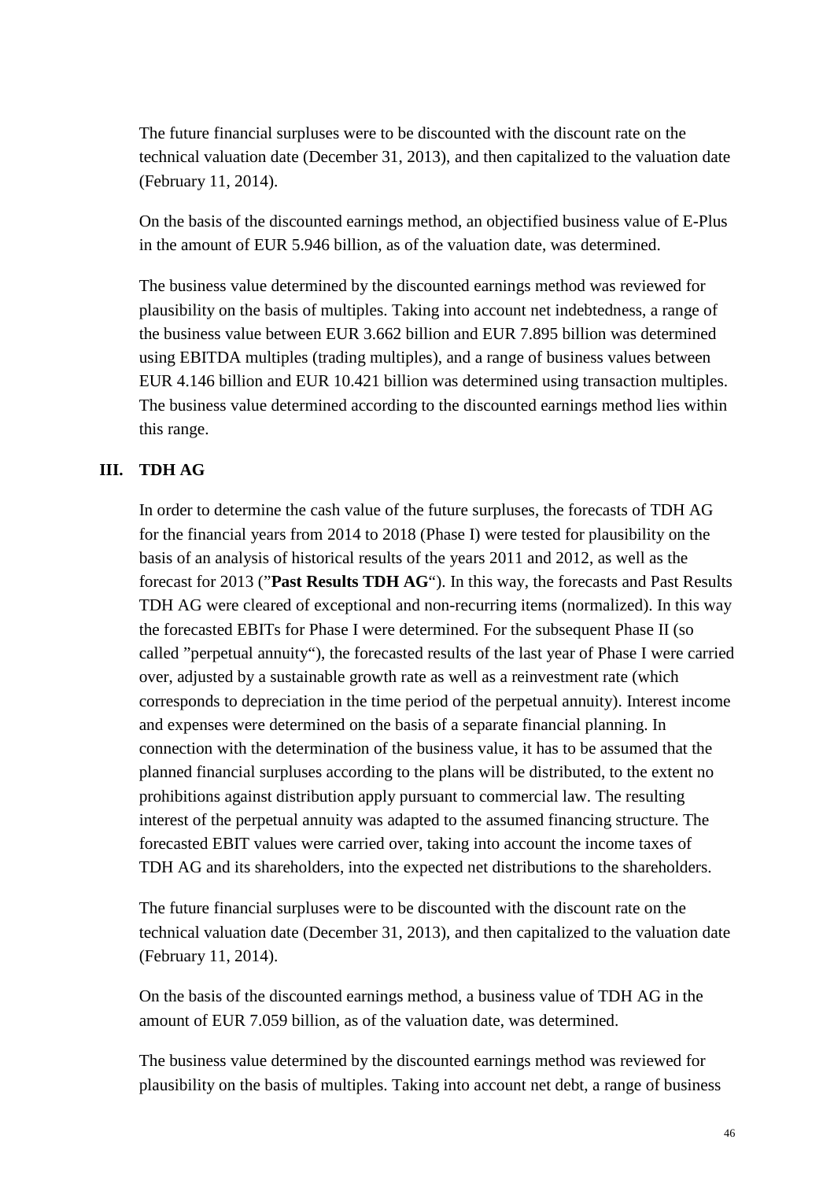The future financial surpluses were to be discounted with the discount rate on the technical valuation date (December 31, 2013), and then capitalized to the valuation date (February 11, 2014).

On the basis of the discounted earnings method, an objectified business value of E-Plus in the amount of EUR 5.946 billion, as of the valuation date, was determined.

The business value determined by the discounted earnings method was reviewed for plausibility on the basis of multiples. Taking into account net indebtedness, a range of the business value between EUR 3.662 billion and EUR 7.895 billion was determined using EBITDA multiples (trading multiples), and a range of business values between EUR 4.146 billion and EUR 10.421 billion was determined using transaction multiples. The business value determined according to the discounted earnings method lies within this range.

## III. TDH AG

In order to determine the cash value of the future surpluses, the forecasts of TDH AG for the financial years from 2014 to 2018 (Phase I) were tested for plausibility on the basis of an analysis of historical results of the years 2011 and 2012, as well as the forecast for 2013 ("**Past Results TDH AG**"). In this way, the forecasts and Past Results TDH AG were cleared of exceptional and non-recurring items (normalized). In this way the forecasted EBITs for Phase I were determined. For the subsequent Phase II (so called "perpetual annuity"), the forecasted results of the last year of Phase I were carried over, adjusted by a sustainable growth rate as well as a reinvestment rate (which corresponds to depreciation in the time period of the perpetual annuity). Interest income and expenses were determined on the basis of a separate financial planning. In connection with the determination of the business value, it has to be assumed that the planned financial surpluses according to the plans will be distributed, to the extent no prohibitions against distribution apply pursuant to commercial law. The resulting interest of the perpetual annuity was adapted to the assumed financing structure. The forecasted EBIT values were carried over, taking into account the income taxes of TDH AG and its shareholders, into the expected net distributions to the shareholders.

The future financial surpluses were to be discounted with the discount rate on the technical valuation date (December 31, 2013), and then capitalized to the valuation date (February 11, 2014).

On the basis of the discounted earnings method, a business value of TDH AG in the amount of EUR 7.059 billion, as of the valuation date, was determined.

The business value determined by the discounted earnings method was reviewed for plausibility on the basis of multiples. Taking into account net debt, a range of business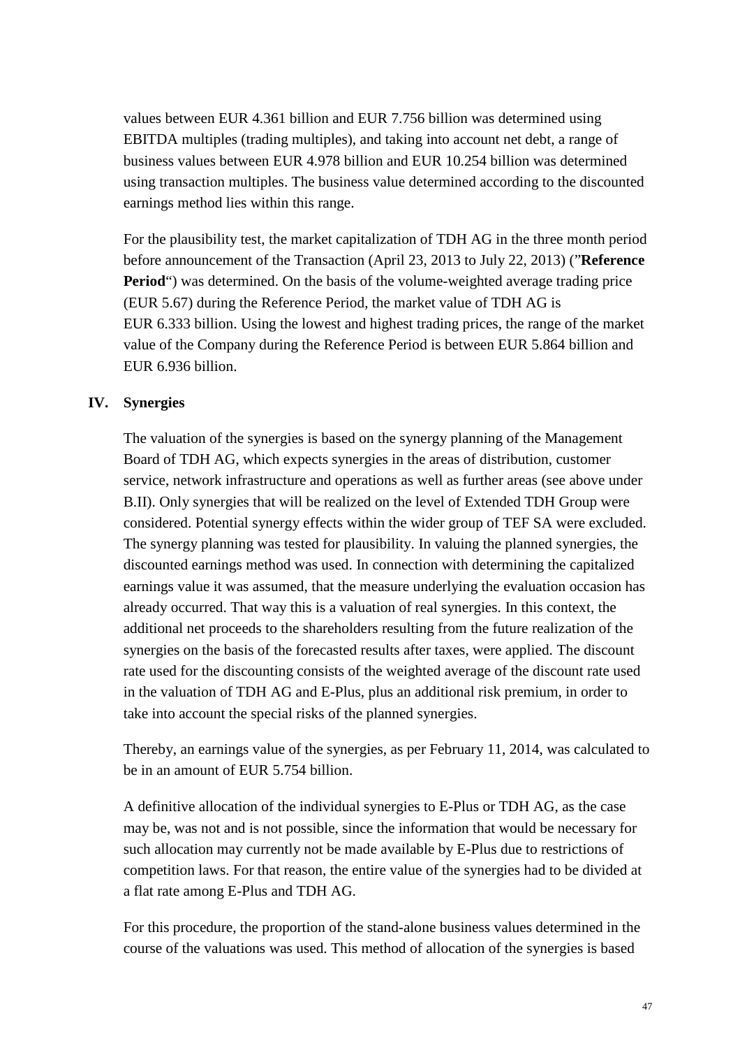values between EUR 4.361 billion and EUR 7.756 billion was determined using EBITDA multiples (trading multiples), and taking into account net debt, a range of business values between EUR 4.978 billion and EUR 10.254 billion was determined using transaction multiples. The business value determined according to the discounted earnings method lies within this range.

For the plausibility test, the market capitalization of TDH AG in the three month period before announcement of the Transaction (April 23, 2013 to July 22, 2013) ("**Reference Period**") was determined. On the basis of the volume-weighted average trading price (EUR 5.67) during the Reference Period, the market value of TDH AG is EUR 6.333 billion. Using the lowest and highest trading prices, the range of the market value of the Company during the Reference Period is between EUR 5.864 billion and EUR 6.936 billion.

## IV. Synergies

The valuation of the synergies is based on the synergy planning of the Management Board of TDH AG, which expects synergies in the areas of distribution, customer service, network infrastructure and operations as well as further areas (see above under B.II). Only synergies that will be realized on the level of Extended TDH Group were considered. Potential synergy effects within the wider group of TEF SA were excluded. The synergy planning was tested for plausibility. In valuing the planned synergies, the discounted earnings method was used. In connection with determining the capitalized earnings value it was assumed, that the measure underlying the evaluation occasion has already occurred. That way this is a valuation of real synergies. In this context, the additional net proceeds to the shareholders resulting from the future realization of the synergies on the basis of the forecasted results after taxes, were applied. The discount rate used for the discounting consists of the weighted average of the discount rate used in the valuation of TDH AG and E-Plus, plus an additional risk premium, in order to take into account the special risks of the planned synergies.

Thereby, an earnings value of the synergies, as per February 11, 2014, was calculated to be in an amount of EUR 5.754 billion.

A definitive allocation of the individual synergies to E-Plus or TDH AG, as the case may be, was not and is not possible, since the information that would be necessary for such allocation may currently not be made available by E-Plus due to restrictions of competition laws. For that reason, the entire value of the synergies had to be divided at a flat rate among E-Plus and TDH AG.

For this procedure, the proportion of the stand-alone business values determined in the course of the valuations was used. This method of allocation of the synergies is based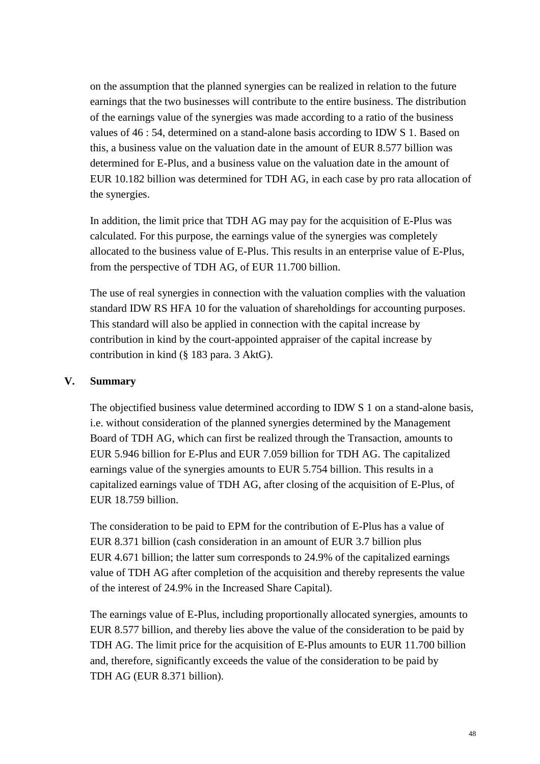on the assumption that the planned synergies can be realized in relation to the future earnings that the two businesses will contribute to the entire business. The distribution of the earnings value of the synergies was made according to a ratio of the business values of 46 : 54, determined on a stand-alone basis according to IDW S 1. Based on this, a business value on the valuation date in the amount of EUR 8.577 billion was determined for E-Plus, and a business value on the valuation date in the amount of EUR 10.182 billion was determined for TDH AG, in each case by pro rata allocation of the synergies.

In addition, the limit price that TDH AG may pay for the acquisition of E-Plus was calculated. For this purpose, the earnings value of the synergies was completely allocated to the business value of E-Plus. This results in an enterprise value of E-Plus, from the perspective of TDH AG, of EUR 11.700 billion.

The use of real synergies in connection with the valuation complies with the valuation standard IDW RS HFA 10 for the valuation of shareholdings for accounting purposes. This standard will also be applied in connection with the capital increase by contribution in kind by the court-appointed appraiser of the capital increase by contribution in kind (§ 183 para. 3 AktG).

## V. Summary

The objectified business value determined according to IDW S 1 on a stand-alone basis, i.e. without consideration of the planned synergies determined by the Management Board of TDH AG, which can first be realized through the Transaction, amounts to EUR 5.946 billion for E-Plus and EUR 7.059 billion for TDH AG. The capitalized earnings value of the synergies amounts to EUR 5.754 billion. This results in a capitalized earnings value of TDH AG, after closing of the acquisition of E-Plus, of EUR 18.759 billion.

The consideration to be paid to EPM for the contribution of E-Plus has a value of EUR 8.371 billion (cash consideration in an amount of EUR 3.7 billion plus EUR 4.671 billion; the latter sum corresponds to 24.9% of the capitalized earnings value of TDH AG after completion of the acquisition and thereby represents the value of the interest of 24.9% in the Increased Share Capital).

The earnings value of E-Plus, including proportionally allocated synergies, amounts to EUR 8.577 billion, and thereby lies above the value of the consideration to be paid by TDH AG. The limit price for the acquisition of E-Plus amounts to EUR 11.700 billion and, therefore, significantly exceeds the value of the consideration to be paid by TDH AG (EUR 8.371 billion).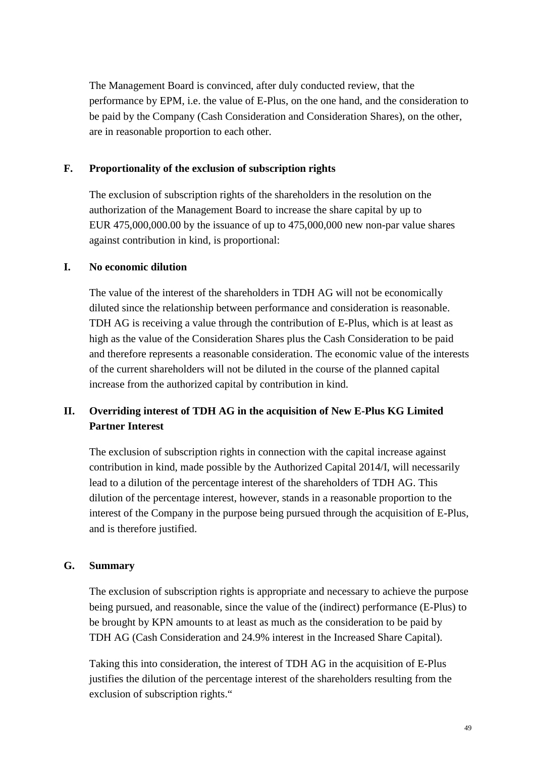The Management Board is convinced, after duly conducted review, that the performance by EPM, i.e. the value of E-Plus, on the one hand, and the consideration to be paid by the Company (Cash Consideration and Consideration Shares), on the other, are in reasonable proportion to each other.

## F. Proportionality of the exclusion of subscription rights

The exclusion of subscription rights of the shareholders in the resolution on the authorization of the Management Board to increase the share capital by up to EUR 475,000,000.00 by the issuance of up to 475,000,000 new non-par value shares against contribution in kind, is proportional:

### I. No economic dilution

The value of the interest of the shareholders in TDH AG will not be economically diluted since the relationship between performance and consideration is reasonable. TDH AG is receiving a value through the contribution of E-Plus, which is at least as high as the value of the Consideration Shares plus the Cash Consideration to be paid and therefore represents a reasonable consideration. The economic value of the interests of the current shareholders will not be diluted in the course of the planned capital increase from the authorized capital by contribution in kind.

### II. Overriding interest of TDH AG in the acquisition of New E-Plus KG Limited Partner Interest

The exclusion of subscription rights in connection with the capital increase against contribution in kind, made possible by the Authorized Capital 2014/I, will necessarily lead to a dilution of the percentage interest of the shareholders of TDH AG. This dilution of the percentage interest, however, stands in a reasonable proportion to the interest of the Company in the purpose being pursued through the acquisition of E-Plus, and is therefore justified.

## G. Summary

The exclusion of subscription rights is appropriate and necessary to achieve the purpose being pursued, and reasonable, since the value of the (indirect) performance (E-Plus) to be brought by KPN amounts to at least as much as the consideration to be paid by TDH AG (Cash Consideration and 24.9% interest in the Increased Share Capital).

Taking this into consideration, the interest of TDH AG in the acquisition of E-Plus justifies the dilution of the percentage interest of the shareholders resulting from the exclusion of subscription rights.“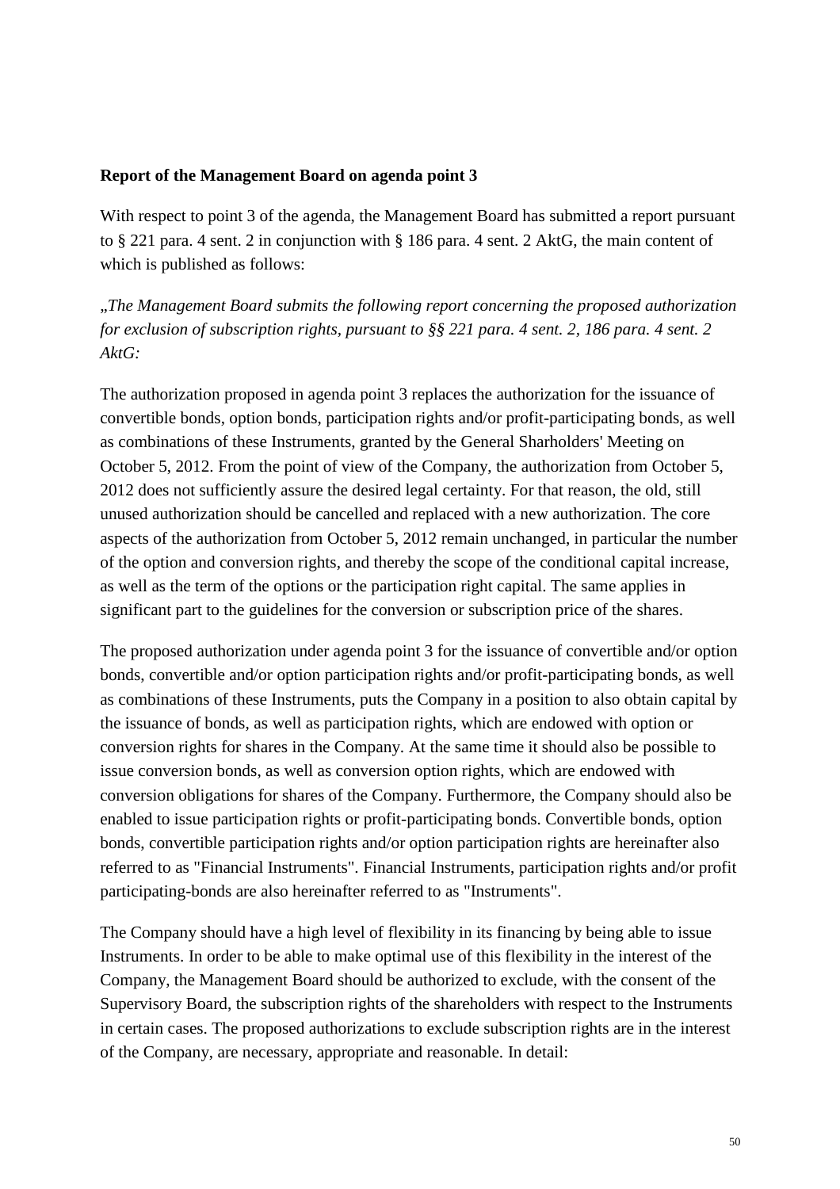**Report of the Management Board on agenda point 3**

With respect to point 3 of the agenda, the Management Board has submitted a report pursuant to § 221 para. 4 sent. 2 in conjunction with § 186 para. 4 sent. 2 AktG, the main content of which is published as follows:

„*The Management Board submits the following report concerning the proposed authorization for exclusion of subscription rights, pursuant to §§ 221 para. 4 sent. 2, 186 para. 4 sent. 2 AktG:*

The authorization proposed in agenda point 3 replaces the authorization for the issuance of convertible bonds, option bonds, participation rights and/or profit-participating bonds, as well as combinations of these Instruments, granted by the General Sharholders' Meeting on October 5, 2012. From the point of view of the Company, the authorization from October 5, 2012 does not sufficiently assure the desired legal certainty. For that reason, the old, still unused authorization should be cancelled and replaced with a new authorization. The core aspects of the authorization from October 5, 2012 remain unchanged, in particular the number of the option and conversion rights, and thereby the scope of the conditional capital increase, as well as the term of the options or the participation right capital. The same applies in significant part to the guidelines for the conversion or subscription price of the shares.

The proposed authorization under agenda point 3 for the issuance of convertible and/or option bonds, convertible and/or option participation rights and/or profit-participating bonds, as well as combinations of these Instruments, puts the Company in a position to also obtain capital by the issuance of bonds, as well as participation rights, which are endowed with option or conversion rights for shares in the Company. At the same time it should also be possible to issue conversion bonds, as well as conversion option rights, which are endowed with conversion obligations for shares of the Company. Furthermore, the Company should also be enabled to issue participation rights or profit-participating bonds. Convertible bonds, option bonds, convertible participation rights and/or option participation rights are hereinafter also referred to as "Financial Instruments". Financial Instruments, participation rights and/or profit participating-bonds are also hereinafter referred to as "Instruments".

The Company should have a high level of flexibility in its financing by being able to issue Instruments. In order to be able to make optimal use of this flexibility in the interest of the Company, the Management Board should be authorized to exclude, with the consent of the Supervisory Board, the subscription rights of the shareholders with respect to the Instruments in certain cases. The proposed authorizations to exclude subscription rights are in the interest of the Company, are necessary, appropriate and reasonable. In detail: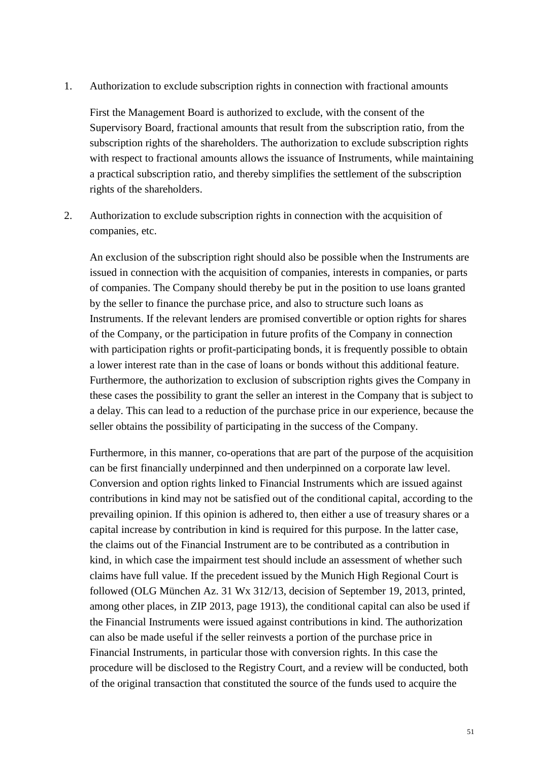1. Authorization to exclude subscription rights in connection with fractional amounts

   First the Management Board is authorized to exclude, with the consent of the Supervisory Board, fractional amounts that result from the subscription ratio, from the subscription rights of the shareholders. The authorization to exclude subscription rights with respect to fractional amounts allows the issuance of Instruments, while maintaining a practical subscription ratio, and thereby simplifies the settlement of the subscription rights of the shareholders.

2. Authorization to exclude subscription rights in connection with the acquisition of companies, etc.

   An exclusion of the subscription right should also be possible when the Instruments are issued in connection with the acquisition of companies, interests in companies, or parts of companies. The Company should thereby be put in the position to use loans granted by the seller to finance the purchase price, and also to structure such loans as Instruments. If the relevant lenders are promised convertible or option rights for shares of the Company, or the participation in future profits of the Company in connection with participation rights or profit-participating bonds, it is frequently possible to obtain a lower interest rate than in the case of loans or bonds without this additional feature. Furthermore, the authorization to exclusion of subscription rights gives the Company in these cases the possibility to grant the seller an interest in the Company that is subject to a delay. This can lead to a reduction of the purchase price in our experience, because the seller obtains the possibility of participating in the success of the Company.

   Furthermore, in this manner, co-operations that are part of the purpose of the acquisition can be first financially underpinned and then underpinned on a corporate law level. Conversion and option rights linked to Financial Instruments which are issued against contributions in kind may not be satisfied out of the conditional capital, according to the prevailing opinion. If this opinion is adhered to, then either a use of treasury shares or a capital increase by contribution in kind is required for this purpose. In the latter case, the claims out of the Financial Instrument are to be contributed as a contribution in kind, in which case the impairment test should include an assessment of whether such claims have full value. If the precedent issued by the Munich High Regional Court is followed (OLG München Az. 31 Wx 312/13, decision of September 19, 2013, printed, among other places, in ZIP 2013, page 1913), the conditional capital can also be used if the Financial Instruments were issued against contributions in kind. The authorization can also be made useful if the seller reinvests a portion of the purchase price in Financial Instruments, in particular those with conversion rights. In this case the procedure will be disclosed to the Registry Court, and a review will be conducted, both of the original transaction that constituted the source of the funds used to acquire the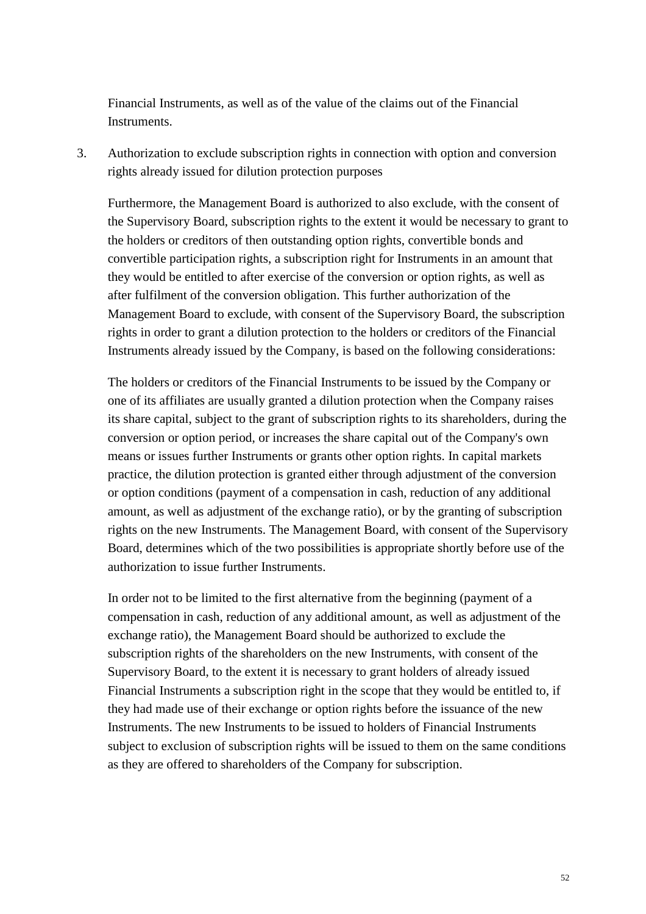Financial Instruments, as well as of the value of the claims out of the Financial Instruments.

3. Authorization to exclude subscription rights in connection with option and conversion rights already issued for dilution protection purposes

   Furthermore, the Management Board is authorized to also exclude, with the consent of the Supervisory Board, subscription rights to the extent it would be necessary to grant to the holders or creditors of then outstanding option rights, convertible bonds and convertible participation rights, a subscription right for Instruments in an amount that they would be entitled to after exercise of the conversion or option rights, as well as after fulfilment of the conversion obligation. This further authorization of the Management Board to exclude, with consent of the Supervisory Board, the subscription rights in order to grant a dilution protection to the holders or creditors of the Financial Instruments already issued by the Company, is based on the following considerations:

   The holders or creditors of the Financial Instruments to be issued by the Company or one of its affiliates are usually granted a dilution protection when the Company raises its share capital, subject to the grant of subscription rights to its shareholders, during the conversion or option period, or increases the share capital out of the Company's own means or issues further Instruments or grants other option rights. In capital markets practice, the dilution protection is granted either through adjustment of the conversion or option conditions (payment of a compensation in cash, reduction of any additional amount, as well as adjustment of the exchange ratio), or by the granting of subscription rights on the new Instruments. The Management Board, with consent of the Supervisory Board, determines which of the two possibilities is appropriate shortly before use of the authorization to issue further Instruments.

   In order not to be limited to the first alternative from the beginning (payment of a compensation in cash, reduction of any additional amount, as well as adjustment of the exchange ratio), the Management Board should be authorized to exclude the subscription rights of the shareholders on the new Instruments, with consent of the Supervisory Board, to the extent it is necessary to grant holders of already issued Financial Instruments a subscription right in the scope that they would be entitled to, if they had made use of their exchange or option rights before the issuance of the new Instruments. The new Instruments to be issued to holders of Financial Instruments subject to exclusion of subscription rights will be issued to them on the same conditions as they are offered to shareholders of the Company for subscription.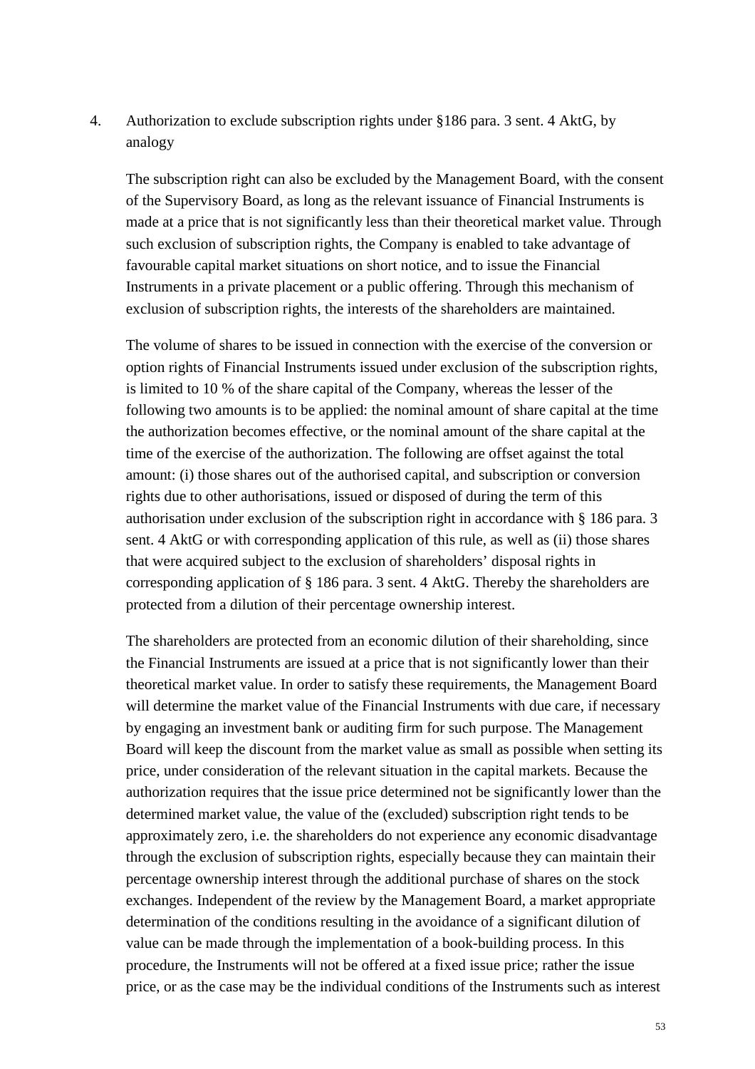4. Authorization to exclude subscription rights under §186 para. 3 sent. 4 AktG, by analogy

   The subscription right can also be excluded by the Management Board, with the consent of the Supervisory Board, as long as the relevant issuance of Financial Instruments is made at a price that is not significantly less than their theoretical market value. Through such exclusion of subscription rights, the Company is enabled to take advantage of favourable capital market situations on short notice, and to issue the Financial Instruments in a private placement or a public offering. Through this mechanism of exclusion of subscription rights, the interests of the shareholders are maintained.

   The volume of shares to be issued in connection with the exercise of the conversion or option rights of Financial Instruments issued under exclusion of the subscription rights, is limited to 10 % of the share capital of the Company, whereas the lesser of the following two amounts is to be applied: the nominal amount of share capital at the time the authorization becomes effective, or the nominal amount of the share capital at the time of the exercise of the authorization. The following are offset against the total amount: (i) those shares out of the authorised capital, and subscription or conversion rights due to other authorisations, issued or disposed of during the term of this authorisation under exclusion of the subscription right in accordance with § 186 para. 3 sent. 4 AktG or with corresponding application of this rule, as well as (ii) those shares that were acquired subject to the exclusion of shareholders' disposal rights in corresponding application of § 186 para. 3 sent. 4 AktG. Thereby the shareholders are protected from a dilution of their percentage ownership interest.

   The shareholders are protected from an economic dilution of their shareholding, since the Financial Instruments are issued at a price that is not significantly lower than their theoretical market value. In order to satisfy these requirements, the Management Board will determine the market value of the Financial Instruments with due care, if necessary by engaging an investment bank or auditing firm for such purpose. The Management Board will keep the discount from the market value as small as possible when setting its price, under consideration of the relevant situation in the capital markets. Because the authorization requires that the issue price determined not be significantly lower than the determined market value, the value of the (excluded) subscription right tends to be approximately zero, i.e. the shareholders do not experience any economic disadvantage through the exclusion of subscription rights, especially because they can maintain their percentage ownership interest through the additional purchase of shares on the stock exchanges. Independent of the review by the Management Board, a market appropriate determination of the conditions resulting in the avoidance of a significant dilution of value can be made through the implementation of a book-building process. In this procedure, the Instruments will not be offered at a fixed issue price; rather the issue price, or as the case may be the individual conditions of the Instruments such as interest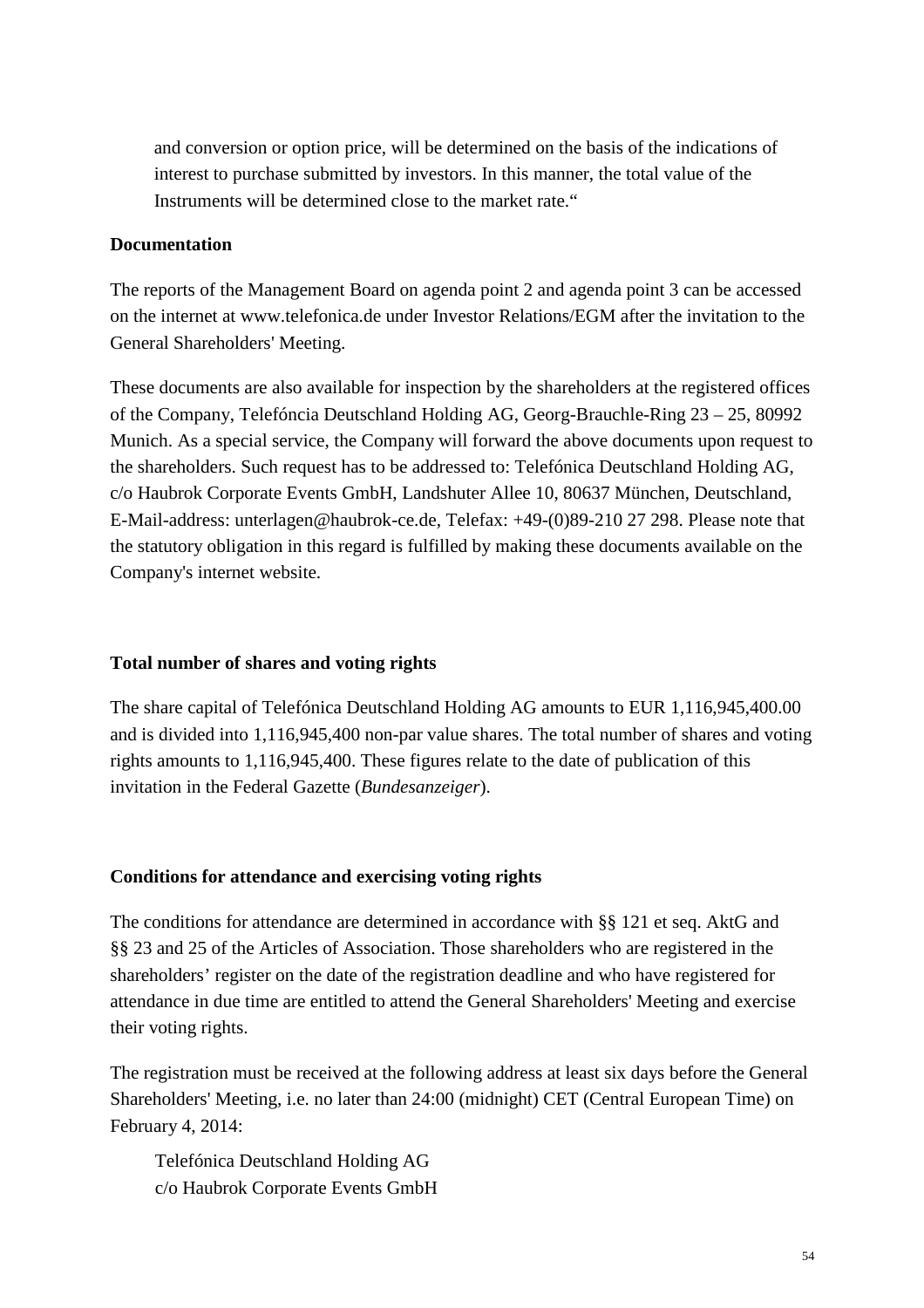and conversion or option price, will be determined on the basis of the indications of interest to purchase submitted by investors. In this manner, the total value of the Instruments will be determined close to the market rate."

**Documentation**

The reports of the Management Board on agenda point 2 and agenda point 3 can be accessed on the internet at www.telefonica.de under Investor Relations/EGM after the invitation to the General Shareholders' Meeting.

These documents are also available for inspection by the shareholders at the registered offices of the Company, Telefóncia Deutschland Holding AG, Georg-Brauchle-Ring 23 – 25, 80992 Munich. As a special service, the Company will forward the above documents upon request to the shareholders. Such request has to be addressed to: Telefónica Deutschland Holding AG, c/o Haubrok Corporate Events GmbH, Landshuter Allee 10, 80637 München, Deutschland, E-Mail-address: unterlagen@haubrok-ce.de, Telefax: +49-(0)89-210 27 298. Please note that the statutory obligation in this regard is fulfilled by making these documents available on the Company's internet website.

**Total number of shares and voting rights**

The share capital of Telefónica Deutschland Holding AG amounts to EUR 1,116,945,400.00 and is divided into 1,116,945,400 non-par value shares. The total number of shares and voting rights amounts to 1,116,945,400. These figures relate to the date of publication of this invitation in the Federal Gazette (*Bundesanzeiger*).

**Conditions for attendance and exercising voting rights**

The conditions for attendance are determined in accordance with §§ 121 et seq. AktG and §§ 23 and 25 of the Articles of Association. Those shareholders who are registered in the shareholders' register on the date of the registration deadline and who have registered for attendance in due time are entitled to attend the General Shareholders' Meeting and exercise their voting rights.

The registration must be received at the following address at least six days before the General Shareholders' Meeting, i.e. no later than 24:00 (midnight) CET (Central European Time) on February 4, 2014:

Telefónica Deutschland Holding AG
c/o Haubrok Corporate Events GmbH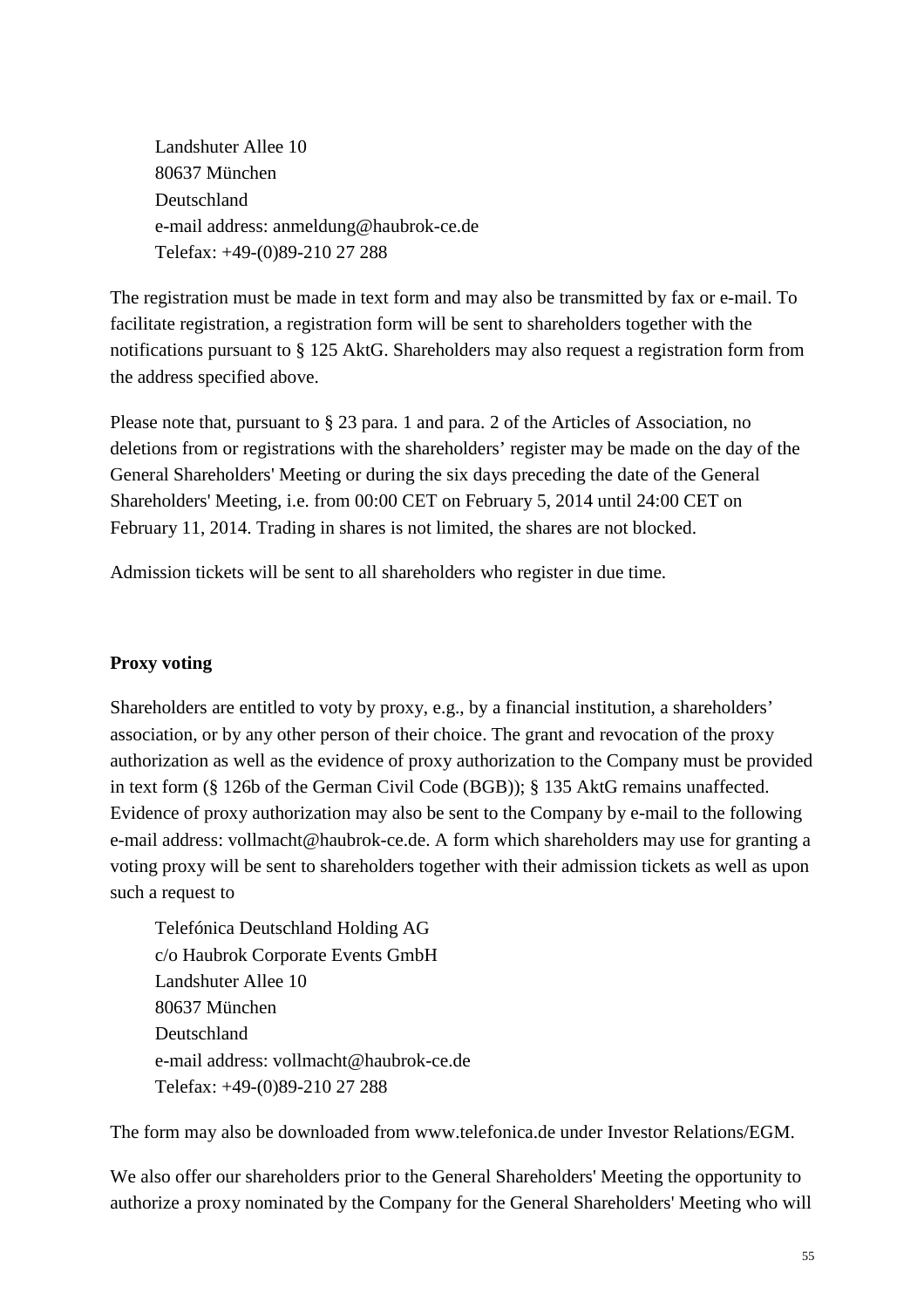Landshuter Allee 10
80637 München
Deutschland
e-mail address: anmeldung@haubrok-ce.de
Telefax: +49-(0)89-210 27 288

The registration must be made in text form and may also be transmitted by fax or e-mail. To facilitate registration, a registration form will be sent to shareholders together with the notifications pursuant to § 125 AktG. Shareholders may also request a registration form from the address specified above.

Please note that, pursuant to § 23 para. 1 and para. 2 of the Articles of Association, no deletions from or registrations with the shareholders' register may be made on the day of the General Shareholders' Meeting or during the six days preceding the date of the General Shareholders' Meeting, i.e. from 00:00 CET on February 5, 2014 until 24:00 CET on February 11, 2014. Trading in shares is not limited, the shares are not blocked.

Admission tickets will be sent to all shareholders who register in due time.

**Proxy voting**

Shareholders are entitled to voty by proxy, e.g., by a financial institution, a shareholders' association, or by any other person of their choice. The grant and revocation of the proxy authorization as well as the evidence of proxy authorization to the Company must be provided in text form (§ 126b of the German Civil Code (BGB)); § 135 AktG remains unaffected. Evidence of proxy authorization may also be sent to the Company by e-mail to the following e-mail address: vollmacht@haubrok-ce.de. A form which shareholders may use for granting a voting proxy will be sent to shareholders together with their admission tickets as well as upon such a request to

Telefónica Deutschland Holding AG
c/o Haubrok Corporate Events GmbH
Landshuter Allee 10
80637 München
Deutschland
e-mail address: vollmacht@haubrok-ce.de
Telefax: +49-(0)89-210 27 288

The form may also be downloaded from www.telefonica.de under Investor Relations/EGM.

We also offer our shareholders prior to the General Shareholders' Meeting the opportunity to authorize a proxy nominated by the Company for the General Shareholders' Meeting who will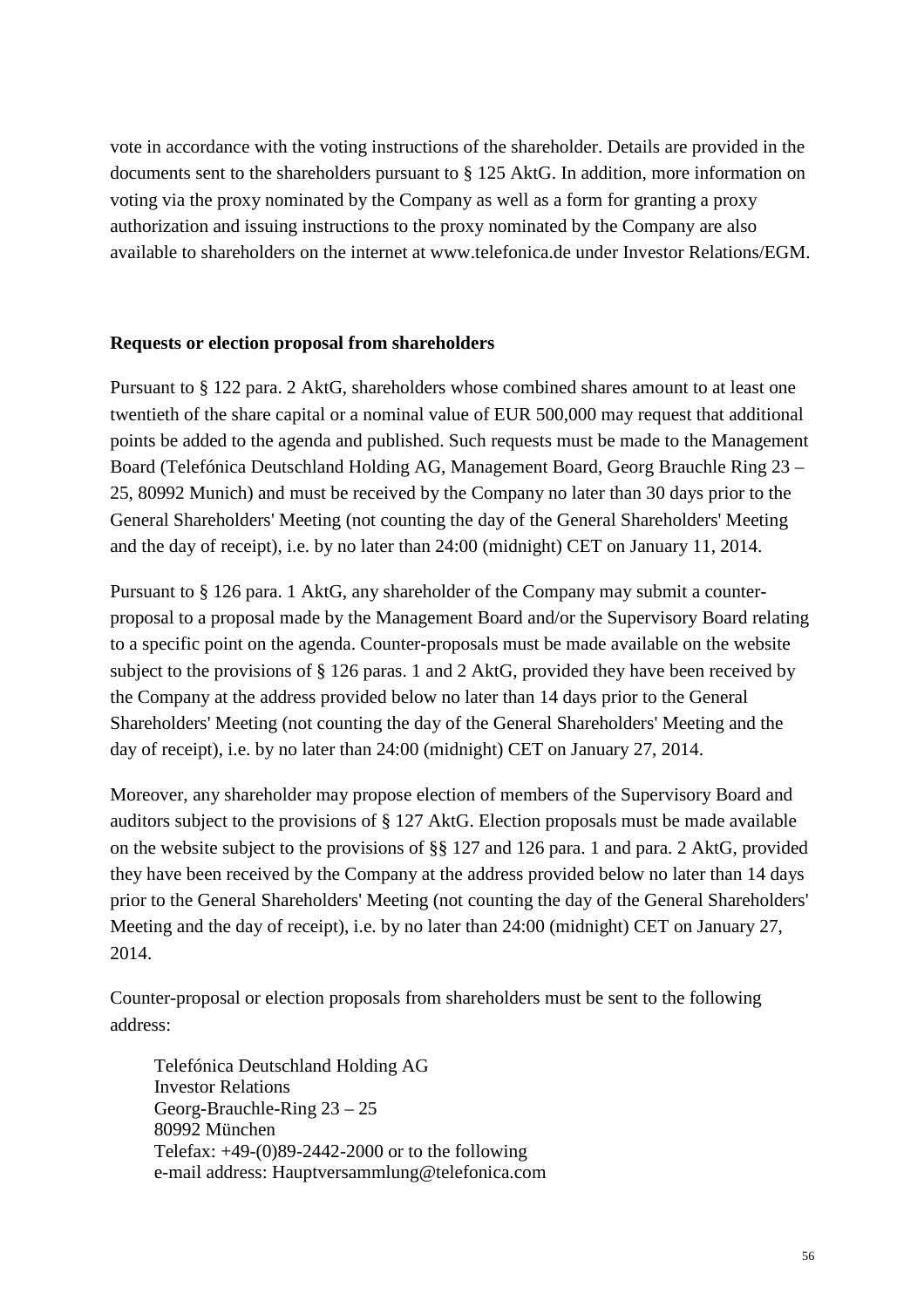vote in accordance with the voting instructions of the shareholder. Details are provided in the documents sent to the shareholders pursuant to § 125 AktG. In addition, more information on voting via the proxy nominated by the Company as well as a form for granting a proxy authorization and issuing instructions to the proxy nominated by the Company are also available to shareholders on the internet at www.telefonica.de under Investor Relations/EGM.

**Requests or election proposal from shareholders**

Pursuant to § 122 para. 2 AktG, shareholders whose combined shares amount to at least one twentieth of the share capital or a nominal value of EUR 500,000 may request that additional points be added to the agenda and published. Such requests must be made to the Management Board (Telefónica Deutschland Holding AG, Management Board, Georg Brauchle Ring 23 – 25, 80992 Munich) and must be received by the Company no later than 30 days prior to the General Shareholders' Meeting (not counting the day of the General Shareholders' Meeting and the day of receipt), i.e. by no later than 24:00 (midnight) CET on January 11, 2014.

Pursuant to § 126 para. 1 AktG, any shareholder of the Company may submit a counter-proposal to a proposal made by the Management Board and/or the Supervisory Board relating to a specific point on the agenda. Counter-proposals must be made available on the website subject to the provisions of § 126 paras. 1 and 2 AktG, provided they have been received by the Company at the address provided below no later than 14 days prior to the General Shareholders' Meeting (not counting the day of the General Shareholders' Meeting and the day of receipt), i.e. by no later than 24:00 (midnight) CET on January 27, 2014.

Moreover, any shareholder may propose election of members of the Supervisory Board and auditors subject to the provisions of § 127 AktG. Election proposals must be made available on the website subject to the provisions of §§ 127 and 126 para. 1 and para. 2 AktG, provided they have been received by the Company at the address provided below no later than 14 days prior to the General Shareholders' Meeting (not counting the day of the General Shareholders' Meeting and the day of receipt), i.e. by no later than 24:00 (midnight) CET on January 27, 2014.

Counter-proposal or election proposals from shareholders must be sent to the following address:

Telefónica Deutschland Holding AG  
Investor Relations  
Georg-Brauchle-Ring 23 – 25  
80992 München  
Telefax: +49-(0)89-2442-2000 or to the following  
e-mail address: Hauptversammlung@telefonica.com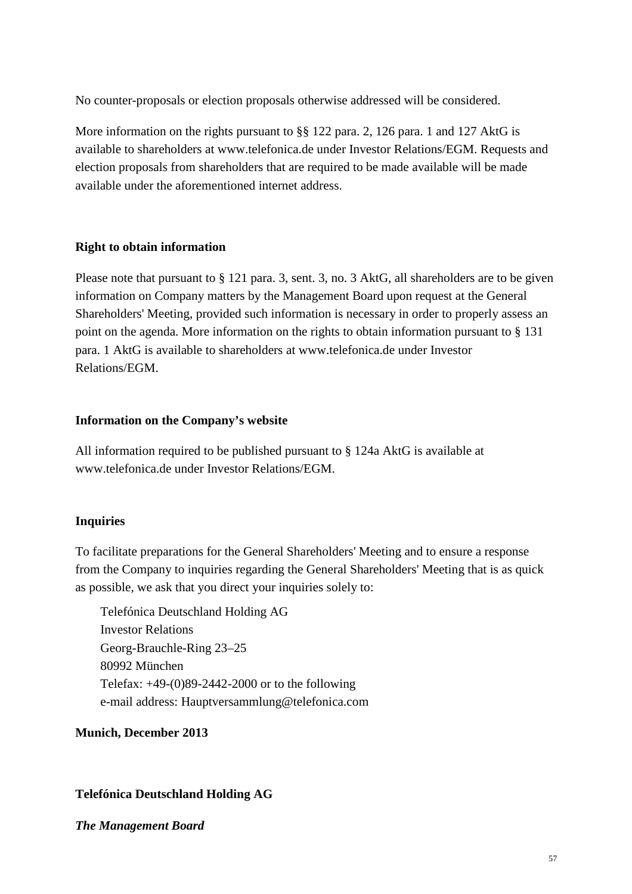No counter-proposals or election proposals otherwise addressed will be considered.

More information on the rights pursuant to §§ 122 para. 2, 126 para. 1 and 127 AktG is available to shareholders at www.telefonica.de under Investor Relations/EGM. Requests and election proposals from shareholders that are required to be made available will be made available under the aforementioned internet address.

**Right to obtain information**

Please note that pursuant to § 121 para. 3, sent. 3, no. 3 AktG, all shareholders are to be given information on Company matters by the Management Board upon request at the General Shareholders' Meeting, provided such information is necessary in order to properly assess an point on the agenda. More information on the rights to obtain information pursuant to § 131 para. 1 AktG is available to shareholders at www.telefonica.de under Investor Relations/EGM.

**Information on the Company's website**

All information required to be published pursuant to § 124a AktG is available at www.telefonica.de under Investor Relations/EGM.

**Inquiries**

To facilitate preparations for the General Shareholders' Meeting and to ensure a response from the Company to inquiries regarding the General Shareholders' Meeting that is as quick as possible, we ask that you direct your inquiries solely to:

Telefónica Deutschland Holding AG
Investor Relations
Georg-Brauchle-Ring 23–25
80992 München
Telefax: +49-(0)89-2442-2000 or to the following
e-mail address: Hauptversammlung@telefonica.com

**Munich, December 2013**

**Telefónica Deutschland Holding AG**

***The Management Board***